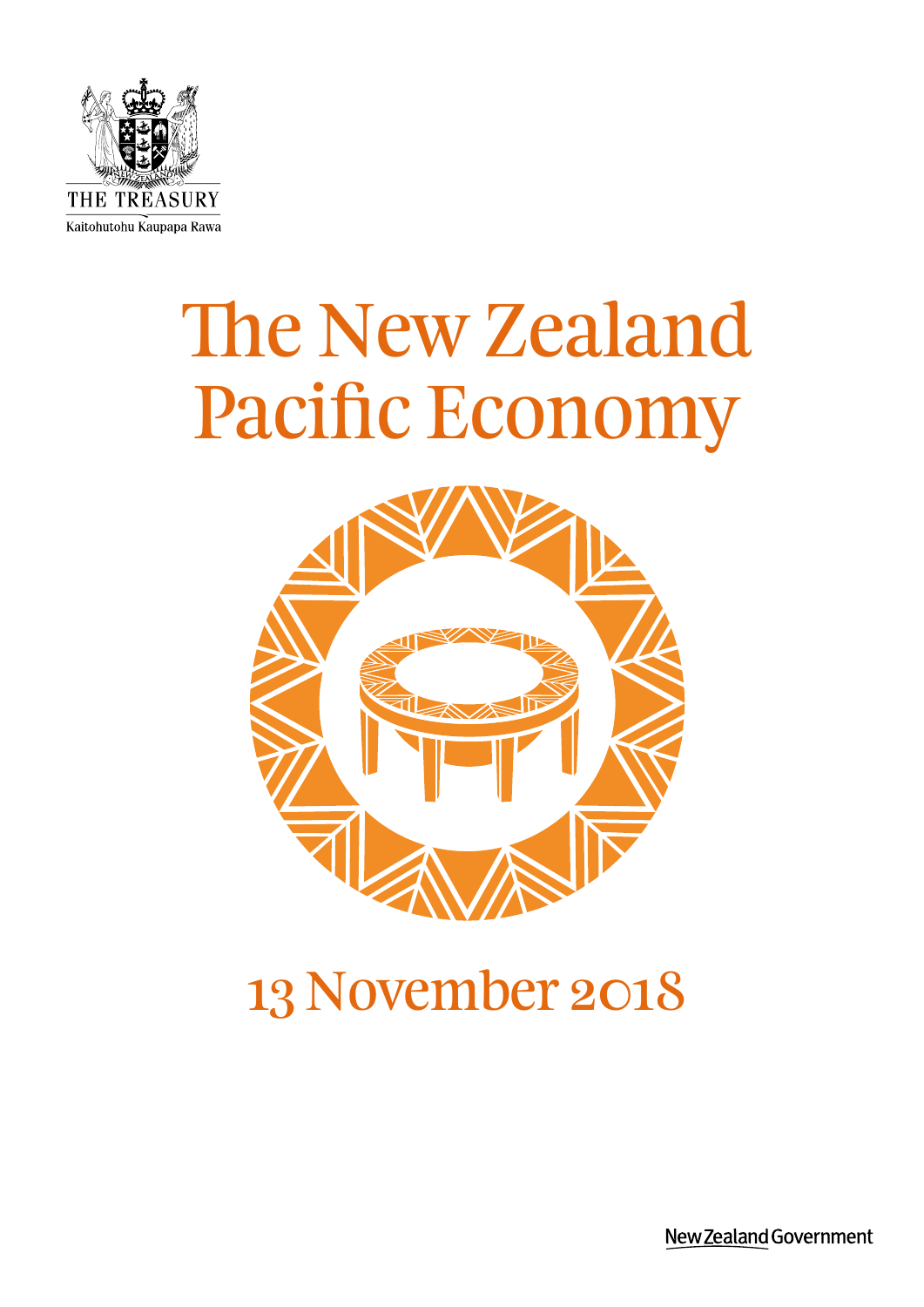THE TREASURY

Kaitohutohu Kaupapa Rawa

# The New Zealand Pacific Economy

13 November 2018

New Zealand Government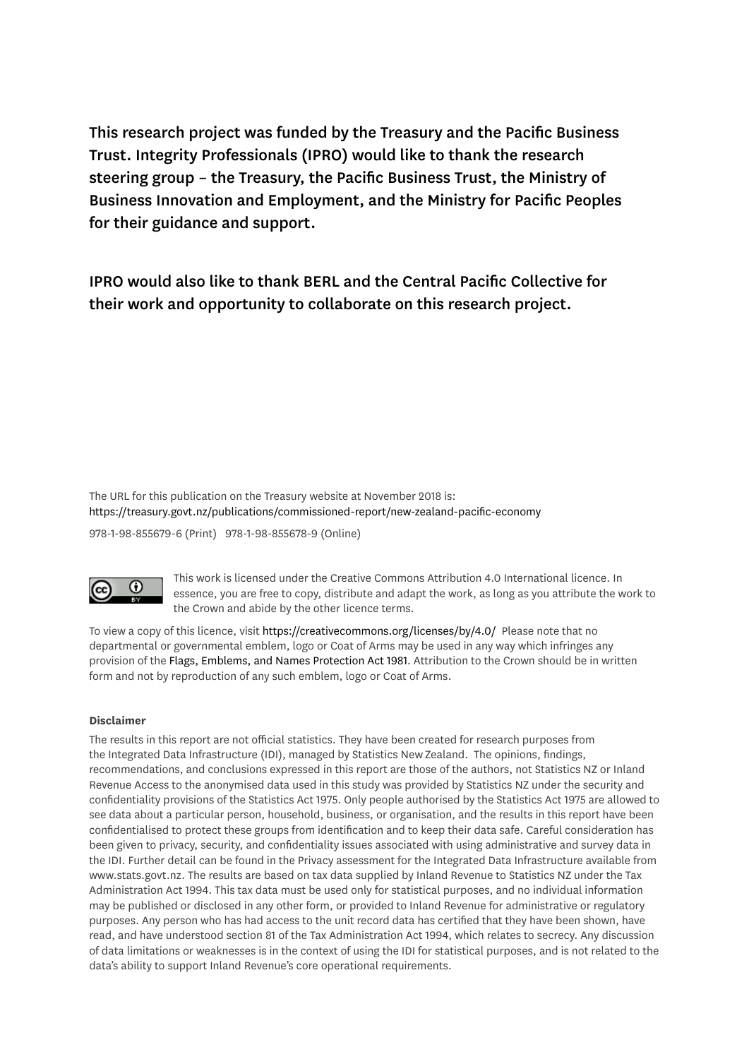**This research project was funded by the Treasury and the Pacific Business Trust. Integrity Professionals (IPRO) would like to thank the research steering group – the Treasury, the Pacific Business Trust, the Ministry of Business Innovation and Employment, and the Ministry for Pacific Peoples for their guidance and support.**

**IPRO would also like to thank BERL and the Central Pacific Collective for their work and opportunity to collaborate on this research project.**

The URL for this publication on the Treasury website at November 2018 is:
https://treasury.govt.nz/publications/commissioned-report/new-zealand-pacific-economy

978-1-98-855679-6 (Print) 978-1-98-855678-9 (Online)

This work is licensed under the Creative Commons Attribution 4.0 International licence. In essence, you are free to copy, distribute and adapt the work, as long as you attribute the work to the Crown and abide by the other licence terms.

To view a copy of this licence, visit https://creativecommons.org/licenses/by/4.0/ Please note that no departmental or governmental emblem, logo or Coat of Arms may be used in any way which infringes any provision of the Flags, Emblems, and Names Protection Act 1981. Attribution to the Crown should be in written form and not by reproduction of any such emblem, logo or Coat of Arms.

**Disclaimer**

The results in this report are not official statistics. They have been created for research purposes from the Integrated Data Infrastructure (IDI), managed by Statistics New Zealand. The opinions, findings, recommendations, and conclusions expressed in this report are those of the authors, not Statistics NZ or Inland Revenue Access to the anonymised data used in this study was provided by Statistics NZ under the security and confidentiality provisions of the Statistics Act 1975. Only people authorised by the Statistics Act 1975 are allowed to see data about a particular person, household, business, or organisation, and the results in this report have been confidentialised to protect these groups from identification and to keep their data safe. Careful consideration has been given to privacy, security, and confidentiality issues associated with using administrative and survey data in the IDI. Further detail can be found in the Privacy assessment for the Integrated Data Infrastructure available from www.stats.govt.nz. The results are based on tax data supplied by Inland Revenue to Statistics NZ under the Tax Administration Act 1994. This tax data must be used only for statistical purposes, and no individual information may be published or disclosed in any other form, or provided to Inland Revenue for administrative or regulatory purposes. Any person who has had access to the unit record data has certified that they have been shown, have read, and have understood section 81 of the Tax Administration Act 1994, which relates to secrecy. Any discussion of data limitations or weaknesses is in the context of using the IDI for statistical purposes, and is not related to the data's ability to support Inland Revenue's core operational requirements.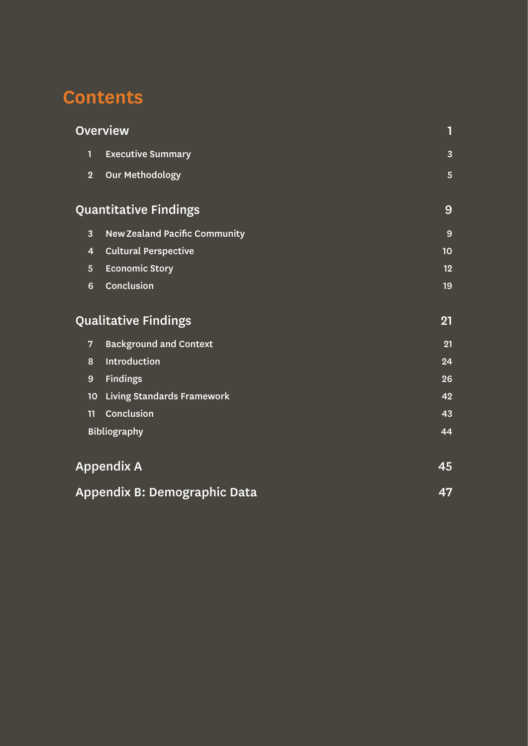# Contents

| | | |
|---|---|---|
| **Overview** | | **1** |
| 1 | Executive Summary | 3 |
| 2 | Our Methodology | 5 |
| **Quantitative Findings** | | **9** |
| 3 | New Zealand Pacific Community | 9 |
| 4 | Cultural Perspective | 10 |
| 5 | Economic Story | 12 |
| 6 | Conclusion | 19 |
| **Qualitative Findings** | | **21** |
| 7 | Background and Context | 21 |
| 8 | Introduction | 24 |
| 9 | Findings | 26 |
| 10 | Living Standards Framework | 42 |
| 11 | Conclusion | 43 |
| | Bibliography | 44 |
| **Appendix A** | | **45** |
| **Appendix B: Demographic Data** | | **47** |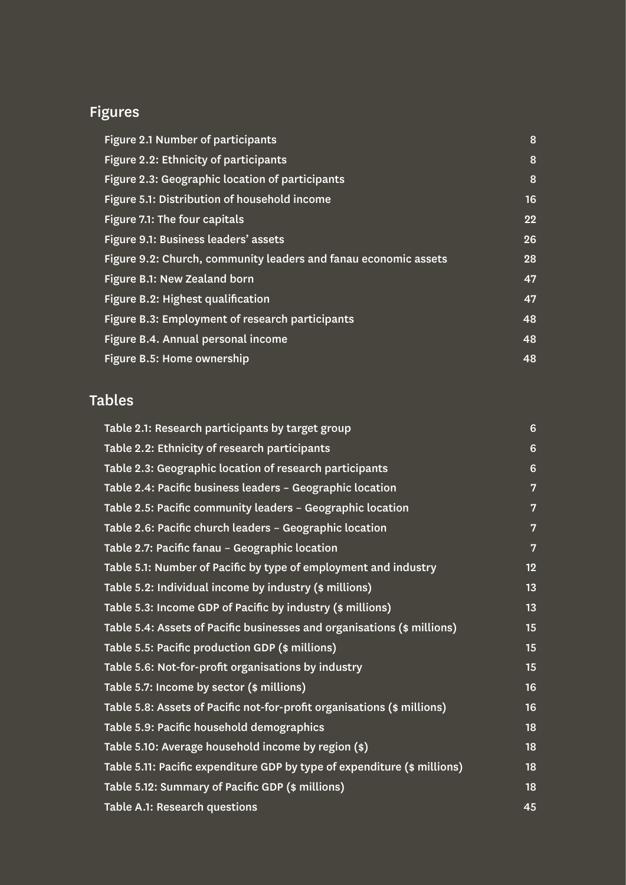## Figures

| | |
|---|---|
| Figure 2.1 Number of participants | 8 |
| Figure 2.2: Ethnicity of participants | 8 |
| Figure 2.3: Geographic location of participants | 8 |
| Figure 5.1: Distribution of household income | 16 |
| Figure 7.1: The four capitals | 22 |
| Figure 9.1: Business leaders' assets | 26 |
| Figure 9.2: Church, community leaders and fanau economic assets | 28 |
| Figure B.1: New Zealand born | 47 |
| Figure B.2: Highest qualification | 47 |
| Figure B.3: Employment of research participants | 48 |
| Figure B.4. Annual personal income | 48 |
| Figure B.5: Home ownership | 48 |

## Tables

| | |
|---|---|
| Table 2.1: Research participants by target group | 6 |
| Table 2.2: Ethnicity of research participants | 6 |
| Table 2.3: Geographic location of research participants | 6 |
| Table 2.4: Pacific business leaders – Geographic location | 7 |
| Table 2.5: Pacific community leaders – Geographic location | 7 |
| Table 2.6: Pacific church leaders – Geographic location | 7 |
| Table 2.7: Pacific fanau – Geographic location | 7 |
| Table 5.1: Number of Pacific by type of employment and industry | 12 |
| Table 5.2: Individual income by industry ($ millions) | 13 |
| Table 5.3: Income GDP of Pacific by industry ($ millions) | 13 |
| Table 5.4: Assets of Pacific businesses and organisations ($ millions) | 15 |
| Table 5.5: Pacific production GDP ($ millions) | 15 |
| Table 5.6: Not-for-profit organisations by industry | 15 |
| Table 5.7: Income by sector ($ millions) | 16 |
| Table 5.8: Assets of Pacific not-for-profit organisations ($ millions) | 16 |
| Table 5.9: Pacific household demographics | 18 |
| Table 5.10: Average household income by region ($) | 18 |
| Table 5.11: Pacific expenditure GDP by type of expenditure ($ millions) | 18 |
| Table 5.12: Summary of Pacific GDP ($ millions) | 18 |
| Table A.1: Research questions | 45 |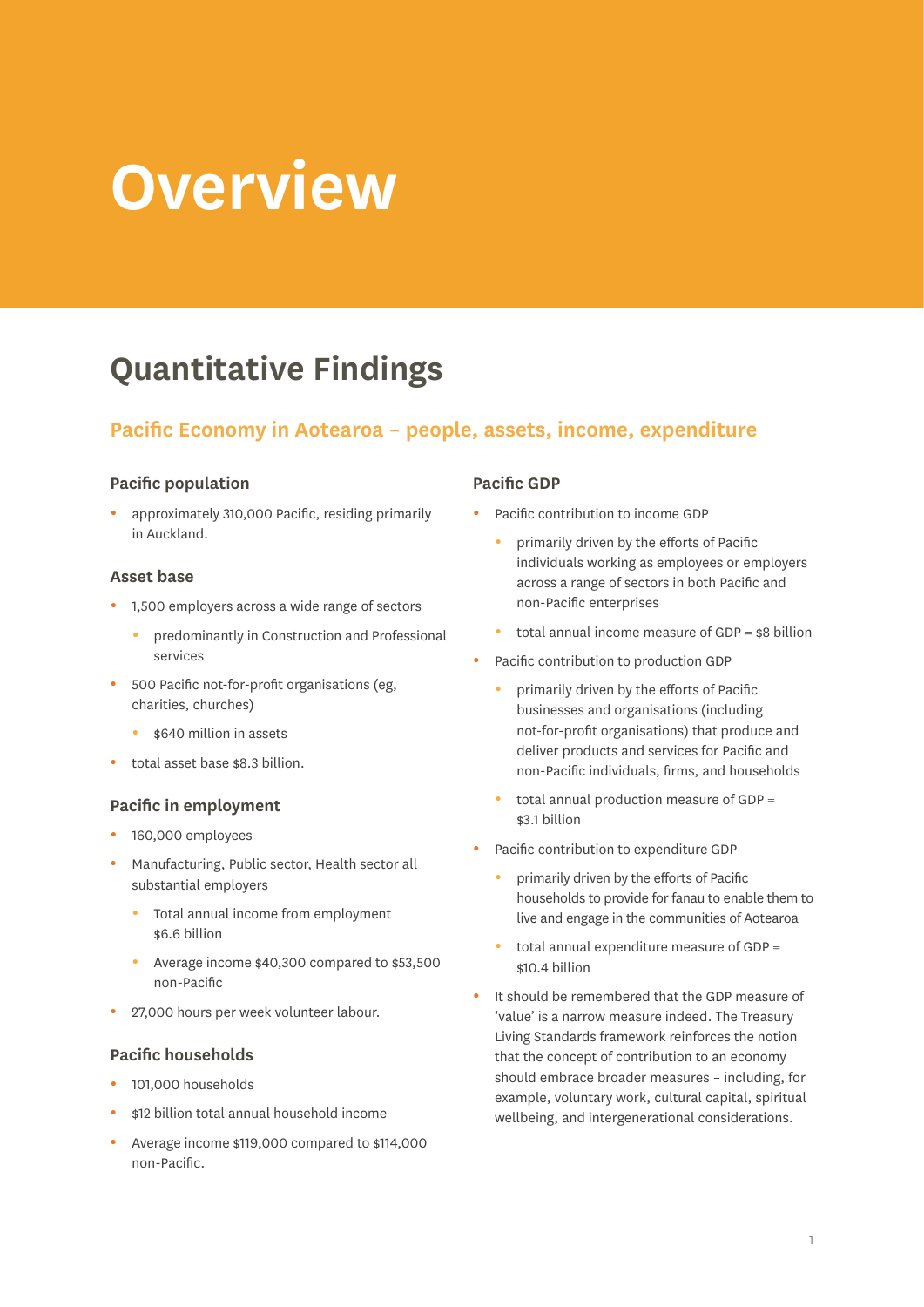# Overview

## Quantitative Findings

### Pacific Economy in Aotearoa – people, assets, income, expenditure

#### Pacific population

- approximately 310,000 Pacific, residing primarily in Auckland.

#### Asset base

- 1,500 employers across a wide range of sectors
  - predominantly in Construction and Professional services
- 500 Pacific not-for-profit organisations (eg, charities, churches)
  - $640 million in assets
- total asset base $8.3 billion.

#### Pacific in employment

- 160,000 employees
- Manufacturing, Public sector, Health sector all substantial employers
  - Total annual income from employment $6.6 billion
  - Average income $40,300 compared to $53,500 non-Pacific
- 27,000 hours per week volunteer labour.

#### Pacific households

- 101,000 households
- $12 billion total annual household income
- Average income $119,000 compared to $114,000 non-Pacific.

#### Pacific GDP

- Pacific contribution to income GDP
  - primarily driven by the efforts of Pacific individuals working as employees or employers across a range of sectors in both Pacific and non-Pacific enterprises
  - total annual income measure of GDP = $8 billion
- Pacific contribution to production GDP
  - primarily driven by the efforts of Pacific businesses and organisations (including not-for-profit organisations) that produce and deliver products and services for Pacific and non-Pacific individuals, firms, and households
  - total annual production measure of GDP = $3.1 billion
- Pacific contribution to expenditure GDP
  - primarily driven by the efforts of Pacific households to provide for fanau to enable them to live and engage in the communities of Aotearoa
  - total annual expenditure measure of GDP = $10.4 billion
- It should be remembered that the GDP measure of 'value' is a narrow measure indeed. The Treasury Living Standards framework reinforces the notion that the concept of contribution to an economy should embrace broader measures – including, for example, voluntary work, cultural capital, spiritual wellbeing, and intergenerational considerations.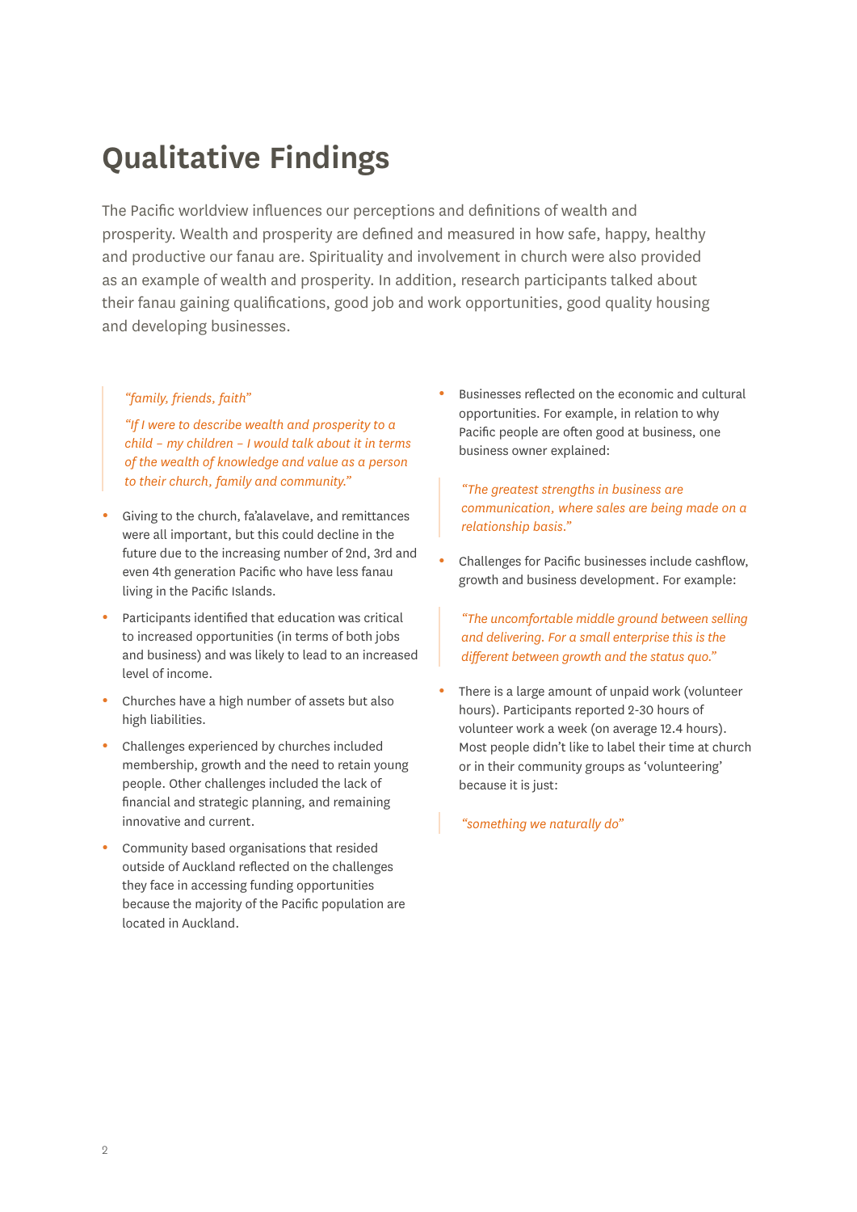# Qualitative Findings

The Pacific worldview influences our perceptions and definitions of wealth and prosperity. Wealth and prosperity are defined and measured in how safe, happy, healthy and productive our fanau are. Spirituality and involvement in church were also provided as an example of wealth and prosperity. In addition, research participants talked about their fanau gaining qualifications, good job and work opportunities, good quality housing and developing businesses.

> *"family, friends, faith"*
>
> *"If I were to describe wealth and prosperity to a child – my children – I would talk about it in terms of the wealth of knowledge and value as a person to their church, family and community."*

- Giving to the church, fa'alavelave, and remittances were all important, but this could decline in the future due to the increasing number of 2nd, 3rd and even 4th generation Pacific who have less fanau living in the Pacific Islands.
- Participants identified that education was critical to increased opportunities (in terms of both jobs and business) and was likely to lead to an increased level of income.
- Churches have a high number of assets but also high liabilities.
- Challenges experienced by churches included membership, growth and the need to retain young people. Other challenges included the lack of financial and strategic planning, and remaining innovative and current.
- Community based organisations that resided outside of Auckland reflected on the challenges they face in accessing funding opportunities because the majority of the Pacific population are located in Auckland.
- Businesses reflected on the economic and cultural opportunities. For example, in relation to why Pacific people are often good at business, one business owner explained:

> *"The greatest strengths in business are communication, where sales are being made on a relationship basis."*

- Challenges for Pacific businesses include cashflow, growth and business development. For example:

> *"The uncomfortable middle ground between selling and delivering. For a small enterprise this is the different between growth and the status quo."*

- There is a large amount of unpaid work (volunteer hours). Participants reported 2-30 hours of volunteer work a week (on average 12.4 hours). Most people didn't like to label their time at church or in their community groups as 'volunteering' because it is just:

> *"something we naturally do"*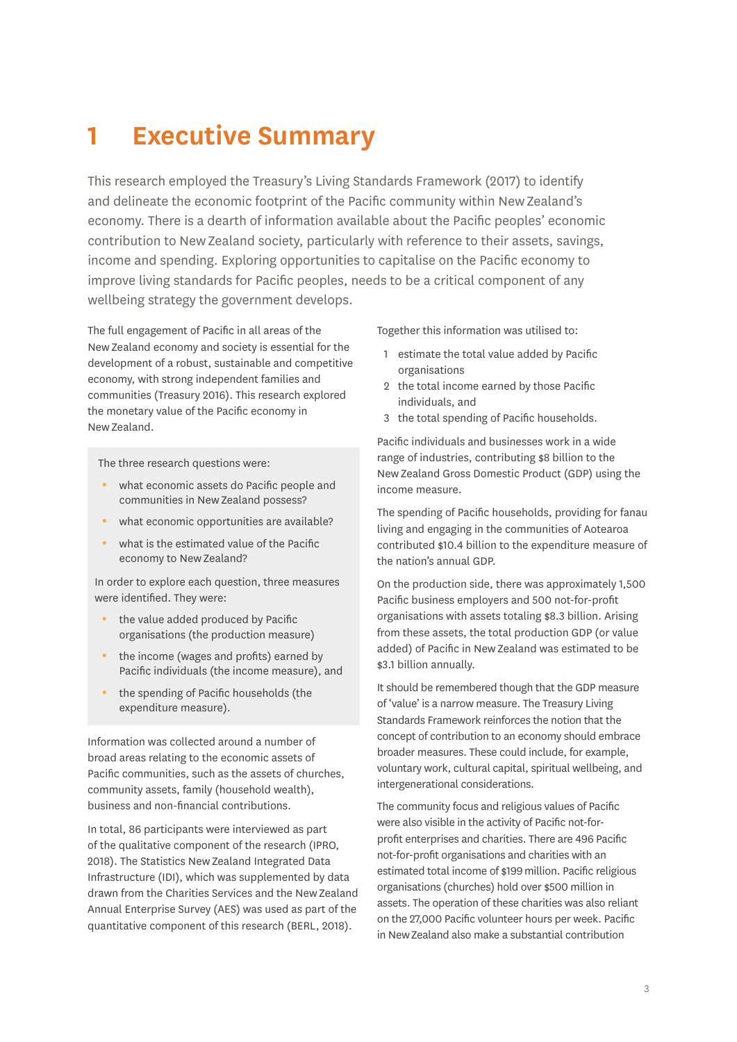# 1 Executive Summary

This research employed the Treasury's Living Standards Framework (2017) to identify and delineate the economic footprint of the Pacific community within New Zealand's economy. There is a dearth of information available about the Pacific peoples' economic contribution to New Zealand society, particularly with reference to their assets, savings, income and spending. Exploring opportunities to capitalise on the Pacific economy to improve living standards for Pacific peoples, needs to be a critical component of any wellbeing strategy the government develops.

The full engagement of Pacific in all areas of the New Zealand economy and society is essential for the development of a robust, sustainable and competitive economy, with strong independent families and communities (Treasury 2016). This research explored the monetary value of the Pacific economy in New Zealand.

The three research questions were:

- what economic assets do Pacific people and communities in New Zealand possess?
- what economic opportunities are available?
- what is the estimated value of the Pacific economy to New Zealand?

In order to explore each question, three measures were identified. They were:

- the value added produced by Pacific organisations (the production measure)
- the income (wages and profits) earned by Pacific individuals (the income measure), and
- the spending of Pacific households (the expenditure measure).

Information was collected around a number of broad areas relating to the economic assets of Pacific communities, such as the assets of churches, community assets, family (household wealth), business and non-financial contributions.

In total, 86 participants were interviewed as part of the qualitative component of the research (IPRO, 2018). The Statistics New Zealand Integrated Data Infrastructure (IDI), which was supplemented by data drawn from the Charities Services and the New Zealand Annual Enterprise Survey (AES) was used as part of the quantitative component of this research (BERL, 2018).

Together this information was utilised to:

1. estimate the total value added by Pacific organisations
2. the total income earned by those Pacific individuals, and
3. the total spending of Pacific households.

Pacific individuals and businesses work in a wide range of industries, contributing $8 billion to the New Zealand Gross Domestic Product (GDP) using the income measure.

The spending of Pacific households, providing for fanau living and engaging in the communities of Aotearoa contributed $10.4 billion to the expenditure measure of the nation's annual GDP.

On the production side, there was approximately 1,500 Pacific business employers and 500 not-for-profit organisations with assets totaling $8.3 billion. Arising from these assets, the total production GDP (or value added) of Pacific in New Zealand was estimated to be $3.1 billion annually.

It should be remembered though that the GDP measure of 'value' is a narrow measure. The Treasury Living Standards Framework reinforces the notion that the concept of contribution to an economy should embrace broader measures. These could include, for example, voluntary work, cultural capital, spiritual wellbeing, and intergenerational considerations.

The community focus and religious values of Pacific were also visible in the activity of Pacific not-for-profit enterprises and charities. There are 496 Pacific not-for-profit organisations and charities with an estimated total income of $199 million. Pacific religious organisations (churches) hold over $500 million in assets. The operation of these charities was also reliant on the 27,000 Pacific volunteer hours per week. Pacific in New Zealand also make a substantial contribution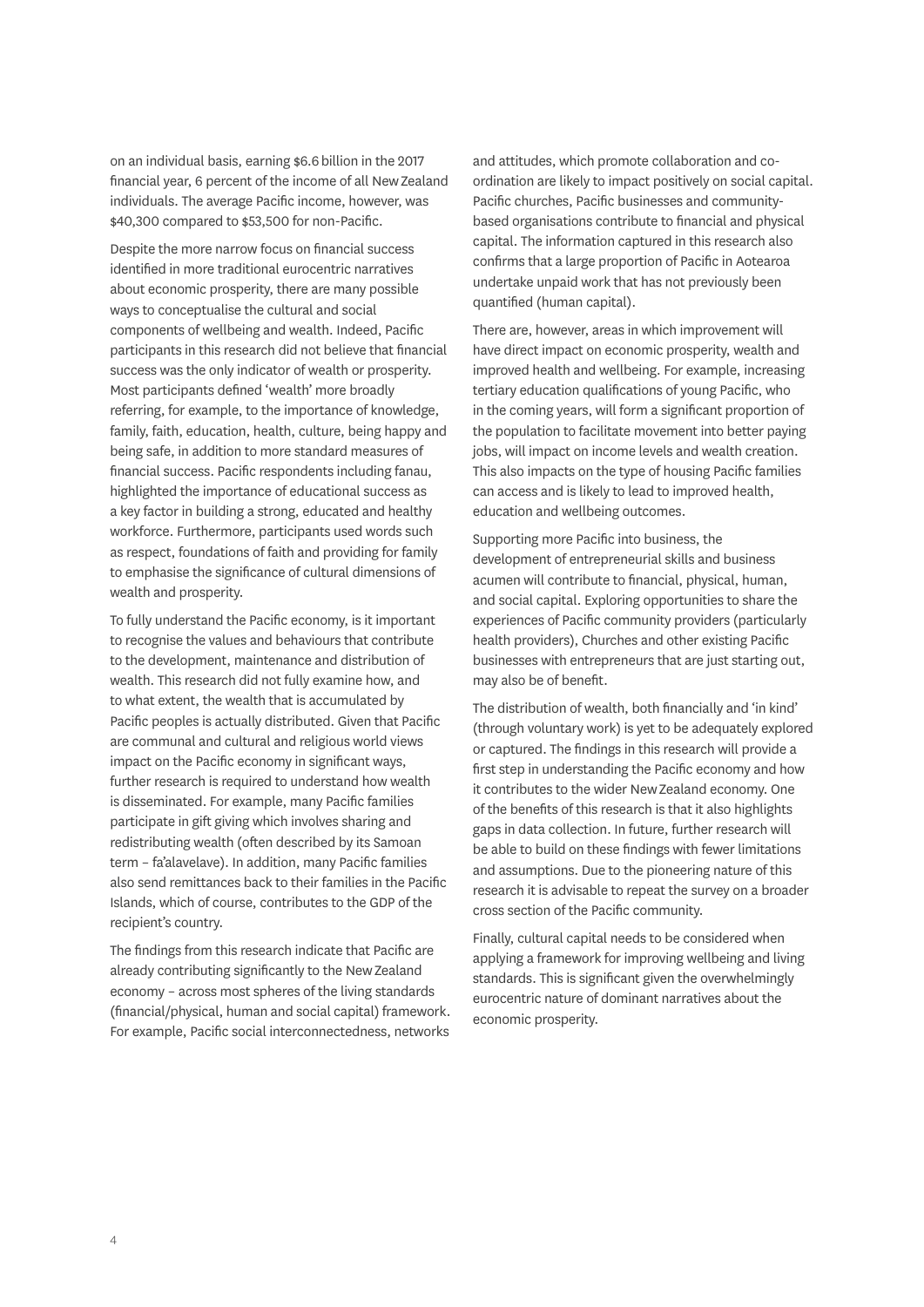on an individual basis, earning $6.6 billion in the 2017 financial year, 6 percent of the income of all New Zealand individuals. The average Pacific income, however, was $40,300 compared to $53,500 for non-Pacific.

Despite the more narrow focus on financial success identified in more traditional eurocentric narratives about economic prosperity, there are many possible ways to conceptualise the cultural and social components of wellbeing and wealth. Indeed, Pacific participants in this research did not believe that financial success was the only indicator of wealth or prosperity. Most participants defined 'wealth' more broadly referring, for example, to the importance of knowledge, family, faith, education, health, culture, being happy and being safe, in addition to more standard measures of financial success. Pacific respondents including fanau, highlighted the importance of educational success as a key factor in building a strong, educated and healthy workforce. Furthermore, participants used words such as respect, foundations of faith and providing for family to emphasise the significance of cultural dimensions of wealth and prosperity.

To fully understand the Pacific economy, is it important to recognise the values and behaviours that contribute to the development, maintenance and distribution of wealth. This research did not fully examine how, and to what extent, the wealth that is accumulated by Pacific peoples is actually distributed. Given that Pacific are communal and cultural and religious world views impact on the Pacific economy in significant ways, further research is required to understand how wealth is disseminated. For example, many Pacific families participate in gift giving which involves sharing and redistributing wealth (often described by its Samoan term – fa'alavelave). In addition, many Pacific families also send remittances back to their families in the Pacific Islands, which of course, contributes to the GDP of the recipient's country.

The findings from this research indicate that Pacific are already contributing significantly to the New Zealand economy – across most spheres of the living standards (financial/physical, human and social capital) framework. For example, Pacific social interconnectedness, networks and attitudes, which promote collaboration and co-ordination are likely to impact positively on social capital. Pacific churches, Pacific businesses and community-based organisations contribute to financial and physical capital. The information captured in this research also confirms that a large proportion of Pacific in Aotearoa undertake unpaid work that has not previously been quantified (human capital).

There are, however, areas in which improvement will have direct impact on economic prosperity, wealth and improved health and wellbeing. For example, increasing tertiary education qualifications of young Pacific, who in the coming years, will form a significant proportion of the population to facilitate movement into better paying jobs, will impact on income levels and wealth creation. This also impacts on the type of housing Pacific families can access and is likely to lead to improved health, education and wellbeing outcomes.

Supporting more Pacific into business, the development of entrepreneurial skills and business acumen will contribute to financial, physical, human, and social capital. Exploring opportunities to share the experiences of Pacific community providers (particularly health providers), Churches and other existing Pacific businesses with entrepreneurs that are just starting out, may also be of benefit.

The distribution of wealth, both financially and 'in kind' (through voluntary work) is yet to be adequately explored or captured. The findings in this research will provide a first step in understanding the Pacific economy and how it contributes to the wider New Zealand economy. One of the benefits of this research is that it also highlights gaps in data collection. In future, further research will be able to build on these findings with fewer limitations and assumptions. Due to the pioneering nature of this research it is advisable to repeat the survey on a broader cross section of the Pacific community.

Finally, cultural capital needs to be considered when applying a framework for improving wellbeing and living standards. This is significant given the overwhelmingly eurocentric nature of dominant narratives about the economic prosperity.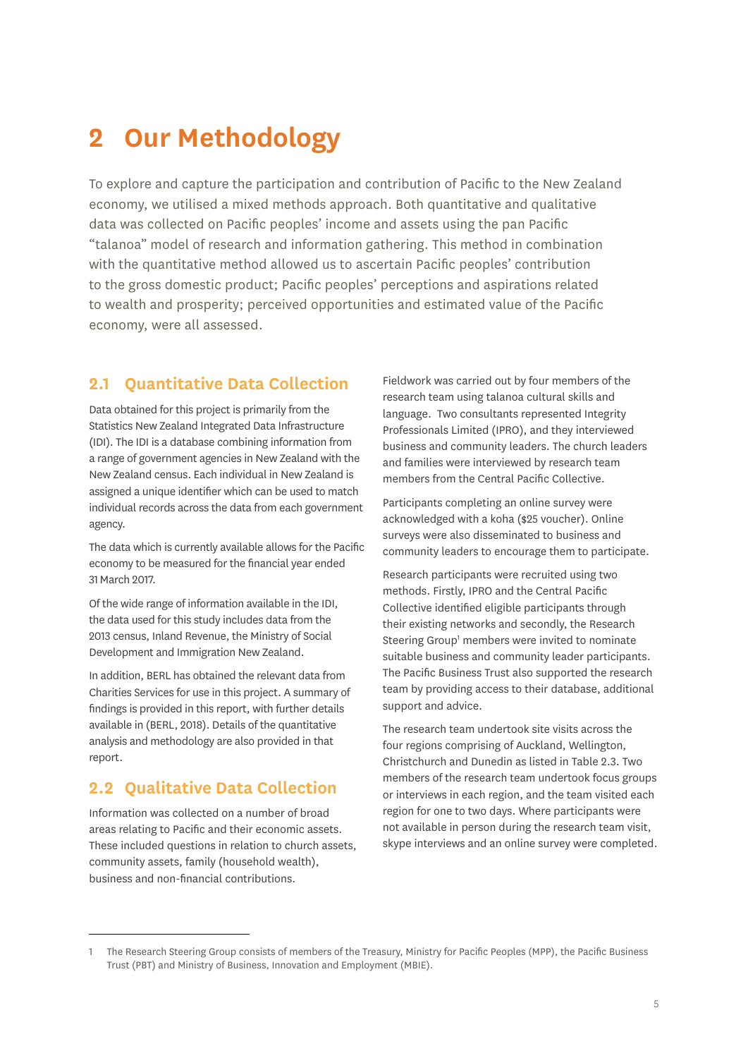# 2 Our Methodology

To explore and capture the participation and contribution of Pacific to the New Zealand economy, we utilised a mixed methods approach. Both quantitative and qualitative data was collected on Pacific peoples' income and assets using the pan Pacific "talanoa" model of research and information gathering. This method in combination with the quantitative method allowed us to ascertain Pacific peoples' contribution to the gross domestic product; Pacific peoples' perceptions and aspirations related to wealth and prosperity; perceived opportunities and estimated value of the Pacific economy, were all assessed.

## 2.1 Quantitative Data Collection

Data obtained for this project is primarily from the Statistics New Zealand Integrated Data Infrastructure (IDI). The IDI is a database combining information from a range of government agencies in New Zealand with the New Zealand census. Each individual in New Zealand is assigned a unique identifier which can be used to match individual records across the data from each government agency.

The data which is currently available allows for the Pacific economy to be measured for the financial year ended 31 March 2017.

Of the wide range of information available in the IDI, the data used for this study includes data from the 2013 census, Inland Revenue, the Ministry of Social Development and Immigration New Zealand.

In addition, BERL has obtained the relevant data from Charities Services for use in this project. A summary of findings is provided in this report, with further details available in (BERL, 2018). Details of the quantitative analysis and methodology are also provided in that report.

## 2.2 Qualitative Data Collection

Information was collected on a number of broad areas relating to Pacific and their economic assets. These included questions in relation to church assets, community assets, family (household wealth), business and non-financial contributions.

Fieldwork was carried out by four members of the research team using talanoa cultural skills and language. Two consultants represented Integrity Professionals Limited (IPRO), and they interviewed business and community leaders. The church leaders and families were interviewed by research team members from the Central Pacific Collective.

Participants completing an online survey were acknowledged with a koha ($25 voucher). Online surveys were also disseminated to business and community leaders to encourage them to participate.

Research participants were recruited using two methods. Firstly, IPRO and the Central Pacific Collective identified eligible participants through their existing networks and secondly, the Research Steering Group[1] members were invited to nominate suitable business and community leader participants. The Pacific Business Trust also supported the research team by providing access to their database, additional support and advice.

The research team undertook site visits across the four regions comprising of Auckland, Wellington, Christchurch and Dunedin as listed in Table 2.3. Two members of the research team undertook focus groups or interviews in each region, and the team visited each region for one to two days. Where participants were not available in person during the research team visit, skype interviews and an online survey were completed.

---

1 The Research Steering Group consists of members of the Treasury, Ministry for Pacific Peoples (MPP), the Pacific Business Trust (PBT) and Ministry of Business, Innovation and Employment (MBIE).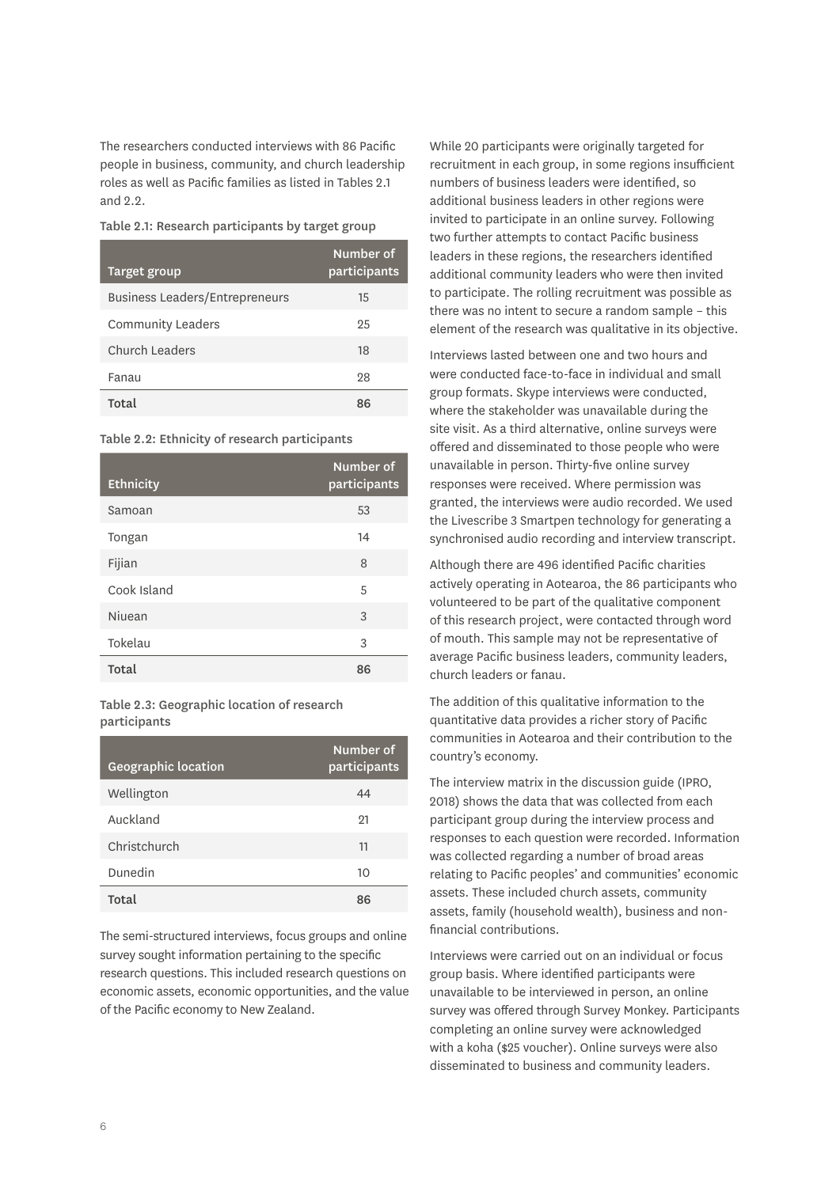The researchers conducted interviews with 86 Pacific people in business, community, and church leadership roles as well as Pacific families as listed in Tables 2.1 and 2.2.

**Table 2.1: Research participants by target group**

| Target group | Number of participants |
|---|---|
| Business Leaders/Entrepreneurs | 15 |
| Community Leaders | 25 |
| Church Leaders | 18 |
| Fanau | 28 |
| **Total** | **86** |

**Table 2.2: Ethnicity of research participants**

| Ethnicity | Number of participants |
|---|---|
| Samoan | 53 |
| Tongan | 14 |
| Fijian | 8 |
| Cook Island | 5 |
| Niuean | 3 |
| Tokelau | 3 |
| **Total** | **86** |

**Table 2.3: Geographic location of research participants**

| Geographic location | Number of participants |
|---|---|
| Wellington | 44 |
| Auckland | 21 |
| Christchurch | 11 |
| Dunedin | 10 |
| **Total** | **86** |

The semi-structured interviews, focus groups and online survey sought information pertaining to the specific research questions. This included research questions on economic assets, economic opportunities, and the value of the Pacific economy to New Zealand.

While 20 participants were originally targeted for recruitment in each group, in some regions insufficient numbers of business leaders were identified, so additional business leaders in other regions were invited to participate in an online survey. Following two further attempts to contact Pacific business leaders in these regions, the researchers identified additional community leaders who were then invited to participate. The rolling recruitment was possible as there was no intent to secure a random sample – this element of the research was qualitative in its objective.

Interviews lasted between one and two hours and were conducted face-to-face in individual and small group formats. Skype interviews were conducted, where the stakeholder was unavailable during the site visit. As a third alternative, online surveys were offered and disseminated to those people who were unavailable in person. Thirty-five online survey responses were received. Where permission was granted, the interviews were audio recorded. We used the Livescribe 3 Smartpen technology for generating a synchronised audio recording and interview transcript.

Although there are 496 identified Pacific charities actively operating in Aotearoa, the 86 participants who volunteered to be part of the qualitative component of this research project, were contacted through word of mouth. This sample may not be representative of average Pacific business leaders, community leaders, church leaders or fanau.

The addition of this qualitative information to the quantitative data provides a richer story of Pacific communities in Aotearoa and their contribution to the country's economy.

The interview matrix in the discussion guide (IPRO, 2018) shows the data that was collected from each participant group during the interview process and responses to each question were recorded. Information was collected regarding a number of broad areas relating to Pacific peoples' and communities' economic assets. These included church assets, community assets, family (household wealth), business and non-financial contributions.

Interviews were carried out on an individual or focus group basis. Where identified participants were unavailable to be interviewed in person, an online survey was offered through Survey Monkey. Participants completing an online survey were acknowledged with a koha ($25 voucher). Online surveys were also disseminated to business and community leaders.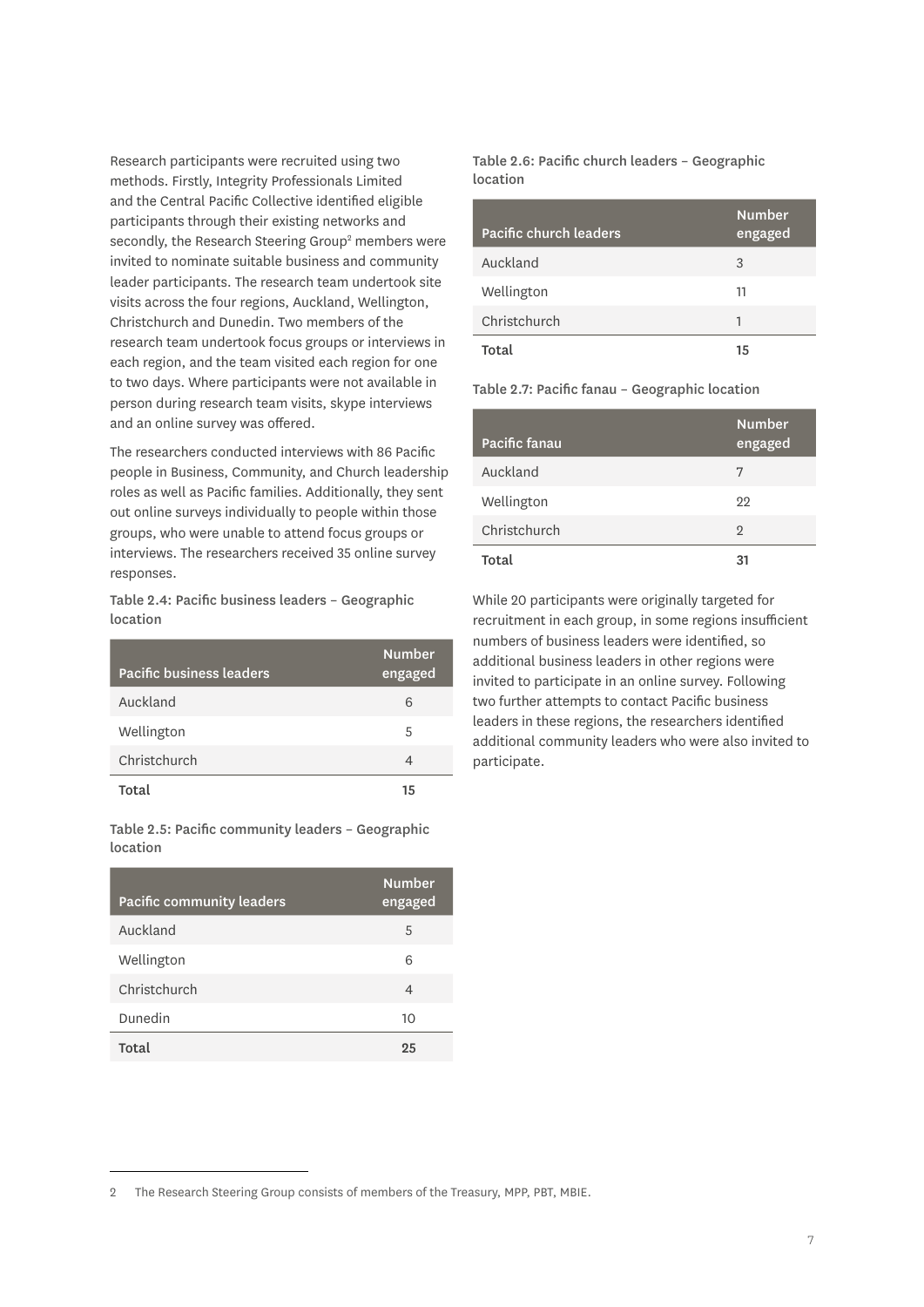Research participants were recruited using two methods. Firstly, Integrity Professionals Limited and the Central Pacific Collective identified eligible participants through their existing networks and secondly, the Research Steering Group[2] members were invited to nominate suitable business and community leader participants. The research team undertook site visits across the four regions, Auckland, Wellington, Christchurch and Dunedin. Two members of the research team undertook focus groups or interviews in each region, and the team visited each region for one to two days. Where participants were not available in person during research team visits, skype interviews and an online survey was offered.

The researchers conducted interviews with 86 Pacific people in Business, Community, and Church leadership roles as well as Pacific families. Additionally, they sent out online surveys individually to people within those groups, who were unable to attend focus groups or interviews. The researchers received 35 online survey responses.

**Table 2.4: Pacific business leaders – Geographic location**

| Pacific business leaders | Number engaged |
|---|---|
| Auckland | 6 |
| Wellington | 5 |
| Christchurch | 4 |
| **Total** | **15** |

**Table 2.5: Pacific community leaders – Geographic location**

| Pacific community leaders | Number engaged |
|---|---|
| Auckland | 5 |
| Wellington | 6 |
| Christchurch | 4 |
| Dunedin | 10 |
| **Total** | **25** |

**Table 2.6: Pacific church leaders – Geographic location**

| Pacific church leaders | Number engaged |
|---|---|
| Auckland | 3 |
| Wellington | 11 |
| Christchurch | 1 |
| **Total** | **15** |

**Table 2.7: Pacific fanau – Geographic location**

| Pacific fanau | Number engaged |
|---|---|
| Auckland | 7 |
| Wellington | 22 |
| Christchurch | 2 |
| **Total** | **31** |

While 20 participants were originally targeted for recruitment in each group, in some regions insufficient numbers of business leaders were identified, so additional business leaders in other regions were invited to participate in an online survey. Following two further attempts to contact Pacific business leaders in these regions, the researchers identified additional community leaders who were also invited to participate.

2 The Research Steering Group consists of members of the Treasury, MPP, PBT, MBIE.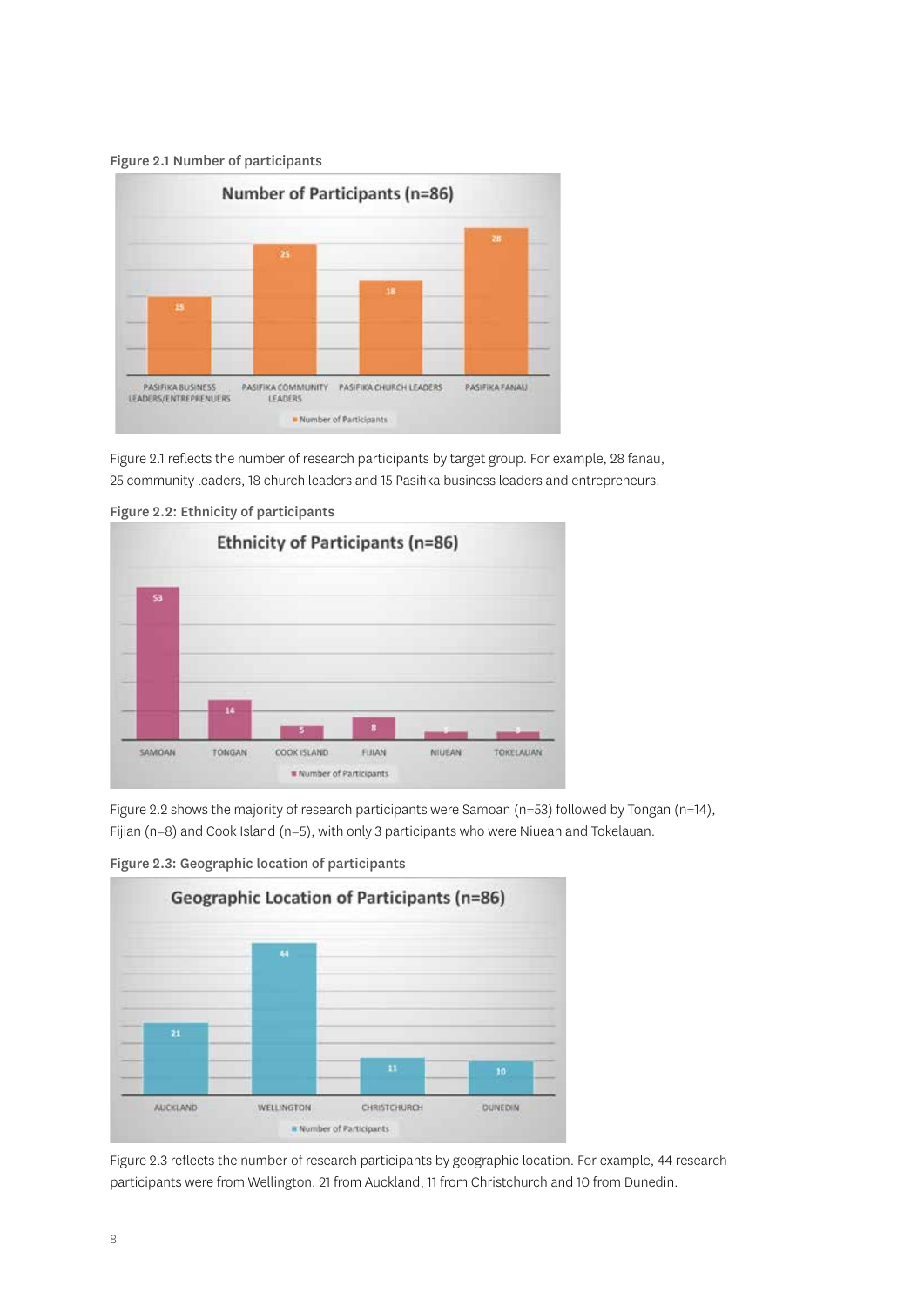**Figure 2.1 Number of participants**

Figure 2.1 reflects the number of research participants by target group. For example, 28 fanau, 25 community leaders, 18 church leaders and 15 Pasifika business leaders and entrepreneurs.

**Figure 2.2: Ethnicity of participants**

Figure 2.2 shows the majority of research participants were Samoan (n=53) followed by Tongan (n=14), Fijian (n=8) and Cook Island (n=5), with only 3 participants who were Niuean and Tokelauan.

**Figure 2.3: Geographic location of participants**

Figure 2.3 reflects the number of research participants by geographic location. For example, 44 research participants were from Wellington, 21 from Auckland, 11 from Christchurch and 10 from Dunedin.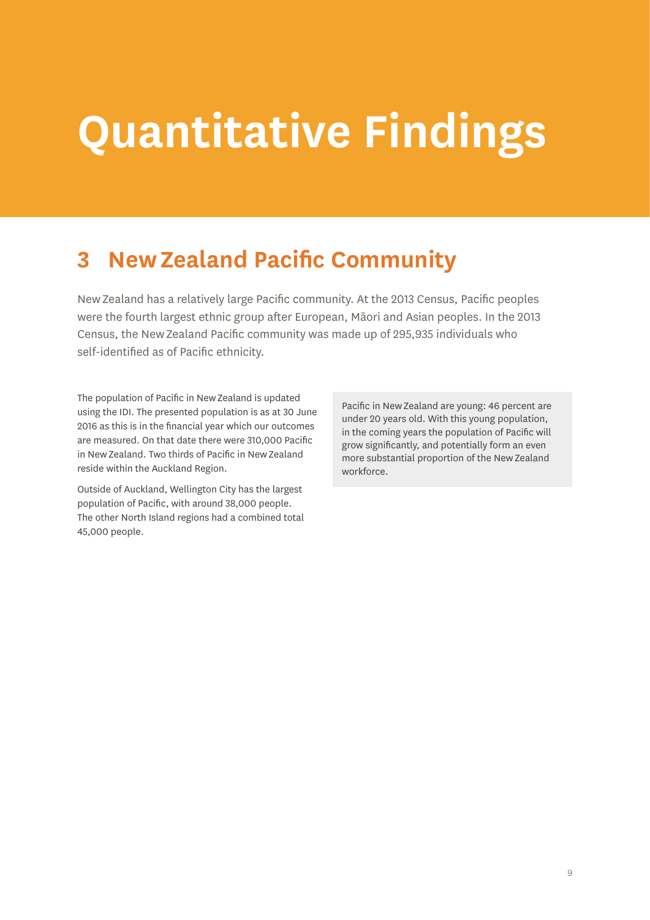# Quantitative Findings

## 3 New Zealand Pacific Community

New Zealand has a relatively large Pacific community. At the 2013 Census, Pacific peoples were the fourth largest ethnic group after European, Māori and Asian peoples. In the 2013 Census, the New Zealand Pacific community was made up of 295,935 individuals who self-identified as of Pacific ethnicity.

The population of Pacific in New Zealand is updated using the IDI. The presented population is as at 30 June 2016 as this is in the financial year which our outcomes are measured. On that date there were 310,000 Pacific in New Zealand. Two thirds of Pacific in New Zealand reside within the Auckland Region.

Outside of Auckland, Wellington City has the largest population of Pacific, with around 38,000 people. The other North Island regions had a combined total 45,000 people.

Pacific in New Zealand are young: 46 percent are under 20 years old. With this young population, in the coming years the population of Pacific will grow significantly, and potentially form an even more substantial proportion of the New Zealand workforce.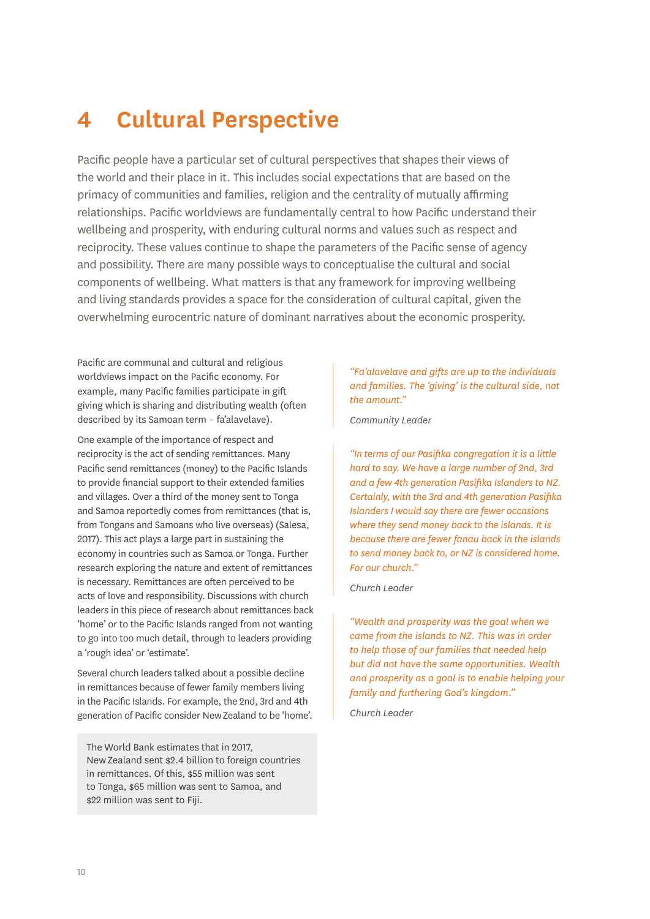# 4 Cultural Perspective

Pacific people have a particular set of cultural perspectives that shapes their views of the world and their place in it. This includes social expectations that are based on the primacy of communities and families, religion and the centrality of mutually affirming relationships. Pacific worldviews are fundamentally central to how Pacific understand their wellbeing and prosperity, with enduring cultural norms and values such as respect and reciprocity. These values continue to shape the parameters of the Pacific sense of agency and possibility. There are many possible ways to conceptualise the cultural and social components of wellbeing. What matters is that any framework for improving wellbeing and living standards provides a space for the consideration of cultural capital, given the overwhelming eurocentric nature of dominant narratives about the economic prosperity.

Pacific are communal and cultural and religious worldviews impact on the Pacific economy. For example, many Pacific families participate in gift giving which is sharing and distributing wealth (often described by its Samoan term – fa'alavelave).

One example of the importance of respect and reciprocity is the act of sending remittances. Many Pacific send remittances (money) to the Pacific Islands to provide financial support to their extended families and villages. Over a third of the money sent to Tonga and Samoa reportedly comes from remittances (that is, from Tongans and Samoans who live overseas) (Salesa, 2017). This act plays a large part in sustaining the economy in countries such as Samoa or Tonga. Further research exploring the nature and extent of remittances is necessary. Remittances are often perceived to be acts of love and responsibility. Discussions with church leaders in this piece of research about remittances back 'home' or to the Pacific Islands ranged from not wanting to go into too much detail, through to leaders providing a 'rough idea' or 'estimate'.

Several church leaders talked about a possible decline in remittances because of fewer family members living in the Pacific Islands. For example, the 2nd, 3rd and 4th generation of Pacific consider New Zealand to be 'home'.

> The World Bank estimates that in 2017, New Zealand sent $2.4 billion to foreign countries in remittances. Of this, $55 million was sent to Tonga, $65 million was sent to Samoa, and $22 million was sent to Fiji.

> *"Fa'alavelave and gifts are up to the individuals and families. The 'giving' is the cultural side, not the amount."*
>
> *Community Leader*

> *"In terms of our Pasifika congregation it is a little hard to say. We have a large number of 2nd, 3rd and a few 4th generation Pasifika Islanders to NZ. Certainly, with the 3rd and 4th generation Pasifika Islanders I would say there are fewer occasions where they send money back to the islands. It is because there are fewer fanau back in the islands to send money back to, or NZ is considered home. For our church."*
>
> *Church Leader*

> *"Wealth and prosperity was the goal when we came from the islands to NZ. This was in order to help those of our families that needed help but did not have the same opportunities. Wealth and prosperity as a goal is to enable helping your family and furthering God's kingdom."*
>
> *Church Leader*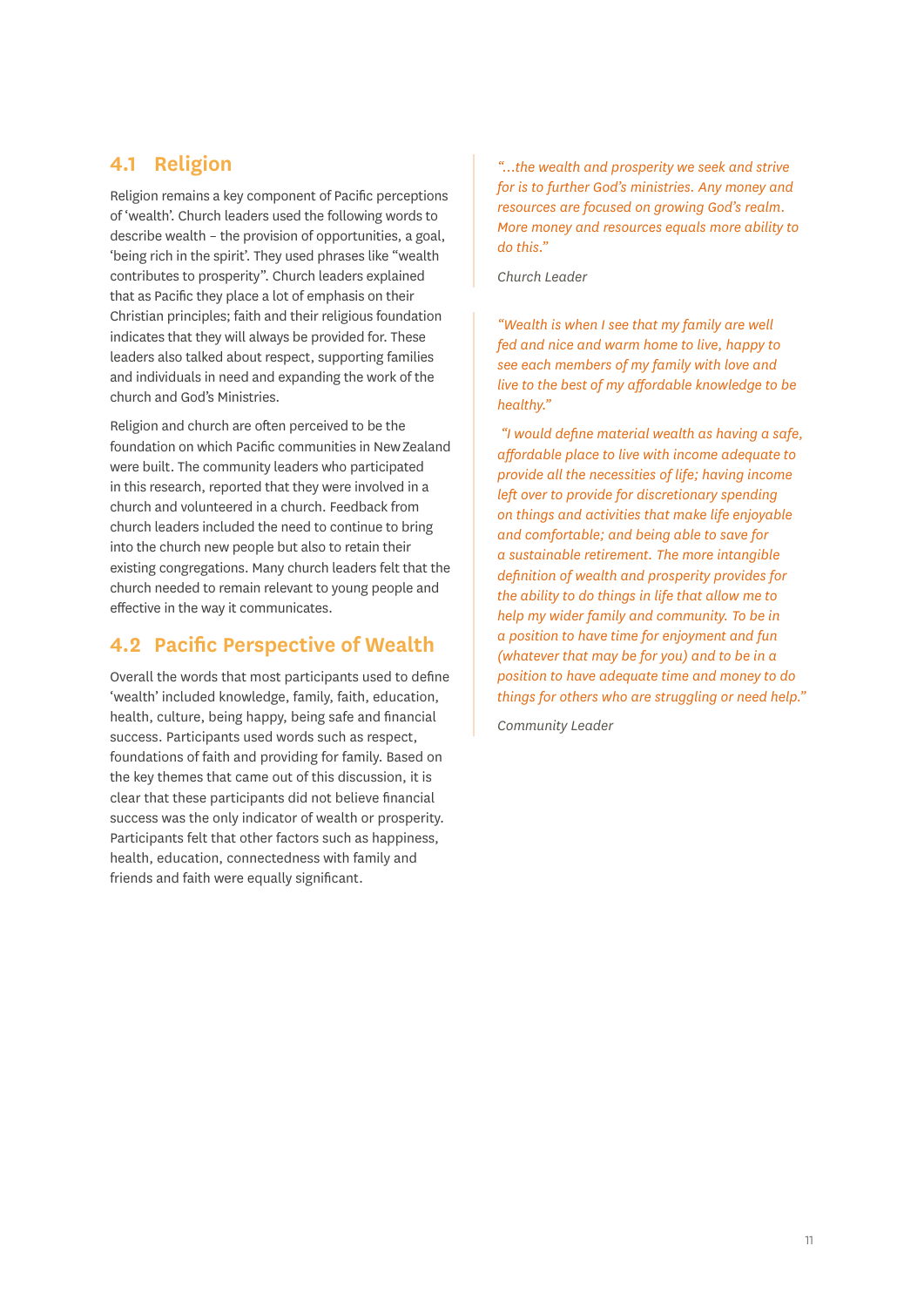## 4.1 Religion

Religion remains a key component of Pacific perceptions of 'wealth'. Church leaders used the following words to describe wealth – the provision of opportunities, a goal, 'being rich in the spirit'. They used phrases like "wealth contributes to prosperity". Church leaders explained that as Pacific they place a lot of emphasis on their Christian principles; faith and their religious foundation indicates that they will always be provided for. These leaders also talked about respect, supporting families and individuals in need and expanding the work of the church and God's Ministries.

Religion and church are often perceived to be the foundation on which Pacific communities in New Zealand were built. The community leaders who participated in this research, reported that they were involved in a church and volunteered in a church. Feedback from church leaders included the need to continue to bring into the church new people but also to retain their existing congregations. Many church leaders felt that the church needed to remain relevant to young people and effective in the way it communicates.

## 4.2 Pacific Perspective of Wealth

Overall the words that most participants used to define 'wealth' included knowledge, family, faith, education, health, culture, being happy, being safe and financial success. Participants used words such as respect, foundations of faith and providing for family. Based on the key themes that came out of this discussion, it is clear that these participants did not believe financial success was the only indicator of wealth or prosperity. Participants felt that other factors such as happiness, health, education, connectedness with family and friends and faith were equally significant.

> *"...the wealth and prosperity we seek and strive for is to further God's ministries. Any money and resources are focused on growing God's realm. More money and resources equals more ability to do this."*
>
> *Church Leader*

> *"Wealth is when I see that my family are well fed and nice and warm home to live, happy to see each members of my family with love and live to the best of my affordable knowledge to be healthy."*
>
> *"I would define material wealth as having a safe, affordable place to live with income adequate to provide all the necessities of life; having income left over to provide for discretionary spending on things and activities that make life enjoyable and comfortable; and being able to save for a sustainable retirement. The more intangible definition of wealth and prosperity provides for the ability to do things in life that allow me to help my wider family and community. To be in a position to have time for enjoyment and fun (whatever that may be for you) and to be in a position to have adequate time and money to do things for others who are struggling or need help."*
>
> *Community Leader*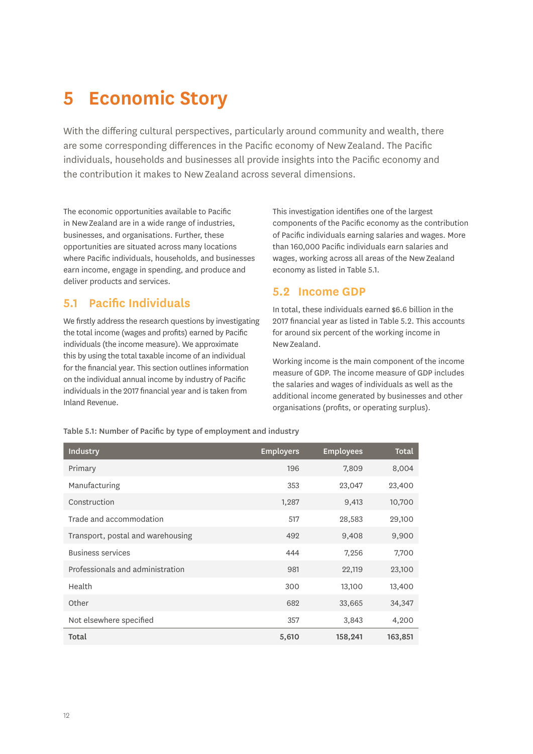# 5 Economic Story

With the differing cultural perspectives, particularly around community and wealth, there are some corresponding differences in the Pacific economy of New Zealand. The Pacific individuals, households and businesses all provide insights into the Pacific economy and the contribution it makes to New Zealand across several dimensions.

The economic opportunities available to Pacific in New Zealand are in a wide range of industries, businesses, and organisations. Further, these opportunities are situated across many locations where Pacific individuals, households, and businesses earn income, engage in spending, and produce and deliver products and services.

## 5.1 Pacific Individuals

We firstly address the research questions by investigating the total income (wages and profits) earned by Pacific individuals (the income measure). We approximate this by using the total taxable income of an individual for the financial year. This section outlines information on the individual annual income by industry of Pacific individuals in the 2017 financial year and is taken from Inland Revenue.

This investigation identifies one of the largest components of the Pacific economy as the contribution of Pacific individuals earning salaries and wages. More than 160,000 Pacific individuals earn salaries and wages, working across all areas of the New Zealand economy as listed in Table 5.1.

## 5.2 Income GDP

In total, these individuals earned $6.6 billion in the 2017 financial year as listed in Table 5.2. This accounts for around six percent of the working income in New Zealand.

Working income is the main component of the income measure of GDP. The income measure of GDP includes the salaries and wages of individuals as well as the additional income generated by businesses and other organisations (profits, or operating surplus).

Table 5.1: Number of Pacific by type of employment and industry

| Industry | Employers | Employees | Total |
|---|---|---|---|
| Primary | 196 | 7,809 | 8,004 |
| Manufacturing | 353 | 23,047 | 23,400 |
| Construction | 1,287 | 9,413 | 10,700 |
| Trade and accommodation | 517 | 28,583 | 29,100 |
| Transport, postal and warehousing | 492 | 9,408 | 9,900 |
| Business services | 444 | 7,256 | 7,700 |
| Professionals and administration | 981 | 22,119 | 23,100 |
| Health | 300 | 13,100 | 13,400 |
| Other | 682 | 33,665 | 34,347 |
| Not elsewhere specified | 357 | 3,843 | 4,200 |
| **Total** | **5,610** | **158,241** | **163,851** |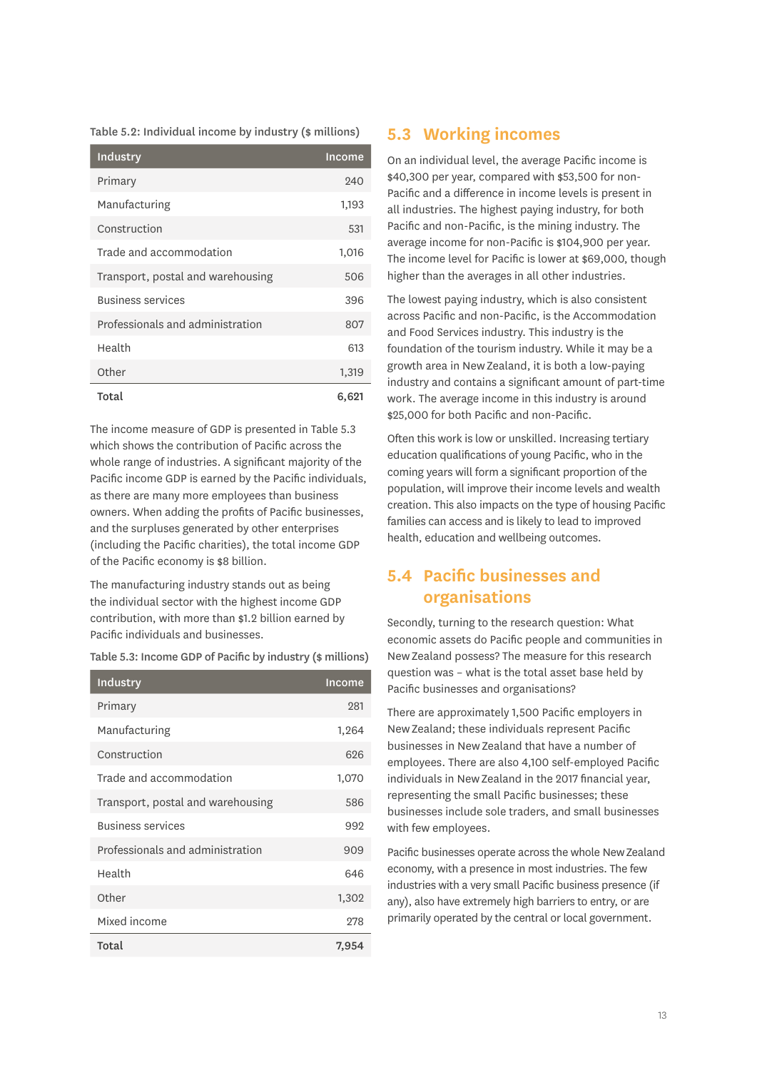Table 5.2: Individual income by industry ($ millions)

| Industry | Income |
|---|---|
| Primary | 240 |
| Manufacturing | 1,193 |
| Construction | 531 |
| Trade and accommodation | 1,016 |
| Transport, postal and warehousing | 506 |
| Business services | 396 |
| Professionals and administration | 807 |
| Health | 613 |
| Other | 1,319 |
| **Total** | **6,621** |

The income measure of GDP is presented in Table 5.3 which shows the contribution of Pacific across the whole range of industries. A significant majority of the Pacific income GDP is earned by the Pacific individuals, as there are many more employees than business owners. When adding the profits of Pacific businesses, and the surpluses generated by other enterprises (including the Pacific charities), the total income GDP of the Pacific economy is $8 billion.

The manufacturing industry stands out as being the individual sector with the highest income GDP contribution, with more than $1.2 billion earned by Pacific individuals and businesses.

Table 5.3: Income GDP of Pacific by industry ($ millions)

| Industry | Income |
|---|---|
| Primary | 281 |
| Manufacturing | 1,264 |
| Construction | 626 |
| Trade and accommodation | 1,070 |
| Transport, postal and warehousing | 586 |
| Business services | 992 |
| Professionals and administration | 909 |
| Health | 646 |
| Other | 1,302 |
| Mixed income | 278 |
| **Total** | **7,954** |

## 5.3 Working incomes

On an individual level, the average Pacific income is $40,300 per year, compared with $53,500 for non-Pacific and a difference in income levels is present in all industries. The highest paying industry, for both Pacific and non-Pacific, is the mining industry. The average income for non-Pacific is $104,900 per year. The income level for Pacific is lower at $69,000, though higher than the averages in all other industries.

The lowest paying industry, which is also consistent across Pacific and non-Pacific, is the Accommodation and Food Services industry. This industry is the foundation of the tourism industry. While it may be a growth area in New Zealand, it is both a low-paying industry and contains a significant amount of part-time work. The average income in this industry is around $25,000 for both Pacific and non-Pacific.

Often this work is low or unskilled. Increasing tertiary education qualifications of young Pacific, who in the coming years will form a significant proportion of the population, will improve their income levels and wealth creation. This also impacts on the type of housing Pacific families can access and is likely to lead to improved health, education and wellbeing outcomes.

## 5.4 Pacific businesses and organisations

Secondly, turning to the research question: What economic assets do Pacific people and communities in New Zealand possess? The measure for this research question was – what is the total asset base held by Pacific businesses and organisations?

There are approximately 1,500 Pacific employers in New Zealand; these individuals represent Pacific businesses in New Zealand that have a number of employees. There are also 4,100 self-employed Pacific individuals in New Zealand in the 2017 financial year, representing the small Pacific businesses; these businesses include sole traders, and small businesses with few employees.

Pacific businesses operate across the whole New Zealand economy, with a presence in most industries. The few industries with a very small Pacific business presence (if any), also have extremely high barriers to entry, or are primarily operated by the central or local government.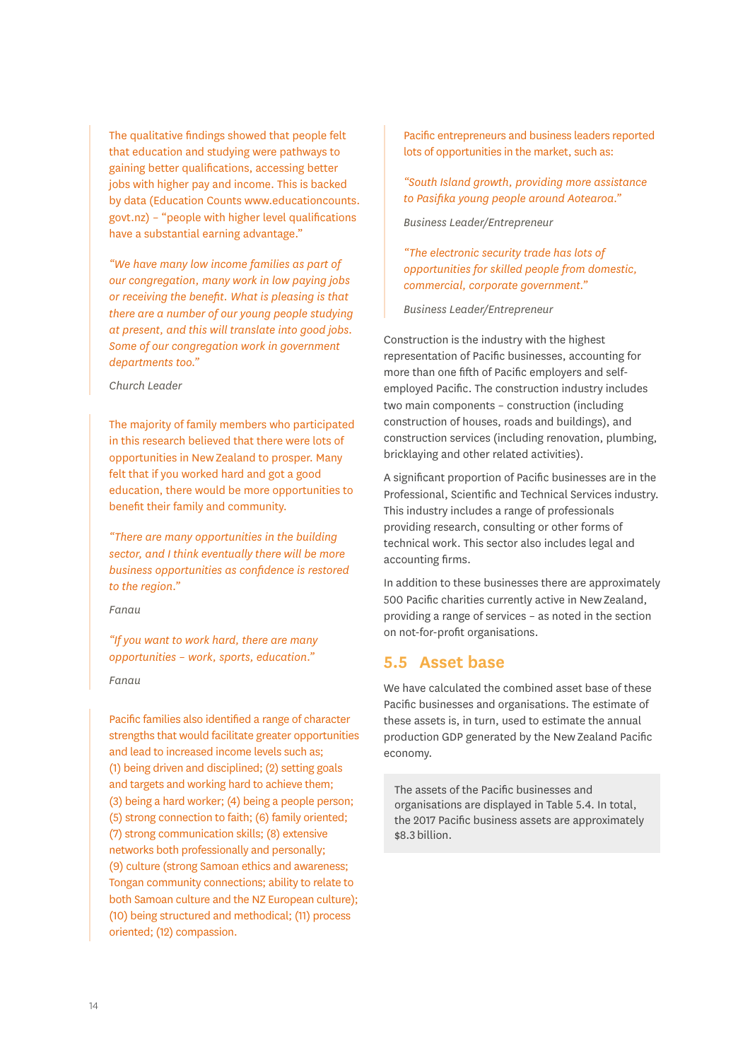The qualitative findings showed that people felt that education and studying were pathways to gaining better qualifications, accessing better jobs with higher pay and income. This is backed by data (Education Counts www.educationcounts.govt.nz) – "people with higher level qualifications have a substantial earning advantage."

*"We have many low income families as part of our congregation, many work in low paying jobs or receiving the benefit. What is pleasing is that there are a number of our young people studying at present, and this will translate into good jobs. Some of our congregation work in government departments too."*

*Church Leader*

The majority of family members who participated in this research believed that there were lots of opportunities in New Zealand to prosper. Many felt that if you worked hard and got a good education, there would be more opportunities to benefit their family and community.

*"There are many opportunities in the building sector, and I think eventually there will be more business opportunities as confidence is restored to the region."*

*Fanau*

*"If you want to work hard, there are many opportunities – work, sports, education."*

*Fanau*

Pacific families also identified a range of character strengths that would facilitate greater opportunities and lead to increased income levels such as; (1) being driven and disciplined; (2) setting goals and targets and working hard to achieve them; (3) being a hard worker; (4) being a people person; (5) strong connection to faith; (6) family oriented; (7) strong communication skills; (8) extensive networks both professionally and personally; (9) culture (strong Samoan ethics and awareness; Tongan community connections; ability to relate to both Samoan culture and the NZ European culture); (10) being structured and methodical; (11) process oriented; (12) compassion.

Pacific entrepreneurs and business leaders reported lots of opportunities in the market, such as:

*"South Island growth, providing more assistance to Pasifika young people around Aotearoa."*

*Business Leader/Entrepreneur*

*"The electronic security trade has lots of opportunities for skilled people from domestic, commercial, corporate government."*

*Business Leader/Entrepreneur*

Construction is the industry with the highest representation of Pacific businesses, accounting for more than one fifth of Pacific employers and self-employed Pacific. The construction industry includes two main components – construction (including construction of houses, roads and buildings), and construction services (including renovation, plumbing, bricklaying and other related activities).

A significant proportion of Pacific businesses are in the Professional, Scientific and Technical Services industry. This industry includes a range of professionals providing research, consulting or other forms of technical work. This sector also includes legal and accounting firms.

In addition to these businesses there are approximately 500 Pacific charities currently active in New Zealand, providing a range of services – as noted in the section on not-for-profit organisations.

## 5.5 Asset base

We have calculated the combined asset base of these Pacific businesses and organisations. The estimate of these assets is, in turn, used to estimate the annual production GDP generated by the New Zealand Pacific economy.

The assets of the Pacific businesses and organisations are displayed in Table 5.4. In total, the 2017 Pacific business assets are approximately $8.3 billion.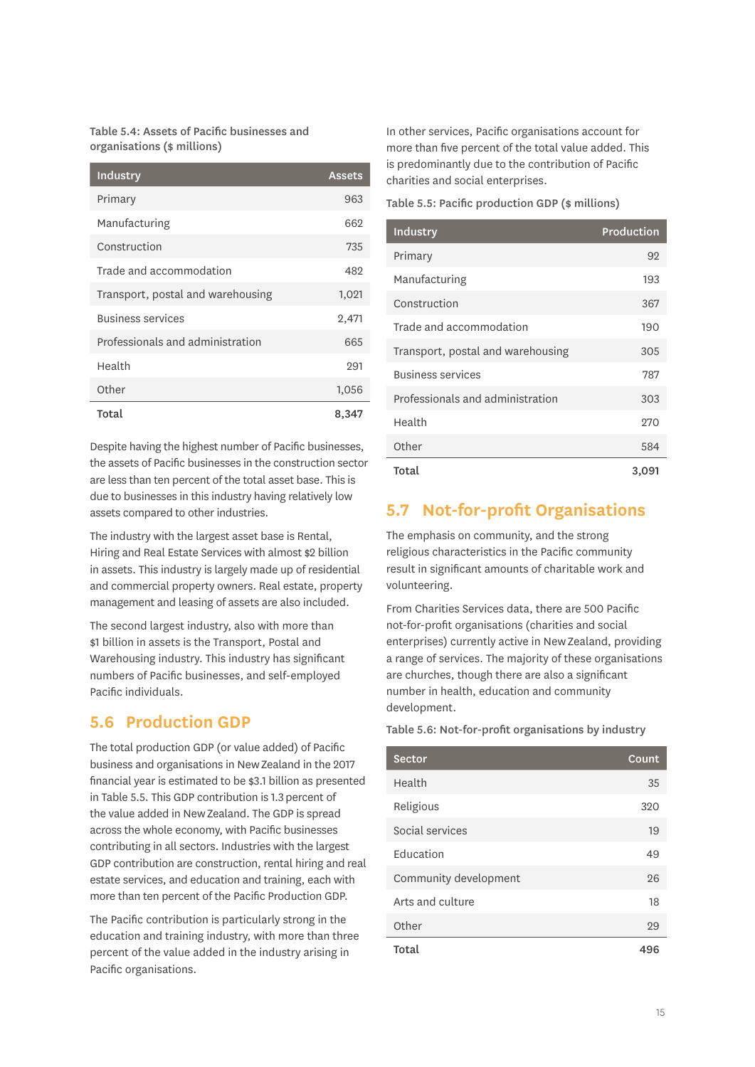Table 5.4: Assets of Pacific businesses and organisations ($ millions)

| Industry | Assets |
|---|---|
| Primary | 963 |
| Manufacturing | 662 |
| Construction | 735 |
| Trade and accommodation | 482 |
| Transport, postal and warehousing | 1,021 |
| Business services | 2,471 |
| Professionals and administration | 665 |
| Health | 291 |
| Other | 1,056 |
| **Total** | **8,347** |

Despite having the highest number of Pacific businesses, the assets of Pacific businesses in the construction sector are less than ten percent of the total asset base. This is due to businesses in this industry having relatively low assets compared to other industries.

The industry with the largest asset base is Rental, Hiring and Real Estate Services with almost $2 billion in assets. This industry is largely made up of residential and commercial property owners. Real estate, property management and leasing of assets are also included.

The second largest industry, also with more than $1 billion in assets is the Transport, Postal and Warehousing industry. This industry has significant numbers of Pacific businesses, and self-employed Pacific individuals.

## 5.6 Production GDP

The total production GDP (or value added) of Pacific business and organisations in New Zealand in the 2017 financial year is estimated to be $3.1 billion as presented in Table 5.5. This GDP contribution is 1.3 percent of the value added in New Zealand. The GDP is spread across the whole economy, with Pacific businesses contributing in all sectors. Industries with the largest GDP contribution are construction, rental hiring and real estate services, and education and training, each with more than ten percent of the Pacific Production GDP.

The Pacific contribution is particularly strong in the education and training industry, with more than three percent of the value added in the industry arising in Pacific organisations.

In other services, Pacific organisations account for more than five percent of the total value added. This is predominantly due to the contribution of Pacific charities and social enterprises.

Table 5.5: Pacific production GDP ($ millions)

| Industry | Production |
|---|---|
| Primary | 92 |
| Manufacturing | 193 |
| Construction | 367 |
| Trade and accommodation | 190 |
| Transport, postal and warehousing | 305 |
| Business services | 787 |
| Professionals and administration | 303 |
| Health | 270 |
| Other | 584 |
| **Total** | **3,091** |

## 5.7 Not-for-profit Organisations

The emphasis on community, and the strong religious characteristics in the Pacific community result in significant amounts of charitable work and volunteering.

From Charities Services data, there are 500 Pacific not-for-profit organisations (charities and social enterprises) currently active in New Zealand, providing a range of services. The majority of these organisations are churches, though there are also a significant number in health, education and community development.

Table 5.6: Not-for-profit organisations by industry

| Sector | Count |
|---|---|
| Health | 35 |
| Religious | 320 |
| Social services | 19 |
| Education | 49 |
| Community development | 26 |
| Arts and culture | 18 |
| Other | 29 |
| **Total** | **496** |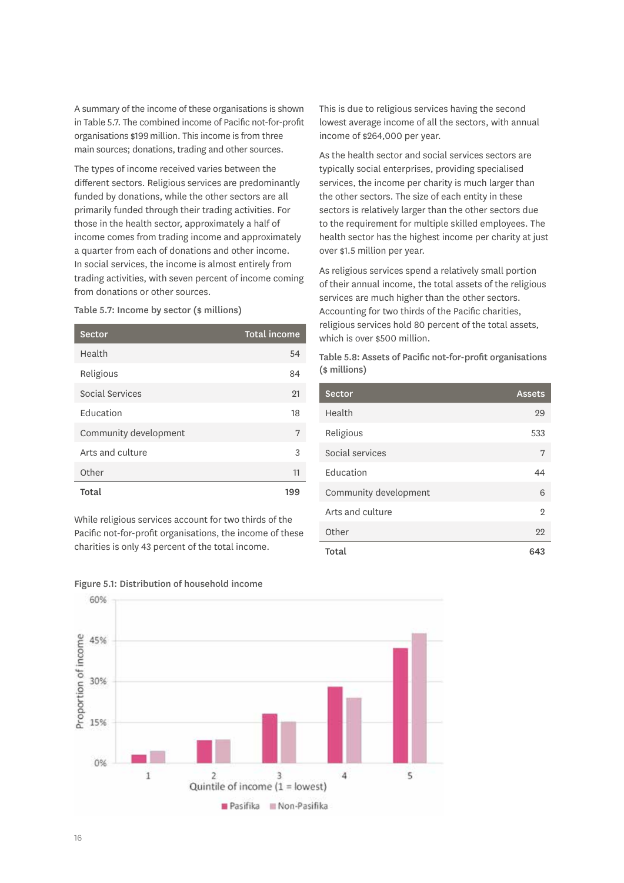A summary of the income of these organisations is shown in Table 5.7. The combined income of Pacific not-for-profit organisations $199 million. This income is from three main sources; donations, trading and other sources.

The types of income received varies between the different sectors. Religious services are predominantly funded by donations, while the other sectors are all primarily funded through their trading activities. For those in the health sector, approximately a half of income comes from trading income and approximately a quarter from each of donations and other income. In social services, the income is almost entirely from trading activities, with seven percent of income coming from donations or other sources.

**Table 5.7: Income by sector ($ millions)**

| Sector | Total income |
|---|---|
| Health | 54 |
| Religious | 84 |
| Social Services | 21 |
| Education | 18 |
| Community development | 7 |
| Arts and culture | 3 |
| Other | 11 |
| **Total** | **199** |

While religious services account for two thirds of the Pacific not-for-profit organisations, the income of these charities is only 43 percent of the total income.

This is due to religious services having the second lowest average income of all the sectors, with annual income of $264,000 per year.

As the health sector and social services sectors are typically social enterprises, providing specialised services, the income per charity is much larger than the other sectors. The size of each entity in these sectors is relatively larger than the other sectors due to the requirement for multiple skilled employees. The health sector has the highest income per charity at just over $1.5 million per year.

As religious services spend a relatively small portion of their annual income, the total assets of the religious services are much higher than the other sectors. Accounting for two thirds of the Pacific charities, religious services hold 80 percent of the total assets, which is over $500 million.

**Table 5.8: Assets of Pacific not-for-profit organisations ($ millions)**

| Sector | Assets |
|---|---|
| Health | 29 |
| Religious | 533 |
| Social services | 7 |
| Education | 44 |
| Community development | 6 |
| Arts and culture | 2 |
| Other | 22 |
| **Total** | **643** |

**Figure 5.1: Distribution of household income**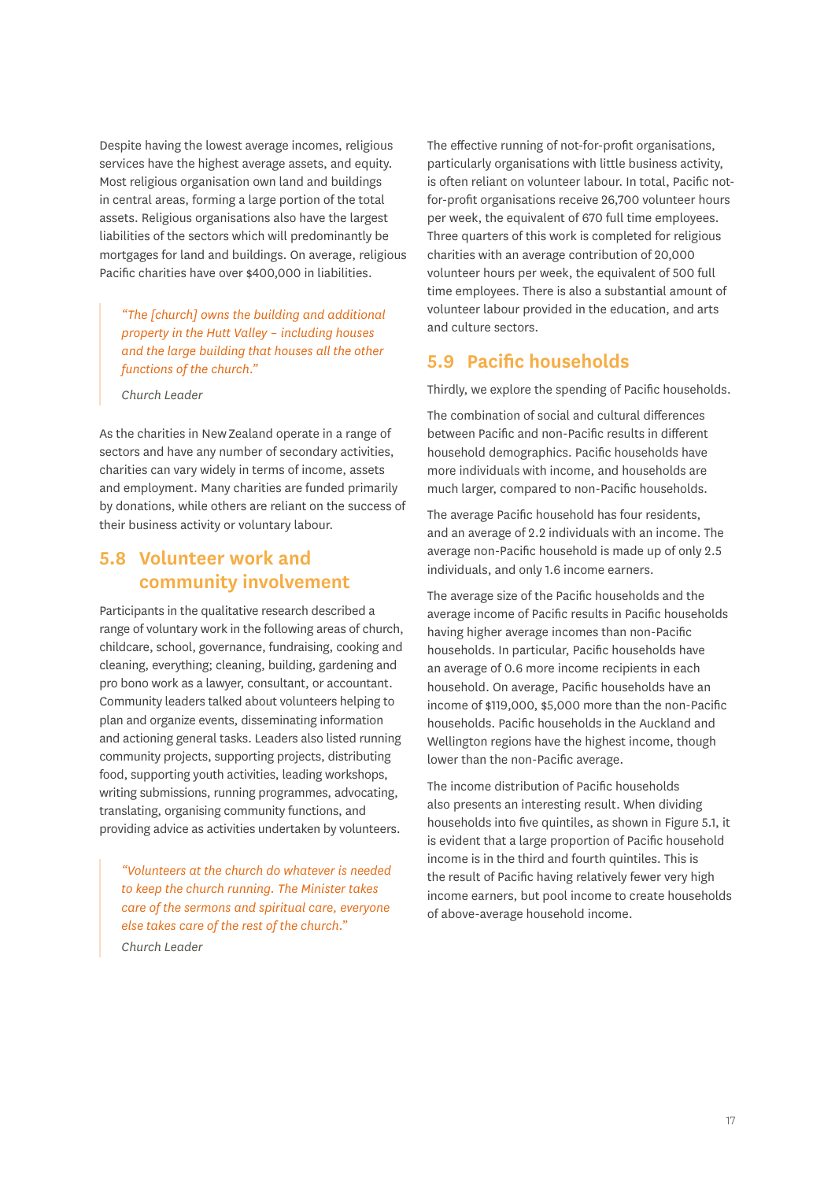Despite having the lowest average incomes, religious services have the highest average assets, and equity. Most religious organisation own land and buildings in central areas, forming a large portion of the total assets. Religious organisations also have the largest liabilities of the sectors which will predominantly be mortgages for land and buildings. On average, religious Pacific charities have over $400,000 in liabilities.

> *"The [church] owns the building and additional property in the Hutt Valley – including houses and the large building that houses all the other functions of the church."*
>
> *Church Leader*

As the charities in New Zealand operate in a range of sectors and have any number of secondary activities, charities can vary widely in terms of income, assets and employment. Many charities are funded primarily by donations, while others are reliant on the success of their business activity or voluntary labour.

## 5.8 Volunteer work and community involvement

Participants in the qualitative research described a range of voluntary work in the following areas of church, childcare, school, governance, fundraising, cooking and cleaning, everything; cleaning, building, gardening and pro bono work as a lawyer, consultant, or accountant. Community leaders talked about volunteers helping to plan and organize events, disseminating information and actioning general tasks. Leaders also listed running community projects, supporting projects, distributing food, supporting youth activities, leading workshops, writing submissions, running programmes, advocating, translating, organising community functions, and providing advice as activities undertaken by volunteers.

> *"Volunteers at the church do whatever is needed to keep the church running. The Minister takes care of the sermons and spiritual care, everyone else takes care of the rest of the church."*
>
> *Church Leader*

The effective running of not-for-profit organisations, particularly organisations with little business activity, is often reliant on volunteer labour. In total, Pacific not-for-profit organisations receive 26,700 volunteer hours per week, the equivalent of 670 full time employees. Three quarters of this work is completed for religious charities with an average contribution of 20,000 volunteer hours per week, the equivalent of 500 full time employees. There is also a substantial amount of volunteer labour provided in the education, and arts and culture sectors.

## 5.9 Pacific households

Thirdly, we explore the spending of Pacific households.

The combination of social and cultural differences between Pacific and non-Pacific results in different household demographics. Pacific households have more individuals with income, and households are much larger, compared to non-Pacific households.

The average Pacific household has four residents, and an average of 2.2 individuals with an income. The average non-Pacific household is made up of only 2.5 individuals, and only 1.6 income earners.

The average size of the Pacific households and the average income of Pacific results in Pacific households having higher average incomes than non-Pacific households. In particular, Pacific households have an average of 0.6 more income recipients in each household. On average, Pacific households have an income of $119,000, $5,000 more than the non-Pacific households. Pacific households in the Auckland and Wellington regions have the highest income, though lower than the non-Pacific average.

The income distribution of Pacific households also presents an interesting result. When dividing households into five quintiles, as shown in Figure 5.1, it is evident that a large proportion of Pacific household income is in the third and fourth quintiles. This is the result of Pacific having relatively fewer very high income earners, but pool income to create households of above-average household income.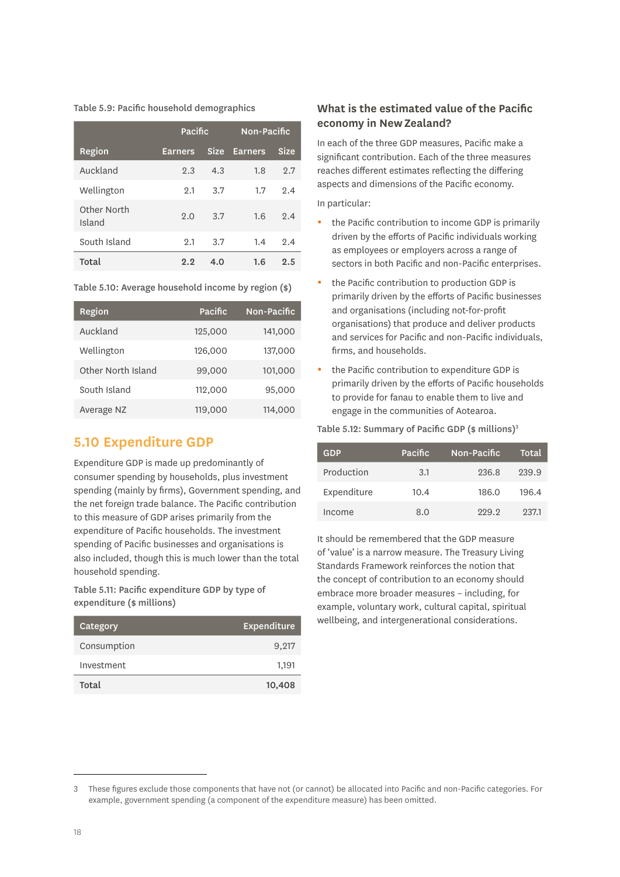Table 5.9: Pacific household demographics

| | Pacific | | Non-Pacific | |
|---|---|---|---|---|
| Region | Earners | Size | Earners | Size |
| Auckland | 2.3 | 4.3 | 1.8 | 2.7 |
| Wellington | 2.1 | 3.7 | 1.7 | 2.4 |
| Other North Island | 2.0 | 3.7 | 1.6 | 2.4 |
| South Island | 2.1 | 3.7 | 1.4 | 2.4 |
| **Total** | **2.2** | **4.0** | **1.6** | **2.5** |

Table 5.10: Average household income by region ($)

| Region | Pacific | Non-Pacific |
|---|---|---|
| Auckland | 125,000 | 141,000 |
| Wellington | 126,000 | 137,000 |
| Other North Island | 99,000 | 101,000 |
| South Island | 112,000 | 95,000 |
| Average NZ | 119,000 | 114,000 |

## 5.10 Expenditure GDP

Expenditure GDP is made up predominantly of consumer spending by households, plus investment spending (mainly by firms), Government spending, and the net foreign trade balance. The Pacific contribution to this measure of GDP arises primarily from the expenditure of Pacific households. The investment spending of Pacific businesses and organisations is also included, though this is much lower than the total household spending.

Table 5.11: Pacific expenditure GDP by type of expenditure ($ millions)

| Category | Expenditure |
|---|---|
| Consumption | 9,217 |
| Investment | 1,191 |
| **Total** | **10,408** |

### What is the estimated value of the Pacific economy in New Zealand?

In each of the three GDP measures, Pacific make a significant contribution. Each of the three measures reaches different estimates reflecting the differing aspects and dimensions of the Pacific economy.

In particular:

- the Pacific contribution to income GDP is primarily driven by the efforts of Pacific individuals working as employees or employers across a range of sectors in both Pacific and non-Pacific enterprises.
- the Pacific contribution to production GDP is primarily driven by the efforts of Pacific businesses and organisations (including not-for-profit organisations) that produce and deliver products and services for Pacific and non-Pacific individuals, firms, and households.
- the Pacific contribution to expenditure GDP is primarily driven by the efforts of Pacific households to provide for fanau to enable them to live and engage in the communities of Aotearoa.

Table 5.12: Summary of Pacific GDP ($ millions)[3]

| GDP | Pacific | Non-Pacific | Total |
|---|---|---|---|
| Production | 3.1 | 236.8 | 239.9 |
| Expenditure | 10.4 | 186.0 | 196.4 |
| Income | 8.0 | 229.2 | 237.1 |

It should be remembered that the GDP measure of 'value' is a narrow measure. The Treasury Living Standards Framework reinforces the notion that the concept of contribution to an economy should embrace more broader measures – including, for example, voluntary work, cultural capital, spiritual wellbeing, and intergenerational considerations.

3 These figures exclude those components that have not (or cannot) be allocated into Pacific and non-Pacific categories. For example, government spending (a component of the expenditure measure) has been omitted.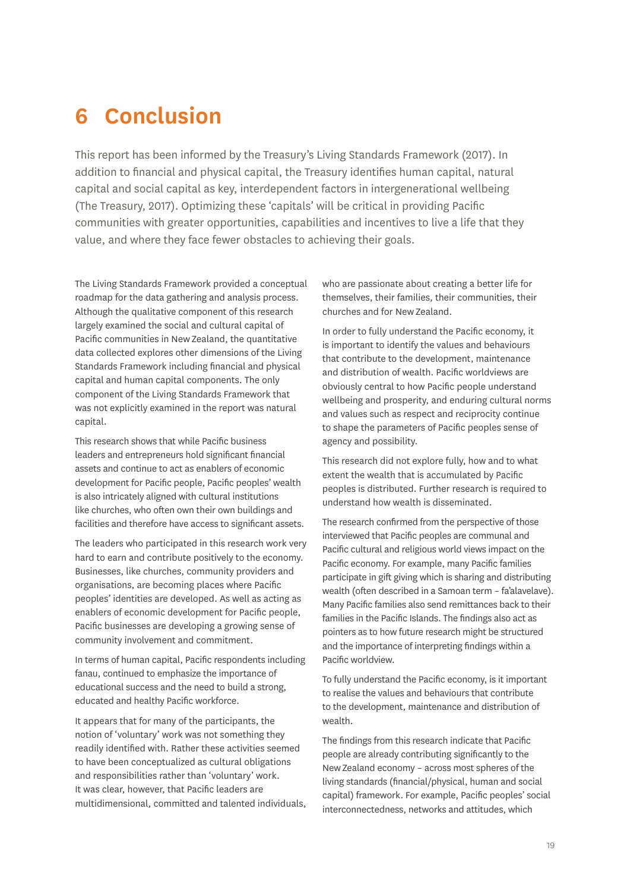# 6 Conclusion

This report has been informed by the Treasury's Living Standards Framework (2017). In addition to financial and physical capital, the Treasury identifies human capital, natural capital and social capital as key, interdependent factors in intergenerational wellbeing (The Treasury, 2017). Optimizing these 'capitals' will be critical in providing Pacific communities with greater opportunities, capabilities and incentives to live a life that they value, and where they face fewer obstacles to achieving their goals.

The Living Standards Framework provided a conceptual roadmap for the data gathering and analysis process. Although the qualitative component of this research largely examined the social and cultural capital of Pacific communities in New Zealand, the quantitative data collected explores other dimensions of the Living Standards Framework including financial and physical capital and human capital components. The only component of the Living Standards Framework that was not explicitly examined in the report was natural capital.

This research shows that while Pacific business leaders and entrepreneurs hold significant financial assets and continue to act as enablers of economic development for Pacific people, Pacific peoples' wealth is also intricately aligned with cultural institutions like churches, who often own their own buildings and facilities and therefore have access to significant assets.

The leaders who participated in this research work very hard to earn and contribute positively to the economy. Businesses, like churches, community providers and organisations, are becoming places where Pacific peoples' identities are developed. As well as acting as enablers of economic development for Pacific people, Pacific businesses are developing a growing sense of community involvement and commitment.

In terms of human capital, Pacific respondents including fanau, continued to emphasize the importance of educational success and the need to build a strong, educated and healthy Pacific workforce.

It appears that for many of the participants, the notion of 'voluntary' work was not something they readily identified with. Rather these activities seemed to have been conceptualized as cultural obligations and responsibilities rather than 'voluntary' work. It was clear, however, that Pacific leaders are multidimensional, committed and talented individuals, who are passionate about creating a better life for themselves, their families, their communities, their churches and for New Zealand.

In order to fully understand the Pacific economy, it is important to identify the values and behaviours that contribute to the development, maintenance and distribution of wealth. Pacific worldviews are obviously central to how Pacific people understand wellbeing and prosperity, and enduring cultural norms and values such as respect and reciprocity continue to shape the parameters of Pacific peoples sense of agency and possibility.

This research did not explore fully, how and to what extent the wealth that is accumulated by Pacific peoples is distributed. Further research is required to understand how wealth is disseminated.

The research confirmed from the perspective of those interviewed that Pacific peoples are communal and Pacific cultural and religious world views impact on the Pacific economy. For example, many Pacific families participate in gift giving which is sharing and distributing wealth (often described in a Samoan term – fa'alavelave). Many Pacific families also send remittances back to their families in the Pacific Islands. The findings also act as pointers as to how future research might be structured and the importance of interpreting findings within a Pacific worldview.

To fully understand the Pacific economy, is it important to realise the values and behaviours that contribute to the development, maintenance and distribution of wealth.

The findings from this research indicate that Pacific people are already contributing significantly to the New Zealand economy – across most spheres of the living standards (financial/physical, human and social capital) framework. For example, Pacific peoples' social interconnectedness, networks and attitudes, which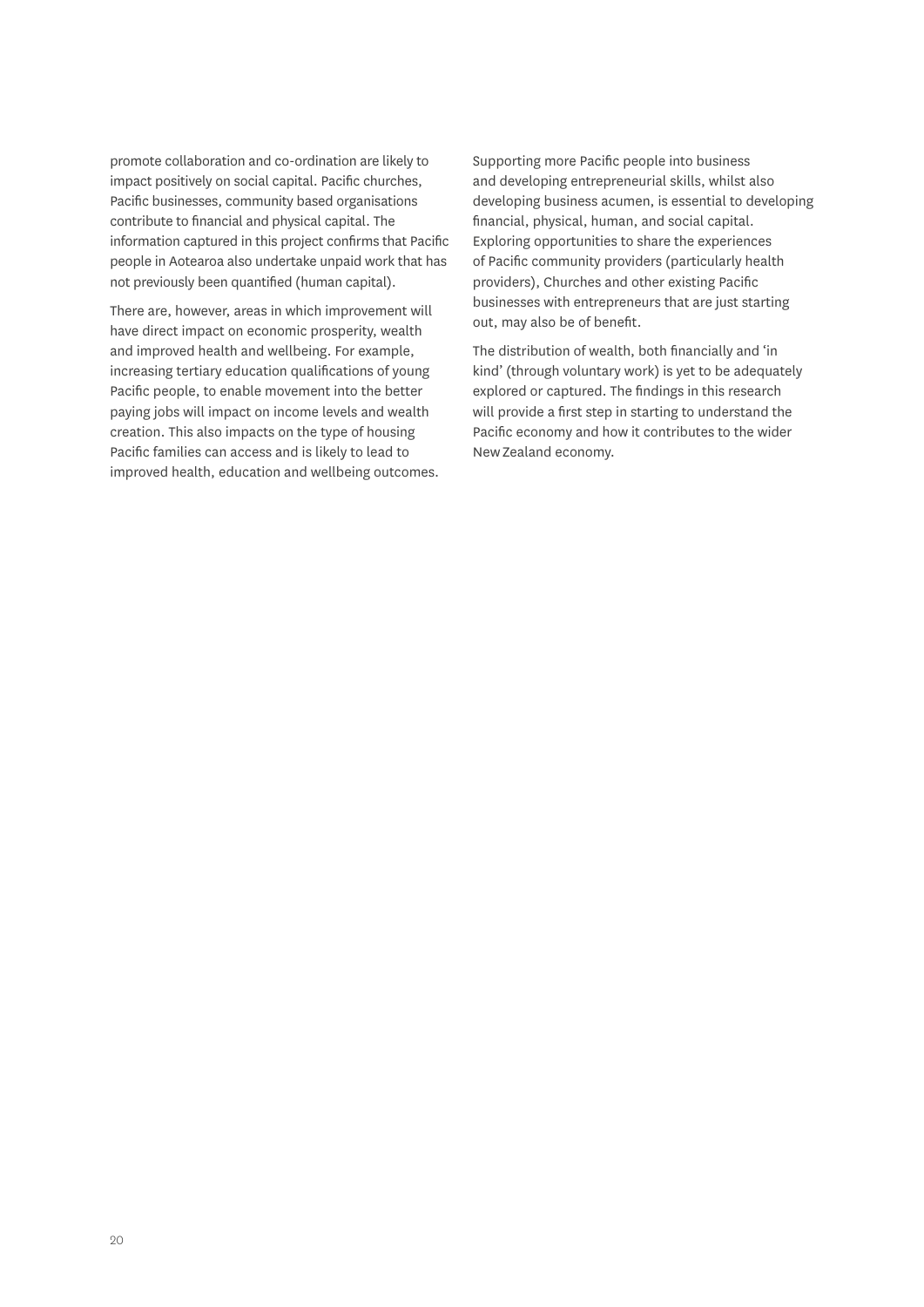promote collaboration and co-ordination are likely to impact positively on social capital. Pacific churches, Pacific businesses, community based organisations contribute to financial and physical capital. The information captured in this project confirms that Pacific people in Aotearoa also undertake unpaid work that has not previously been quantified (human capital).

There are, however, areas in which improvement will have direct impact on economic prosperity, wealth and improved health and wellbeing. For example, increasing tertiary education qualifications of young Pacific people, to enable movement into the better paying jobs will impact on income levels and wealth creation. This also impacts on the type of housing Pacific families can access and is likely to lead to improved health, education and wellbeing outcomes.

Supporting more Pacific people into business and developing entrepreneurial skills, whilst also developing business acumen, is essential to developing financial, physical, human, and social capital. Exploring opportunities to share the experiences of Pacific community providers (particularly health providers), Churches and other existing Pacific businesses with entrepreneurs that are just starting out, may also be of benefit.

The distribution of wealth, both financially and 'in kind' (through voluntary work) is yet to be adequately explored or captured. The findings in this research will provide a first step in starting to understand the Pacific economy and how it contributes to the wider New Zealand economy.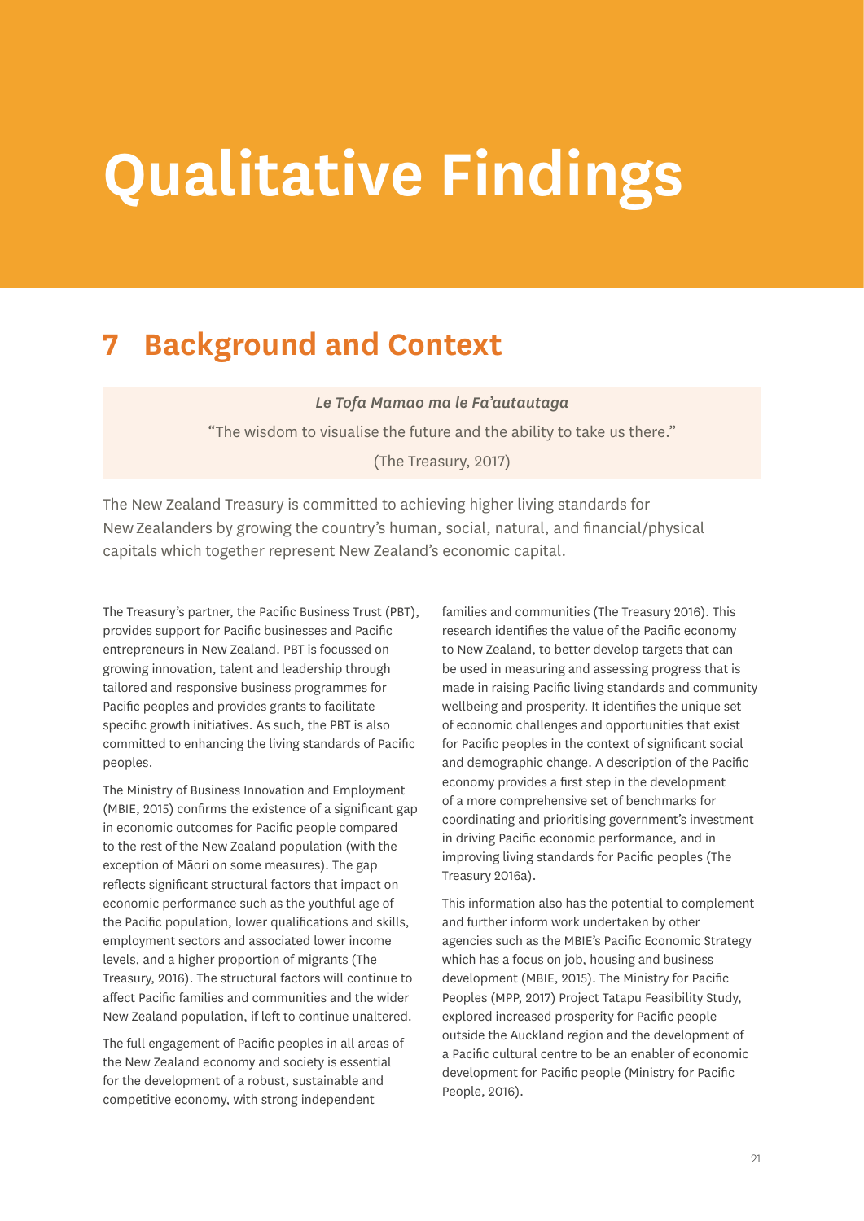# Qualitative Findings

## 7 Background and Context

> ***Le Tofa Mamao ma le Fa'autautaga***
>
> "The wisdom to visualise the future and the ability to take us there."
>
> (The Treasury, 2017)

The New Zealand Treasury is committed to achieving higher living standards for New Zealanders by growing the country's human, social, natural, and financial/physical capitals which together represent New Zealand's economic capital.

The Treasury's partner, the Pacific Business Trust (PBT), provides support for Pacific businesses and Pacific entrepreneurs in New Zealand. PBT is focussed on growing innovation, talent and leadership through tailored and responsive business programmes for Pacific peoples and provides grants to facilitate specific growth initiatives. As such, the PBT is also committed to enhancing the living standards of Pacific peoples.

The Ministry of Business Innovation and Employment (MBIE, 2015) confirms the existence of a significant gap in economic outcomes for Pacific people compared to the rest of the New Zealand population (with the exception of Māori on some measures). The gap reflects significant structural factors that impact on economic performance such as the youthful age of the Pacific population, lower qualifications and skills, employment sectors and associated lower income levels, and a higher proportion of migrants (The Treasury, 2016). The structural factors will continue to affect Pacific families and communities and the wider New Zealand population, if left to continue unaltered.

The full engagement of Pacific peoples in all areas of the New Zealand economy and society is essential for the development of a robust, sustainable and competitive economy, with strong independent families and communities (The Treasury 2016). This research identifies the value of the Pacific economy to New Zealand, to better develop targets that can be used in measuring and assessing progress that is made in raising Pacific living standards and community wellbeing and prosperity. It identifies the unique set of economic challenges and opportunities that exist for Pacific peoples in the context of significant social and demographic change. A description of the Pacific economy provides a first step in the development of a more comprehensive set of benchmarks for coordinating and prioritising government's investment in driving Pacific economic performance, and in improving living standards for Pacific peoples (The Treasury 2016a).

This information also has the potential to complement and further inform work undertaken by other agencies such as the MBIE's Pacific Economic Strategy which has a focus on job, housing and business development (MBIE, 2015). The Ministry for Pacific Peoples (MPP, 2017) Project Tatapu Feasibility Study, explored increased prosperity for Pacific people outside the Auckland region and the development of a Pacific cultural centre to be an enabler of economic development for Pacific people (Ministry for Pacific People, 2016).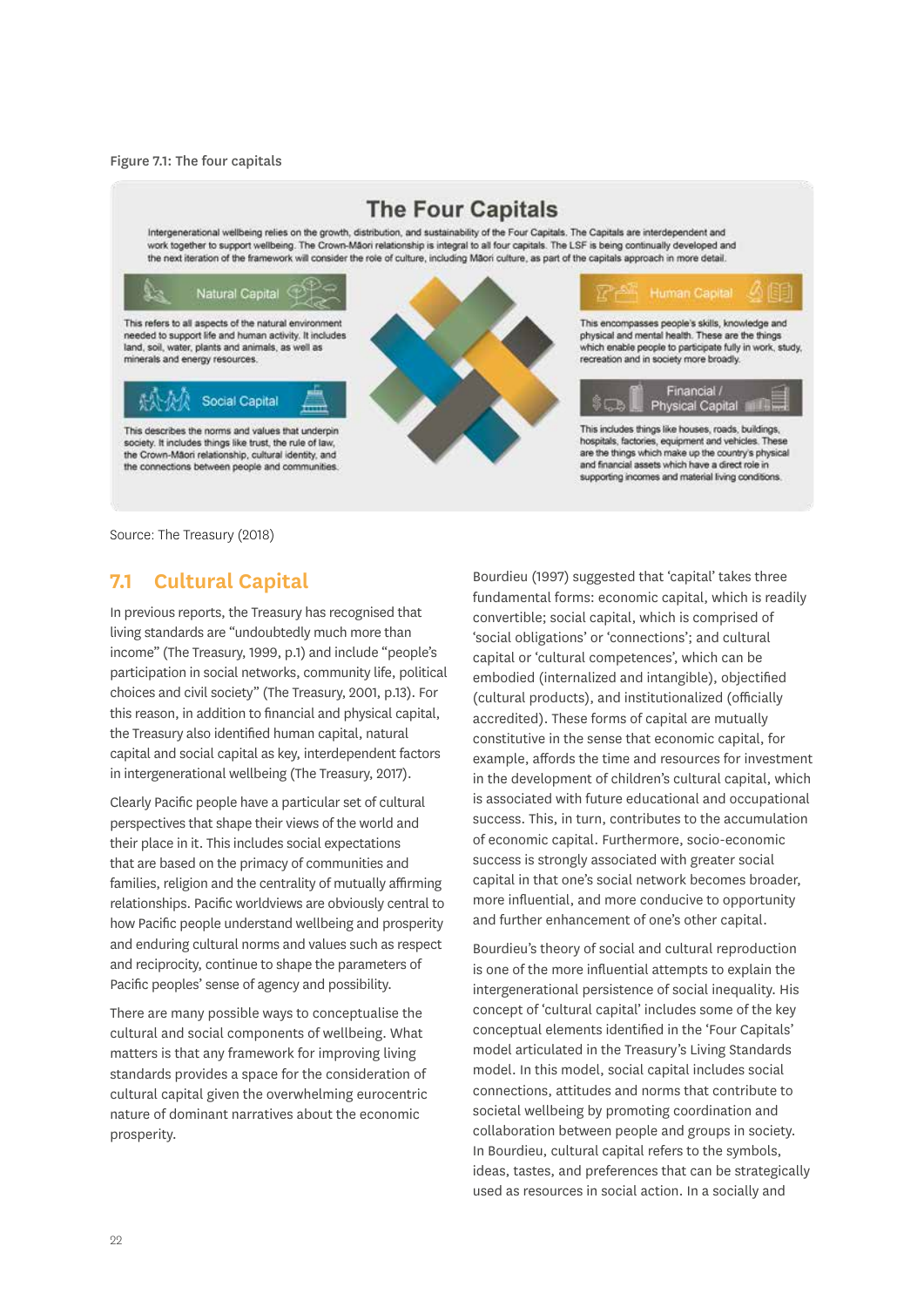Figure 7.1: The four capitals

## The Four Capitals

Intergenerational wellbeing relies on the growth, distribution, and sustainability of the Four Capitals. The Capitals are interdependent and work together to support wellbeing. The Crown-Māori relationship is integral to all four capitals. The LSF is being continually developed and the next iteration of the framework will consider the role of culture, including Māori culture, as part of the capitals approach in more detail.

**Natural Capital**

This refers to all aspects of the natural environment needed to support life and human activity. It includes land, soil, water, plants and animals, as well as minerals and energy resources.

**Social Capital**

This describes the norms and values that underpin society. It includes things like trust, the rule of law, the Crown-Māori relationship, cultural identity, and the connections between people and communities.

**Human Capital**

This encompasses people's skills, knowledge and physical and mental health. These are the things which enable people to participate fully in work, study, recreation and in society more broadly.

**Financial / Physical Capital**

This includes things like houses, roads, buildings, hospitals, factories, equipment and vehicles. These are the things which make up the country's physical and financial assets which have a direct role in supporting incomes and material living conditions.

Source: The Treasury (2018)

## 7.1 Cultural Capital

In previous reports, the Treasury has recognised that living standards are "undoubtedly much more than income" (The Treasury, 1999, p.1) and include "people's participation in social networks, community life, political choices and civil society" (The Treasury, 2001, p.13). For this reason, in addition to financial and physical capital, the Treasury also identified human capital, natural capital and social capital as key, interdependent factors in intergenerational wellbeing (The Treasury, 2017).

Clearly Pacific people have a particular set of cultural perspectives that shape their views of the world and their place in it. This includes social expectations that are based on the primacy of communities and families, religion and the centrality of mutually affirming relationships. Pacific worldviews are obviously central to how Pacific people understand wellbeing and prosperity and enduring cultural norms and values such as respect and reciprocity, continue to shape the parameters of Pacific peoples' sense of agency and possibility.

There are many possible ways to conceptualise the cultural and social components of wellbeing. What matters is that any framework for improving living standards provides a space for the consideration of cultural capital given the overwhelming eurocentric nature of dominant narratives about the economic prosperity.

Bourdieu (1997) suggested that 'capital' takes three fundamental forms: economic capital, which is readily convertible; social capital, which is comprised of 'social obligations' or 'connections'; and cultural capital or 'cultural competences', which can be embodied (internalized and intangible), objectified (cultural products), and institutionalized (officially accredited). These forms of capital are mutually constitutive in the sense that economic capital, for example, affords the time and resources for investment in the development of children's cultural capital, which is associated with future educational and occupational success. This, in turn, contributes to the accumulation of economic capital. Furthermore, socio-economic success is strongly associated with greater social capital in that one's social network becomes broader, more influential, and more conducive to opportunity and further enhancement of one's other capital.

Bourdieu's theory of social and cultural reproduction is one of the more influential attempts to explain the intergenerational persistence of social inequality. His concept of 'cultural capital' includes some of the key conceptual elements identified in the 'Four Capitals' model articulated in the Treasury's Living Standards model. In this model, social capital includes social connections, attitudes and norms that contribute to societal wellbeing by promoting coordination and collaboration between people and groups in society. In Bourdieu, cultural capital refers to the symbols, ideas, tastes, and preferences that can be strategically used as resources in social action. In a socially and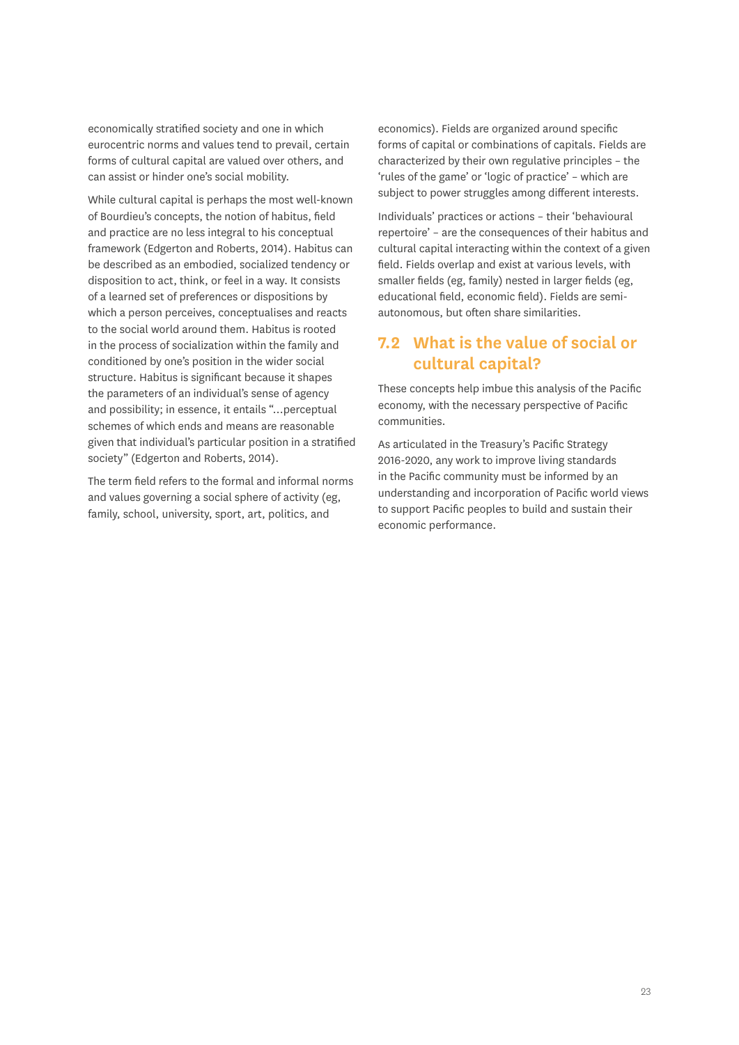economically stratified society and one in which eurocentric norms and values tend to prevail, certain forms of cultural capital are valued over others, and can assist or hinder one's social mobility.

While cultural capital is perhaps the most well-known of Bourdieu's concepts, the notion of habitus, field and practice are no less integral to his conceptual framework (Edgerton and Roberts, 2014). Habitus can be described as an embodied, socialized tendency or disposition to act, think, or feel in a way. It consists of a learned set of preferences or dispositions by which a person perceives, conceptualises and reacts to the social world around them. Habitus is rooted in the process of socialization within the family and conditioned by one's position in the wider social structure. Habitus is significant because it shapes the parameters of an individual's sense of agency and possibility; in essence, it entails "...perceptual schemes of which ends and means are reasonable given that individual's particular position in a stratified society" (Edgerton and Roberts, 2014).

The term field refers to the formal and informal norms and values governing a social sphere of activity (eg, family, school, university, sport, art, politics, and economics). Fields are organized around specific forms of capital or combinations of capitals. Fields are characterized by their own regulative principles – the 'rules of the game' or 'logic of practice' – which are subject to power struggles among different interests.

Individuals' practices or actions – their 'behavioural repertoire' – are the consequences of their habitus and cultural capital interacting within the context of a given field. Fields overlap and exist at various levels, with smaller fields (eg, family) nested in larger fields (eg, educational field, economic field). Fields are semi-autonomous, but often share similarities.

## 7.2 What is the value of social or cultural capital?

These concepts help imbue this analysis of the Pacific economy, with the necessary perspective of Pacific communities.

As articulated in the Treasury's Pacific Strategy 2016-2020, any work to improve living standards in the Pacific community must be informed by an understanding and incorporation of Pacific world views to support Pacific peoples to build and sustain their economic performance.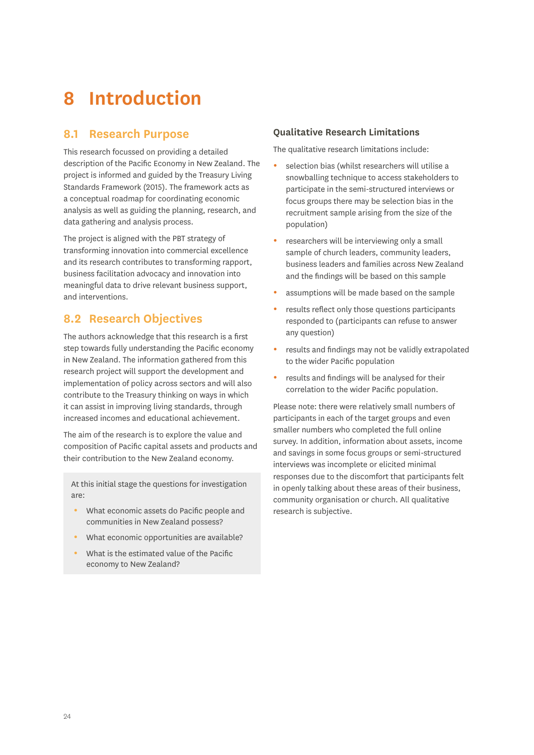# 8 Introduction

## 8.1 Research Purpose

This research focussed on providing a detailed description of the Pacific Economy in New Zealand. The project is informed and guided by the Treasury Living Standards Framework (2015). The framework acts as a conceptual roadmap for coordinating economic analysis as well as guiding the planning, research, and data gathering and analysis process.

The project is aligned with the PBT strategy of transforming innovation into commercial excellence and its research contributes to transforming rapport, business facilitation advocacy and innovation into meaningful data to drive relevant business support, and interventions.

## 8.2 Research Objectives

The authors acknowledge that this research is a first step towards fully understanding the Pacific economy in New Zealand. The information gathered from this research project will support the development and implementation of policy across sectors and will also contribute to the Treasury thinking on ways in which it can assist in improving living standards, through increased incomes and educational achievement.

The aim of the research is to explore the value and composition of Pacific capital assets and products and their contribution to the New Zealand economy.

At this initial stage the questions for investigation are:

- What economic assets do Pacific people and communities in New Zealand possess?
- What economic opportunities are available?
- What is the estimated value of the Pacific economy to New Zealand?

### Qualitative Research Limitations

The qualitative research limitations include:

- selection bias (whilst researchers will utilise a snowballing technique to access stakeholders to participate in the semi-structured interviews or focus groups there may be selection bias in the recruitment sample arising from the size of the population)
- researchers will be interviewing only a small sample of church leaders, community leaders, business leaders and families across New Zealand and the findings will be based on this sample
- assumptions will be made based on the sample
- results reflect only those questions participants responded to (participants can refuse to answer any question)
- results and findings may not be validly extrapolated to the wider Pacific population
- results and findings will be analysed for their correlation to the wider Pacific population.

Please note: there were relatively small numbers of participants in each of the target groups and even smaller numbers who completed the full online survey. In addition, information about assets, income and savings in some focus groups or semi-structured interviews was incomplete or elicited minimal responses due to the discomfort that participants felt in openly talking about these areas of their business, community organisation or church. All qualitative research is subjective.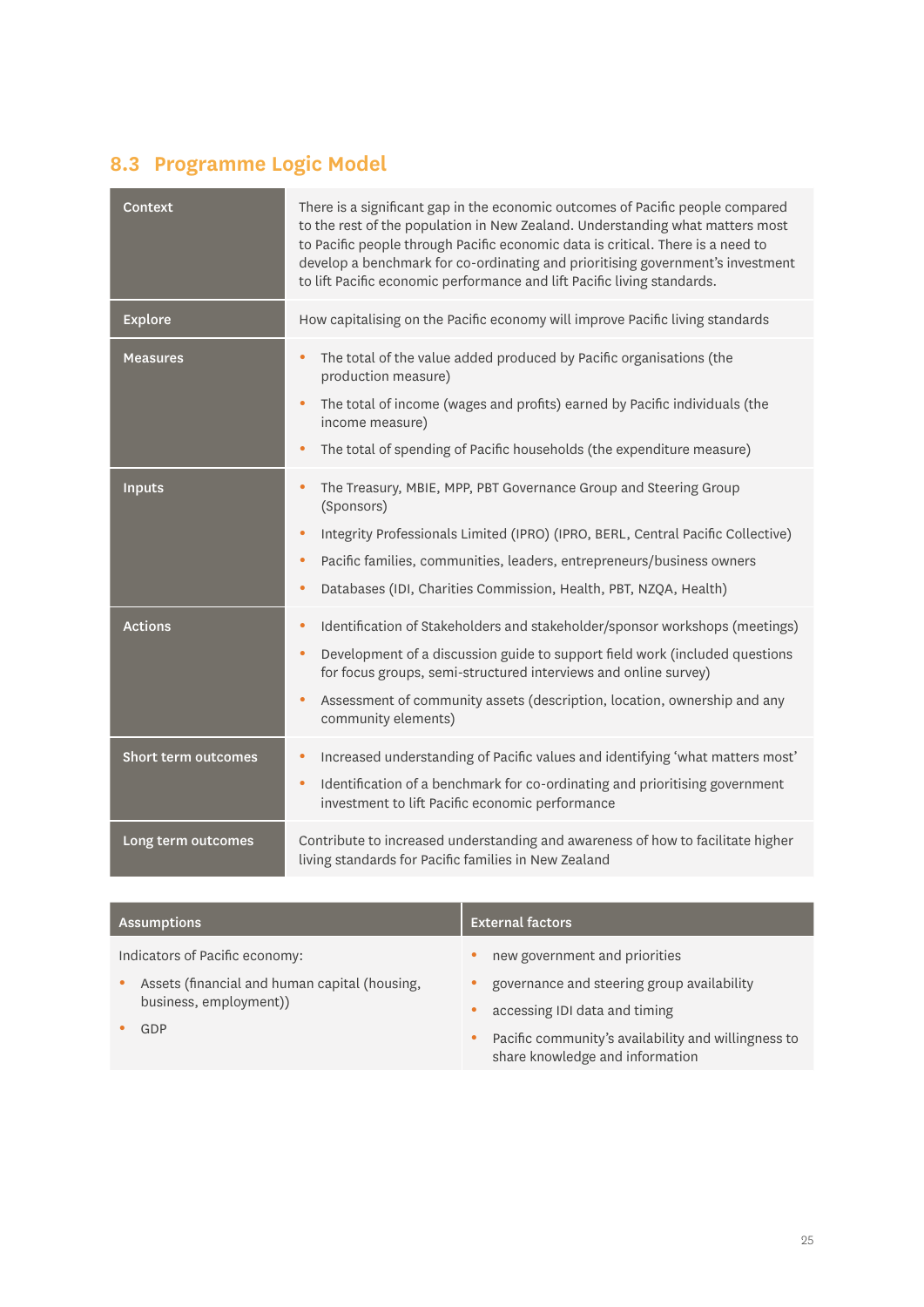## 8.3 Programme Logic Model

| | |
|---|---|
| **Context** | There is a significant gap in the economic outcomes of Pacific people compared to the rest of the population in New Zealand. Understanding what matters most to Pacific people through Pacific economic data is critical. There is a need to develop a benchmark for co-ordinating and prioritising government's investment to lift Pacific economic performance and lift Pacific living standards. |
| **Explore** | How capitalising on the Pacific economy will improve Pacific living standards |
| **Measures** | • The total of the value added produced by Pacific organisations (the production measure)<br>• The total of income (wages and profits) earned by Pacific individuals (the income measure)<br>• The total of spending of Pacific households (the expenditure measure) |
| **Inputs** | • The Treasury, MBIE, MPP, PBT Governance Group and Steering Group (Sponsors)<br>• Integrity Professionals Limited (IPRO) (IPRO, BERL, Central Pacific Collective)<br>• Pacific families, communities, leaders, entrepreneurs/business owners<br>• Databases (IDI, Charities Commission, Health, PBT, NZQA, Health) |
| **Actions** | • Identification of Stakeholders and stakeholder/sponsor workshops (meetings)<br>• Development of a discussion guide to support field work (included questions for focus groups, semi-structured interviews and online survey)<br>• Assessment of community assets (description, location, ownership and any community elements) |
| **Short term outcomes** | • Increased understanding of Pacific values and identifying 'what matters most'<br>• Identification of a benchmark for co-ordinating and prioritising government investment to lift Pacific economic performance |
| **Long term outcomes** | Contribute to increased understanding and awareness of how to facilitate higher living standards for Pacific families in New Zealand |

| Assumptions | External factors |
|---|---|
| Indicators of Pacific economy:<br>• Assets (financial and human capital (housing, business, employment))<br>• GDP | • new government and priorities<br>• governance and steering group availability<br>• accessing IDI data and timing<br>• Pacific community's availability and willingness to share knowledge and information |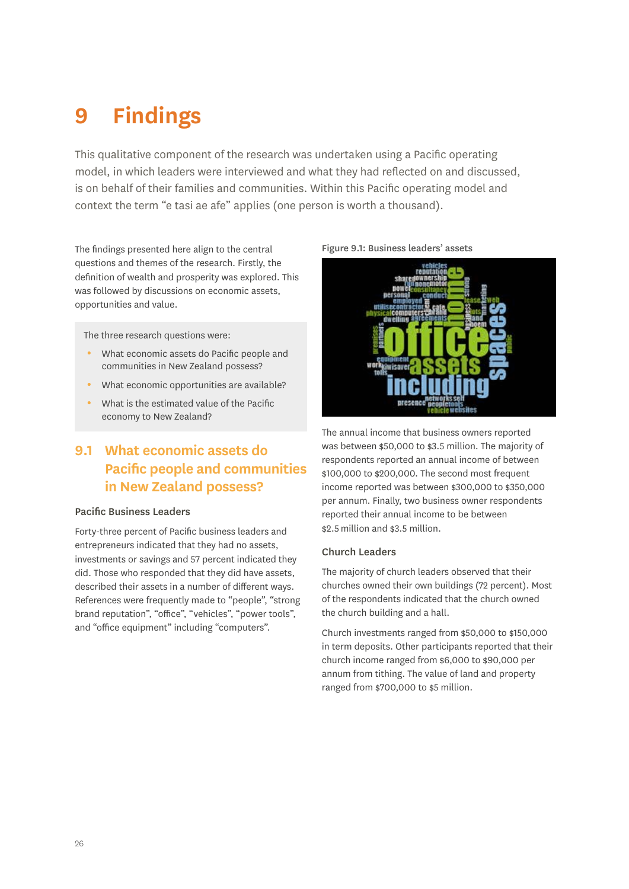# 9 Findings

This qualitative component of the research was undertaken using a Pacific operating model, in which leaders were interviewed and what they had reflected on and discussed, is on behalf of their families and communities. Within this Pacific operating model and context the term "e tasi ae afe" applies (one person is worth a thousand).

The findings presented here align to the central questions and themes of the research. Firstly, the definition of wealth and prosperity was explored. This was followed by discussions on economic assets, opportunities and value.

The three research questions were:

- What economic assets do Pacific people and communities in New Zealand possess?
- What economic opportunities are available?
- What is the estimated value of the Pacific economy to New Zealand?

## 9.1 What economic assets do Pacific people and communities in New Zealand possess?

### Pacific Business Leaders

Forty-three percent of Pacific business leaders and entrepreneurs indicated that they had no assets, investments or savings and 57 percent indicated they did. Those who responded that they did have assets, described their assets in a number of different ways. References were frequently made to "people", "strong brand reputation", "office", "vehicles", "power tools", and "office equipment" including "computers".

Figure 9.1: Business leaders' assets

The annual income that business owners reported was between $50,000 to $3.5 million. The majority of respondents reported an annual income of between $100,000 to $200,000. The second most frequent income reported was between $300,000 to $350,000 per annum. Finally, two business owner respondents reported their annual income to be between $2.5 million and $3.5 million.

### Church Leaders

The majority of church leaders observed that their churches owned their own buildings (72 percent). Most of the respondents indicated that the church owned the church building and a hall.

Church investments ranged from $50,000 to $150,000 in term deposits. Other participants reported that their church income ranged from $6,000 to $90,000 per annum from tithing. The value of land and property ranged from $700,000 to $5 million.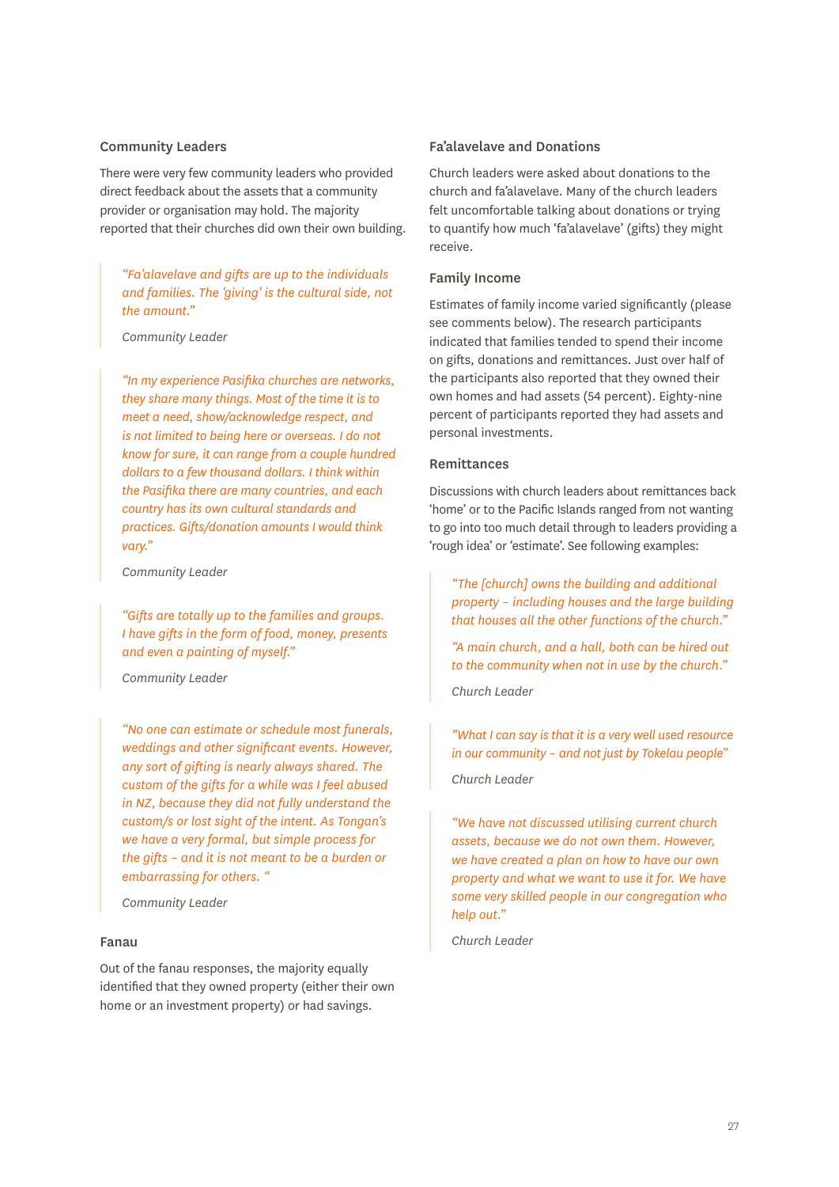### Community Leaders

There were very few community leaders who provided direct feedback about the assets that a community provider or organisation may hold. The majority reported that their churches did own their own building.

> *"Fa'alavelave and gifts are up to the individuals and families. The 'giving' is the cultural side, not the amount."*
>
> *Community Leader*

> *"In my experience Pasifika churches are networks, they share many things. Most of the time it is to meet a need, show/acknowledge respect, and is not limited to being here or overseas. I do not know for sure, it can range from a couple hundred dollars to a few thousand dollars. I think within the Pasifika there are many countries, and each country has its own cultural standards and practices. Gifts/donation amounts I would think vary."*
>
> *Community Leader*

> *"Gifts are totally up to the families and groups. I have gifts in the form of food, money, presents and even a painting of myself."*
>
> *Community Leader*

> *"No one can estimate or schedule most funerals, weddings and other significant events. However, any sort of gifting is nearly always shared. The custom of the gifts for a while was I feel abused in NZ, because they did not fully understand the custom/s or lost sight of the intent. As Tongan's we have a very formal, but simple process for the gifts – and it is not meant to be a burden or embarrassing for others. "*
>
> *Community Leader*

### Fanau

Out of the fanau responses, the majority equally identified that they owned property (either their own home or an investment property) or had savings.

### Fa'alavelave and Donations

Church leaders were asked about donations to the church and fa'alavelave. Many of the church leaders felt uncomfortable talking about donations or trying to quantify how much 'fa'alavelave' (gifts) they might receive.

### Family Income

Estimates of family income varied significantly (please see comments below). The research participants indicated that families tended to spend their income on gifts, donations and remittances. Just over half of the participants also reported that they owned their own homes and had assets (54 percent). Eighty-nine percent of participants reported they had assets and personal investments.

### Remittances

Discussions with church leaders about remittances back 'home' or to the Pacific Islands ranged from not wanting to go into too much detail through to leaders providing a 'rough idea' or 'estimate'. See following examples:

> *"The [church] owns the building and additional property – including houses and the large building that houses all the other functions of the church."*
>
> *"A main church, and a hall, both can be hired out to the community when not in use by the church."*
>
> *Church Leader*

> *"What I can say is that it is a very well used resource in our community – and not just by Tokelau people"*
>
> *Church Leader*

> *"We have not discussed utilising current church assets, because we do not own them. However, we have created a plan on how to have our own property and what we want to use it for. We have some very skilled people in our congregation who help out."*
>
> *Church Leader*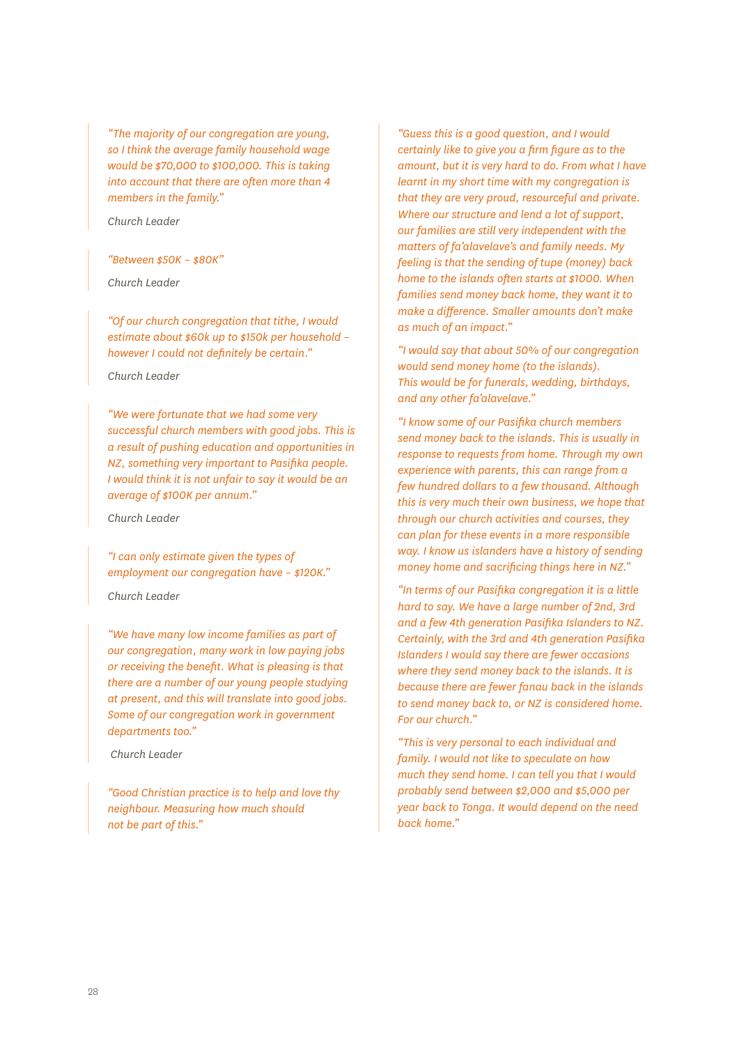*"The majority of our congregation are young, so I think the average family household wage would be $70,000 to $100,000. This is taking into account that there are often more than 4 members in the family."*

Church Leader

*"Between $50K – $80K"*

Church Leader

*"Of our church congregation that tithe, I would estimate about $60k up to $150k per household – however I could not definitely be certain."*

Church Leader

*"We were fortunate that we had some very successful church members with good jobs. This is a result of pushing education and opportunities in NZ, something very important to Pasifika people. I would think it is not unfair to say it would be an average of $100K per annum."*

Church Leader

*"I can only estimate given the types of employment our congregation have – $120K."*

Church Leader

*"We have many low income families as part of our congregation, many work in low paying jobs or receiving the benefit. What is pleasing is that there are a number of our young people studying at present, and this will translate into good jobs. Some of our congregation work in government departments too."*

Church Leader

*"Good Christian practice is to help and love thy neighbour. Measuring how much should not be part of this."*

*"Guess this is a good question, and I would certainly like to give you a firm figure as to the amount, but it is very hard to do. From what I have learnt in my short time with my congregation is that they are very proud, resourceful and private. Where our structure and lend a lot of support, our families are still very independent with the matters of fa'alavelave's and family needs. My feeling is that the sending of tupe (money) back home to the islands often starts at $1000. When families send money back home, they want it to make a difference. Smaller amounts don't make as much of an impact."*

*"I would say that about 50% of our congregation would send money home (to the islands). This would be for funerals, wedding, birthdays, and any other fa'alavelave."*

*"I know some of our Pasifika church members send money back to the islands. This is usually in response to requests from home. Through my own experience with parents, this can range from a few hundred dollars to a few thousand. Although this is very much their own business, we hope that through our church activities and courses, they can plan for these events in a more responsible way. I know us islanders have a history of sending money home and sacrificing things here in NZ."*

*"In terms of our Pasifika congregation it is a little hard to say. We have a large number of 2nd, 3rd and a few 4th generation Pasifika Islanders to NZ. Certainly, with the 3rd and 4th generation Pasifika Islanders I would say there are fewer occasions where they send money back to the islands. It is because there are fewer fanau back in the islands to send money back to, or NZ is considered home. For our church."*

*"This is very personal to each individual and family. I would not like to speculate on how much they send home. I can tell you that I would probably send between $2,000 and $5,000 per year back to Tonga. It would depend on the need back home."*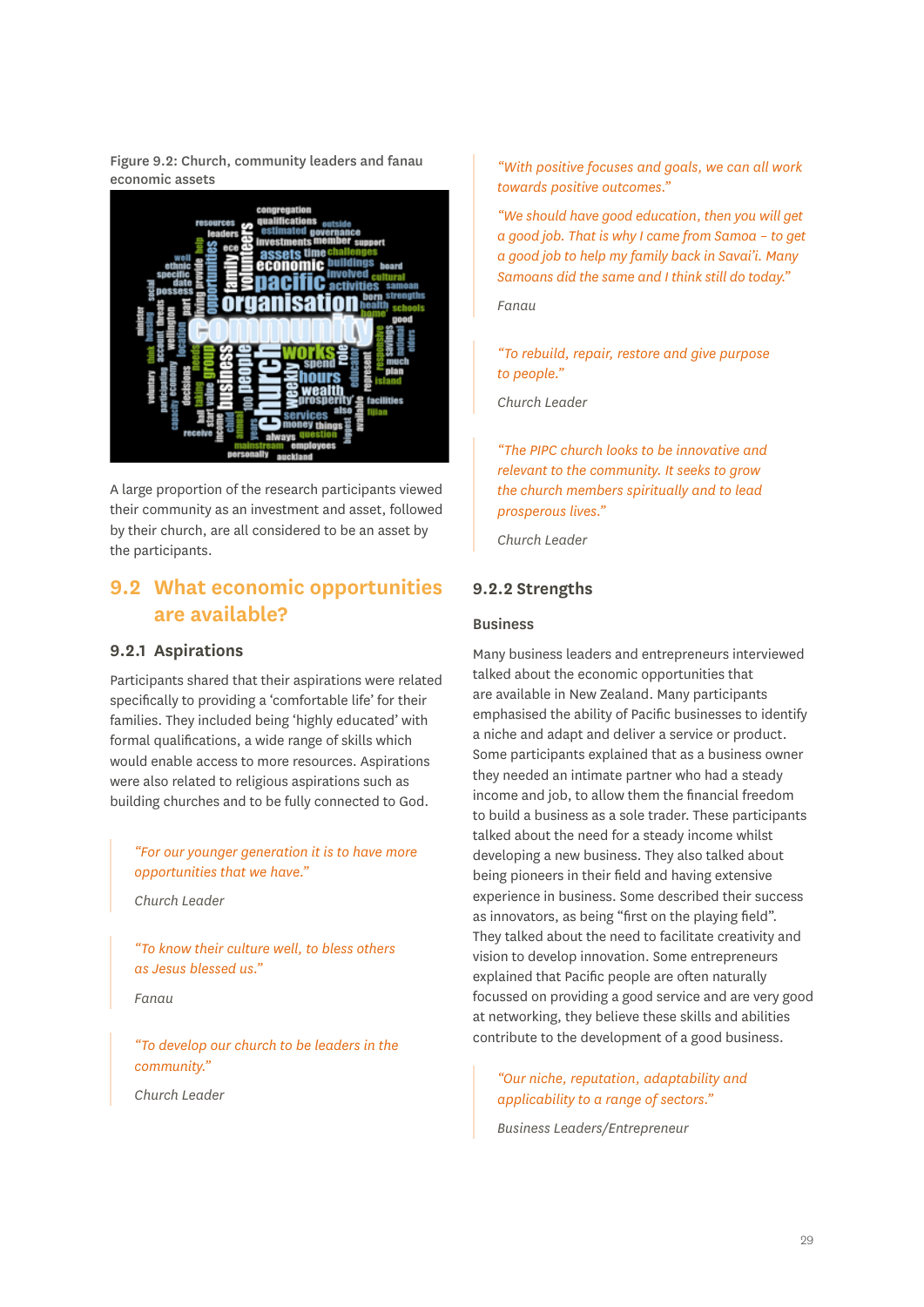Figure 9.2: Church, community leaders and fanau economic assets

A large proportion of the research participants viewed their community as an investment and asset, followed by their church, are all considered to be an asset by the participants.

## 9.2 What economic opportunities are available?

### 9.2.1 Aspirations

Participants shared that their aspirations were related specifically to providing a 'comfortable life' for their families. They included being 'highly educated' with formal qualifications, a wide range of skills which would enable access to more resources. Aspirations were also related to religious aspirations such as building churches and to be fully connected to God.

> *"For our younger generation it is to have more opportunities that we have."*
>
> Church Leader

> *"To know their culture well, to bless others as Jesus blessed us."*
>
> Fanau

> *"To develop our church to be leaders in the community."*
>
> Church Leader

> *"With positive focuses and goals, we can all work towards positive outcomes."*
>
> *"We should have good education, then you will get a good job. That is why I came from Samoa – to get a good job to help my family back in Savai'i. Many Samoans did the same and I think still do today."*
>
> Fanau

> *"To rebuild, repair, restore and give purpose to people."*
>
> Church Leader

> *"The PIPC church looks to be innovative and relevant to the community. It seeks to grow the church members spiritually and to lead prosperous lives."*
>
> Church Leader

### 9.2.2 Strengths

#### Business

Many business leaders and entrepreneurs interviewed talked about the economic opportunities that are available in New Zealand. Many participants emphasised the ability of Pacific businesses to identify a niche and adapt and deliver a service or product. Some participants explained that as a business owner they needed an intimate partner who had a steady income and job, to allow them the financial freedom to build a business as a sole trader. These participants talked about the need for a steady income whilst developing a new business. They also talked about being pioneers in their field and having extensive experience in business. Some described their success as innovators, as being "first on the playing field". They talked about the need to facilitate creativity and vision to develop innovation. Some entrepreneurs explained that Pacific people are often naturally focussed on providing a good service and are very good at networking, they believe these skills and abilities contribute to the development of a good business.

> *"Our niche, reputation, adaptability and applicability to a range of sectors."*
>
> Business Leaders/Entrepreneur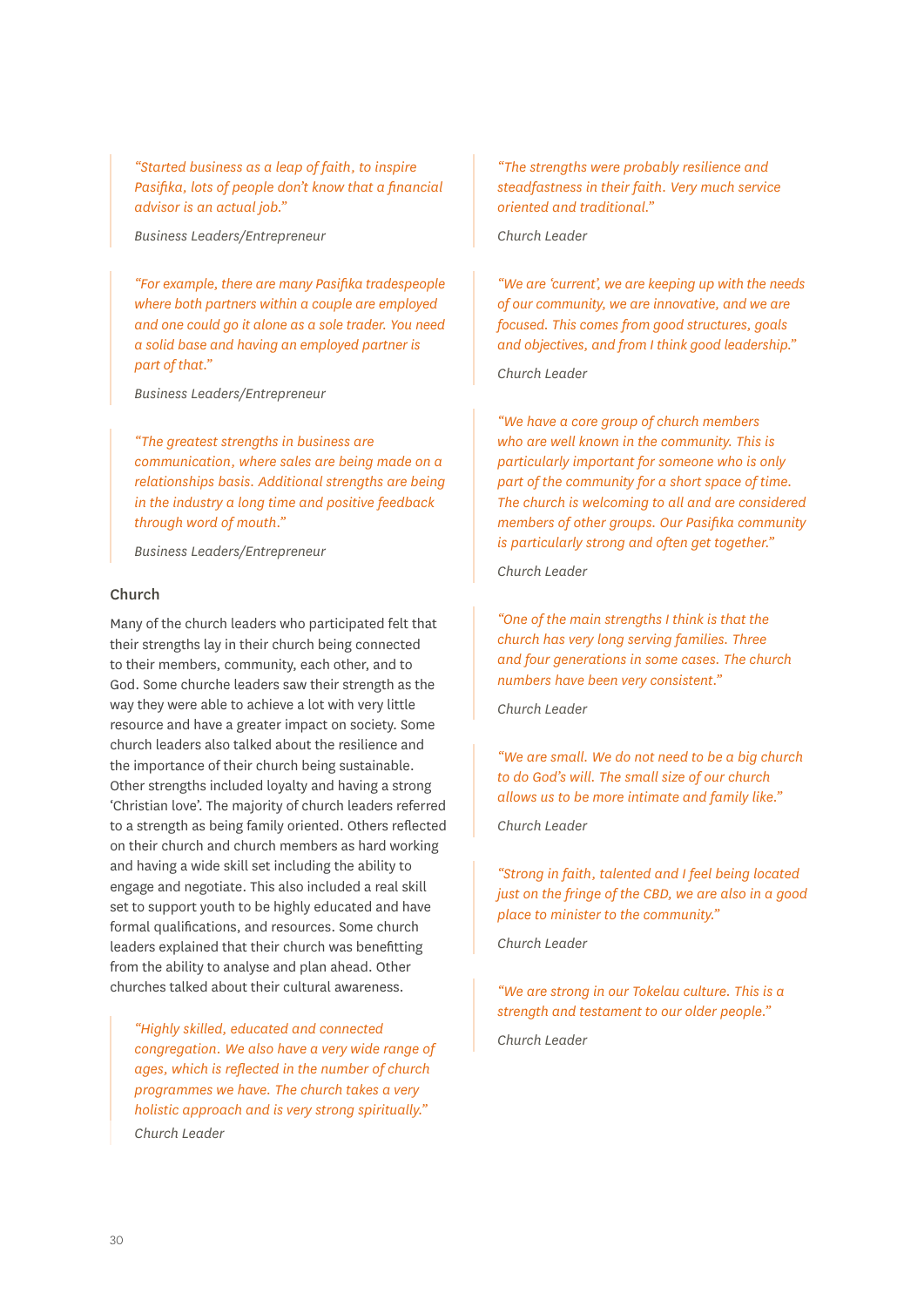> *"Started business as a leap of faith, to inspire Pasifika, lots of people don't know that a financial advisor is an actual job."*
>
> Business Leaders/Entrepreneur

> *"For example, there are many Pasifika tradespeople where both partners within a couple are employed and one could go it alone as a sole trader. You need a solid base and having an employed partner is part of that."*
>
> Business Leaders/Entrepreneur

> *"The greatest strengths in business are communication, where sales are being made on a relationships basis. Additional strengths are being in the industry a long time and positive feedback through word of mouth."*
>
> Business Leaders/Entrepreneur

### Church

Many of the church leaders who participated felt that their strengths lay in their church being connected to their members, community, each other, and to God. Some churche leaders saw their strength as the way they were able to achieve a lot with very little resource and have a greater impact on society. Some church leaders also talked about the resilience and the importance of their church being sustainable. Other strengths included loyalty and having a strong 'Christian love'. The majority of church leaders referred to a strength as being family oriented. Others reflected on their church and church members as hard working and having a wide skill set including the ability to engage and negotiate. This also included a real skill set to support youth to be highly educated and have formal qualifications, and resources. Some church leaders explained that their church was benefitting from the ability to analyse and plan ahead. Other churches talked about their cultural awareness.

> *"Highly skilled, educated and connected congregation. We also have a very wide range of ages, which is reflected in the number of church programmes we have. The church takes a very holistic approach and is very strong spiritually."*
>
> Church Leader

> *"The strengths were probably resilience and steadfastness in their faith. Very much service oriented and traditional."*
>
> Church Leader

> *"We are 'current', we are keeping up with the needs of our community, we are innovative, and we are focused. This comes from good structures, goals and objectives, and from I think good leadership."*
>
> Church Leader

> *"We have a core group of church members who are well known in the community. This is particularly important for someone who is only part of the community for a short space of time. The church is welcoming to all and are considered members of other groups. Our Pasifika community is particularly strong and often get together."*
>
> Church Leader

> *"One of the main strengths I think is that the church has very long serving families. Three and four generations in some cases. The church numbers have been very consistent."*
>
> Church Leader

> *"We are small. We do not need to be a big church to do God's will. The small size of our church allows us to be more intimate and family like."*
>
> Church Leader

> *"Strong in faith, talented and I feel being located just on the fringe of the CBD, we are also in a good place to minister to the community."*
>
> Church Leader

> *"We are strong in our Tokelau culture. This is a strength and testament to our older people."*
>
> Church Leader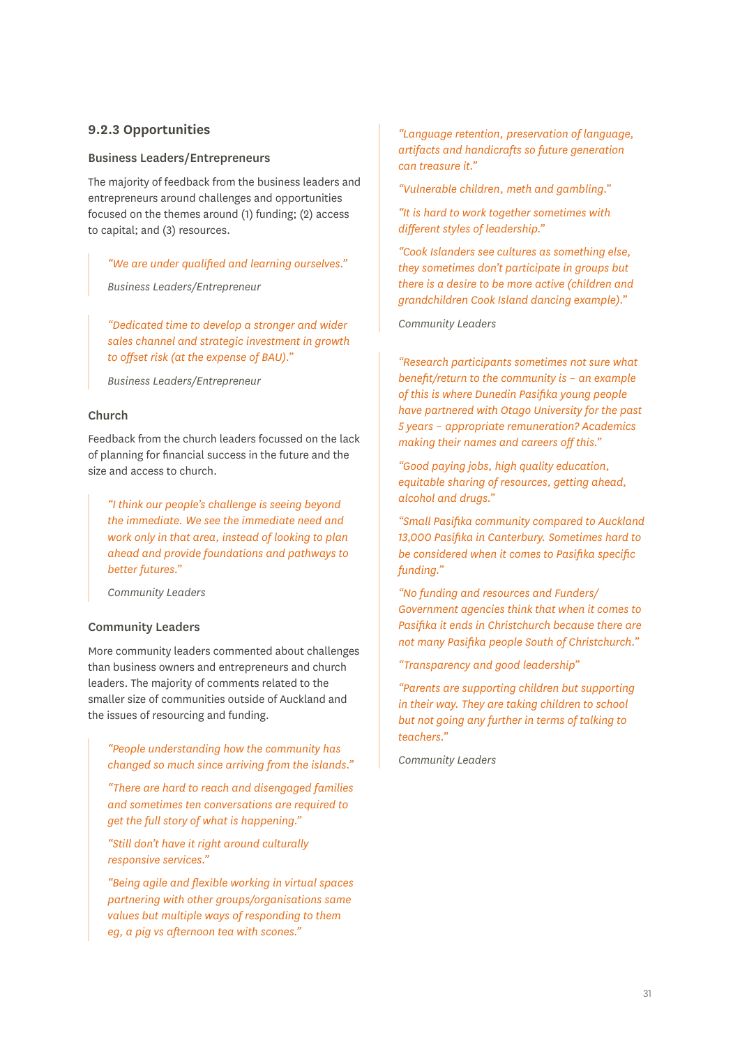### 9.2.3 Opportunities

#### Business Leaders/Entrepreneurs

The majority of feedback from the business leaders and entrepreneurs around challenges and opportunities focused on the themes around (1) funding; (2) access to capital; and (3) resources.

> *"We are under qualified and learning ourselves."*
>
> *Business Leaders/Entrepreneur*

> *"Dedicated time to develop a stronger and wider sales channel and strategic investment in growth to offset risk (at the expense of BAU)."*
>
> *Business Leaders/Entrepreneur*

#### Church

Feedback from the church leaders focussed on the lack of planning for financial success in the future and the size and access to church.

> *"I think our people's challenge is seeing beyond the immediate. We see the immediate need and work only in that area, instead of looking to plan ahead and provide foundations and pathways to better futures."*
>
> *Community Leaders*

#### Community Leaders

More community leaders commented about challenges than business owners and entrepreneurs and church leaders. The majority of comments related to the smaller size of communities outside of Auckland and the issues of resourcing and funding.

> *"People understanding how the community has changed so much since arriving from the islands."*
>
> *"There are hard to reach and disengaged families and sometimes ten conversations are required to get the full story of what is happening."*
>
> *"Still don't have it right around culturally responsive services."*
>
> *"Being agile and flexible working in virtual spaces partnering with other groups/organisations same values but multiple ways of responding to them eg, a pig vs afternoon tea with scones."*
>
> *"Language retention, preservation of language, artifacts and handicrafts so future generation can treasure it."*
>
> *"Vulnerable children, meth and gambling."*
>
> *"It is hard to work together sometimes with different styles of leadership."*
>
> *"Cook Islanders see cultures as something else, they sometimes don't participate in groups but there is a desire to be more active (children and grandchildren Cook Island dancing example)."*
>
> *Community Leaders*

> *"Research participants sometimes not sure what benefit/return to the community is – an example of this is where Dunedin Pasifika young people have partnered with Otago University for the past 5 years – appropriate remuneration? Academics making their names and careers off this."*
>
> *"Good paying jobs, high quality education, equitable sharing of resources, getting ahead, alcohol and drugs."*
>
> *"Small Pasifika community compared to Auckland 13,000 Pasifika in Canterbury. Sometimes hard to be considered when it comes to Pasifika specific funding."*
>
> *"No funding and resources and Funders/Government agencies think that when it comes to Pasifika it ends in Christchurch because there are not many Pasifika people South of Christchurch."*
>
> *"Transparency and good leadership"*
>
> *"Parents are supporting children but supporting in their way. They are taking children to school but not going any further in terms of talking to teachers."*
>
> *Community Leaders*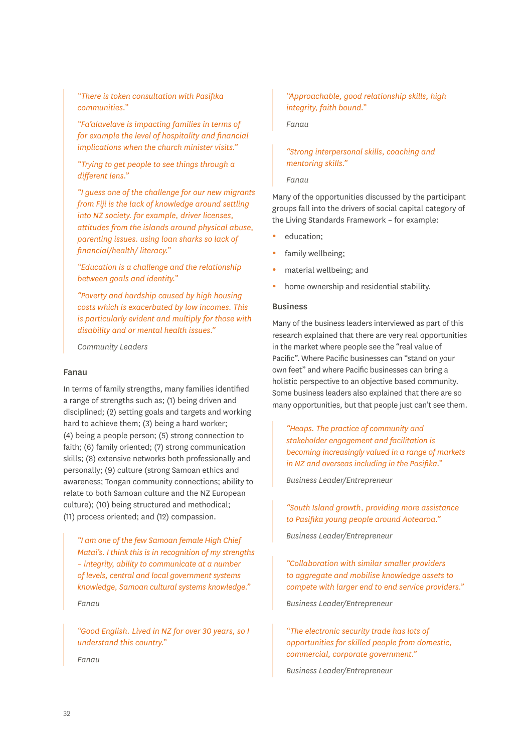> *"There is token consultation with Pasifika communities."*
>
> *"Fa'alavelave is impacting families in terms of for example the level of hospitality and financial implications when the church minister visits."*
>
> *"Trying to get people to see things through a different lens."*
>
> *"I guess one of the challenge for our new migrants from Fiji is the lack of knowledge around settling into NZ society. for example, driver licenses, attitudes from the islands around physical abuse, parenting issues. using loan sharks so lack of financial/health/ literacy."*
>
> *"Education is a challenge and the relationship between goals and identity."*
>
> *"Poverty and hardship caused by high housing costs which is exacerbated by low incomes. This is particularly evident and multiply for those with disability and or mental health issues."*
>
> *Community Leaders*

### Fanau

In terms of family strengths, many families identified a range of strengths such as; (1) being driven and disciplined; (2) setting goals and targets and working hard to achieve them; (3) being a hard worker; (4) being a people person; (5) strong connection to faith; (6) family oriented; (7) strong communication skills; (8) extensive networks both professionally and personally; (9) culture (strong Samoan ethics and awareness; Tongan community connections; ability to relate to both Samoan culture and the NZ European culture); (10) being structured and methodical; (11) process oriented; and (12) compassion.

> *"I am one of the few Samoan female High Chief Matai's. I think this is in recognition of my strengths – integrity, ability to communicate at a number of levels, central and local government systems knowledge, Samoan cultural systems knowledge."*
>
> *Fanau*

> *"Good English. Lived in NZ for over 30 years, so I understand this country."*
>
> *Fanau*

> *"Approachable, good relationship skills, high integrity, faith bound."*
>
> *Fanau*

> *"Strong interpersonal skills, coaching and mentoring skills."*
>
> *Fanau*

Many of the opportunities discussed by the participant groups fall into the drivers of social capital category of the Living Standards Framework – for example:

- education;
- family wellbeing;
- material wellbeing; and
- home ownership and residential stability.

### Business

Many of the business leaders interviewed as part of this research explained that there are very real opportunities in the market where people see the "real value of Pacific". Where Pacific businesses can "stand on your own feet" and where Pacific businesses can bring a holistic perspective to an objective based community. Some business leaders also explained that there are so many opportunities, but that people just can't see them.

> *"Heaps. The practice of community and stakeholder engagement and facilitation is becoming increasingly valued in a range of markets in NZ and overseas including in the Pasifika."*
>
> *Business Leader/Entrepreneur*

> *"South Island growth, providing more assistance to Pasifika young people around Aotearoa."*
>
> *Business Leader/Entrepreneur*

> *"Collaboration with similar smaller providers to aggregate and mobilise knowledge assets to compete with larger end to end service providers."*
>
> *Business Leader/Entrepreneur*

> *"The electronic security trade has lots of opportunities for skilled people from domestic, commercial, corporate government."*
>
> *Business Leader/Entrepreneur*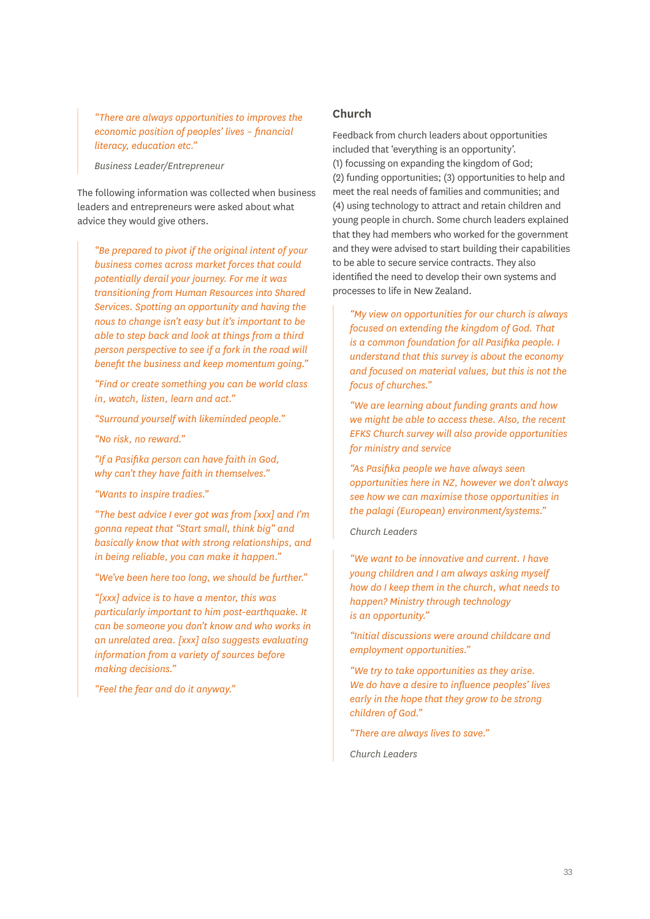> *"There are always opportunities to improves the economic position of peoples' lives – financial literacy, education etc."*
>
> Business Leader/Entrepreneur

The following information was collected when business leaders and entrepreneurs were asked about what advice they would give others.

> *"Be prepared to pivot if the original intent of your business comes across market forces that could potentially derail your journey. For me it was transitioning from Human Resources into Shared Services. Spotting an opportunity and having the nous to change isn't easy but it's important to be able to step back and look at things from a third person perspective to see if a fork in the road will benefit the business and keep momentum going."*
>
> *"Find or create something you can be world class in, watch, listen, learn and act."*
>
> *"Surround yourself with likeminded people."*
>
> *"No risk, no reward."*
>
> *"If a Pasifika person can have faith in God, why can't they have faith in themselves."*
>
> *"Wants to inspire tradies."*
>
> *"The best advice I ever got was from [xxx] and I'm gonna repeat that "Start small, think big" and basically know that with strong relationships, and in being reliable, you can make it happen."*
>
> *"We've been here too long, we should be further."*
>
> *"[xxx] advice is to have a mentor, this was particularly important to him post-earthquake. It can be someone you don't know and who works in an unrelated area. [xxx] also suggests evaluating information from a variety of sources before making decisions."*
>
> *"Feel the fear and do it anyway."*

## Church

Feedback from church leaders about opportunities included that 'everything is an opportunity'.
(1) focussing on expanding the kingdom of God;
(2) funding opportunities; (3) opportunities to help and meet the real needs of families and communities; and
(4) using technology to attract and retain children and young people in church. Some church leaders explained that they had members who worked for the government and they were advised to start building their capabilities to be able to secure service contracts. They also identified the need to develop their own systems and processes to life in New Zealand.

> *"My view on opportunities for our church is always focused on extending the kingdom of God. That is a common foundation for all Pasifika people. I understand that this survey is about the economy and focused on material values, but this is not the focus of churches."*
>
> *"We are learning about funding grants and how we might be able to access these. Also, the recent EFKS Church survey will also provide opportunities for ministry and service*
>
> *"As Pasifika people we have always seen opportunities here in NZ, however we don't always see how we can maximise those opportunities in the palagi (European) environment/systems."*
>
> Church Leaders

> *"We want to be innovative and current. I have young children and I am always asking myself how do I keep them in the church, what needs to happen? Ministry through technology is an opportunity."*
>
> *"Initial discussions were around childcare and employment opportunities."*
>
> *"We try to take opportunities as they arise. We do have a desire to influence peoples' lives early in the hope that they grow to be strong children of God."*
>
> *"There are always lives to save."*
>
> Church Leaders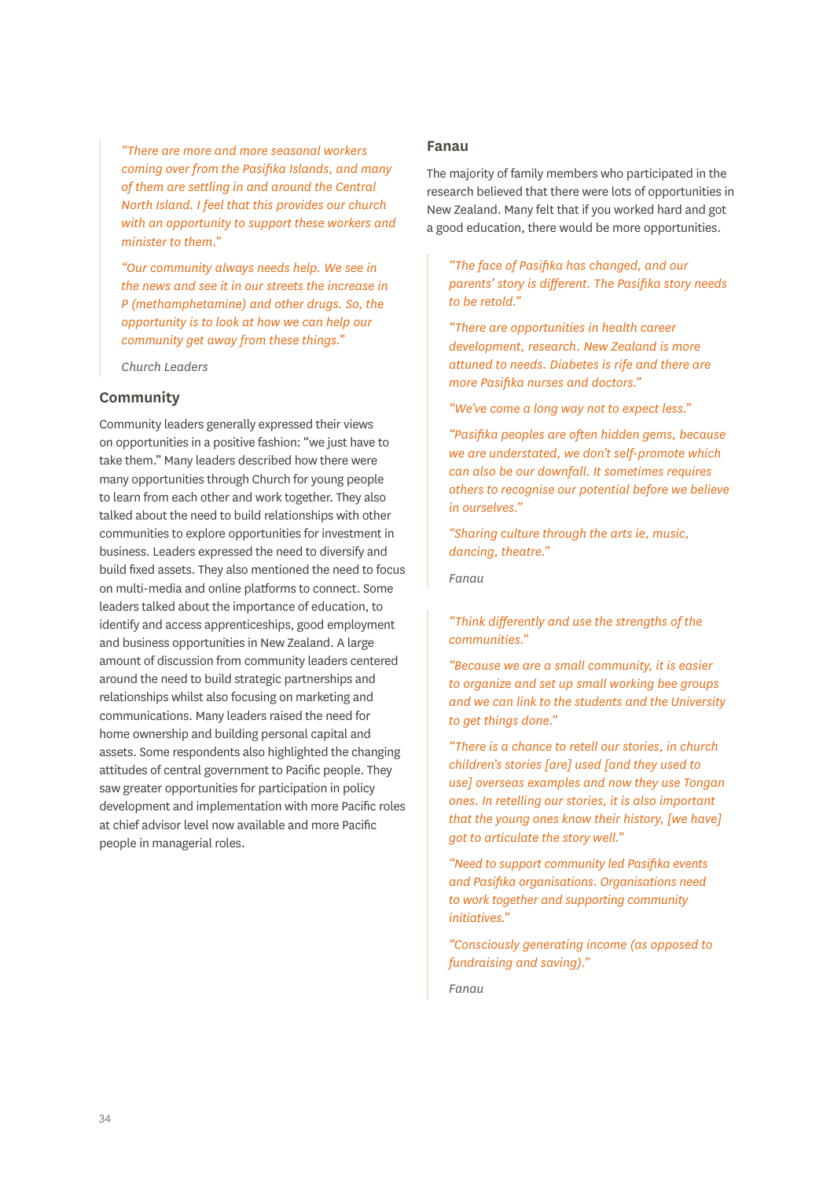> *"There are more and more seasonal workers coming over from the Pasifika Islands, and many of them are settling in and around the Central North Island. I feel that this provides our church with an opportunity to support these workers and minister to them."*
>
> *"Our community always needs help. We see in the news and see it in our streets the increase in P (methamphetamine) and other drugs. So, the opportunity is to look at how we can help our community get away from these things."*
>
> *Church Leaders*

## Community

Community leaders generally expressed their views on opportunities in a positive fashion: "we just have to take them." Many leaders described how there were many opportunities through Church for young people to learn from each other and work together. They also talked about the need to build relationships with other communities to explore opportunities for investment in business. Leaders expressed the need to diversify and build fixed assets. They also mentioned the need to focus on multi-media and online platforms to connect. Some leaders talked about the importance of education, to identify and access apprenticeships, good employment and business opportunities in New Zealand. A large amount of discussion from community leaders centered around the need to build strategic partnerships and relationships whilst also focusing on marketing and communications. Many leaders raised the need for home ownership and building personal capital and assets. Some respondents also highlighted the changing attitudes of central government to Pacific people. They saw greater opportunities for participation in policy development and implementation with more Pacific roles at chief advisor level now available and more Pacific people in managerial roles.

## Fanau

The majority of family members who participated in the research believed that there were lots of opportunities in New Zealand. Many felt that if you worked hard and got a good education, there would be more opportunities.

> *"The face of Pasifika has changed, and our parents' story is different. The Pasifika story needs to be retold."*
>
> *"There are opportunities in health career development, research. New Zealand is more attuned to needs. Diabetes is rife and there are more Pasifika nurses and doctors."*
>
> *"We've come a long way not to expect less."*
>
> *"Pasifika peoples are often hidden gems, because we are understated, we don't self-promote which can also be our downfall. It sometimes requires others to recognise our potential before we believe in ourselves."*
>
> *"Sharing culture through the arts ie, music, dancing, theatre."*
>
> *Fanau*

> *"Think differently and use the strengths of the communities."*
>
> *"Because we are a small community, it is easier to organize and set up small working bee groups and we can link to the students and the University to get things done."*
>
> *"There is a chance to retell our stories, in church children's stories [are] used [and they used to use] overseas examples and now they use Tongan ones. In retelling our stories, it is also important that the young ones know their history, [we have] got to articulate the story well."*
>
> *"Need to support community led Pasifika events and Pasifika organisations. Organisations need to work together and supporting community initiatives."*
>
> *"Consciously generating income (as opposed to fundraising and saving)."*
>
> *Fanau*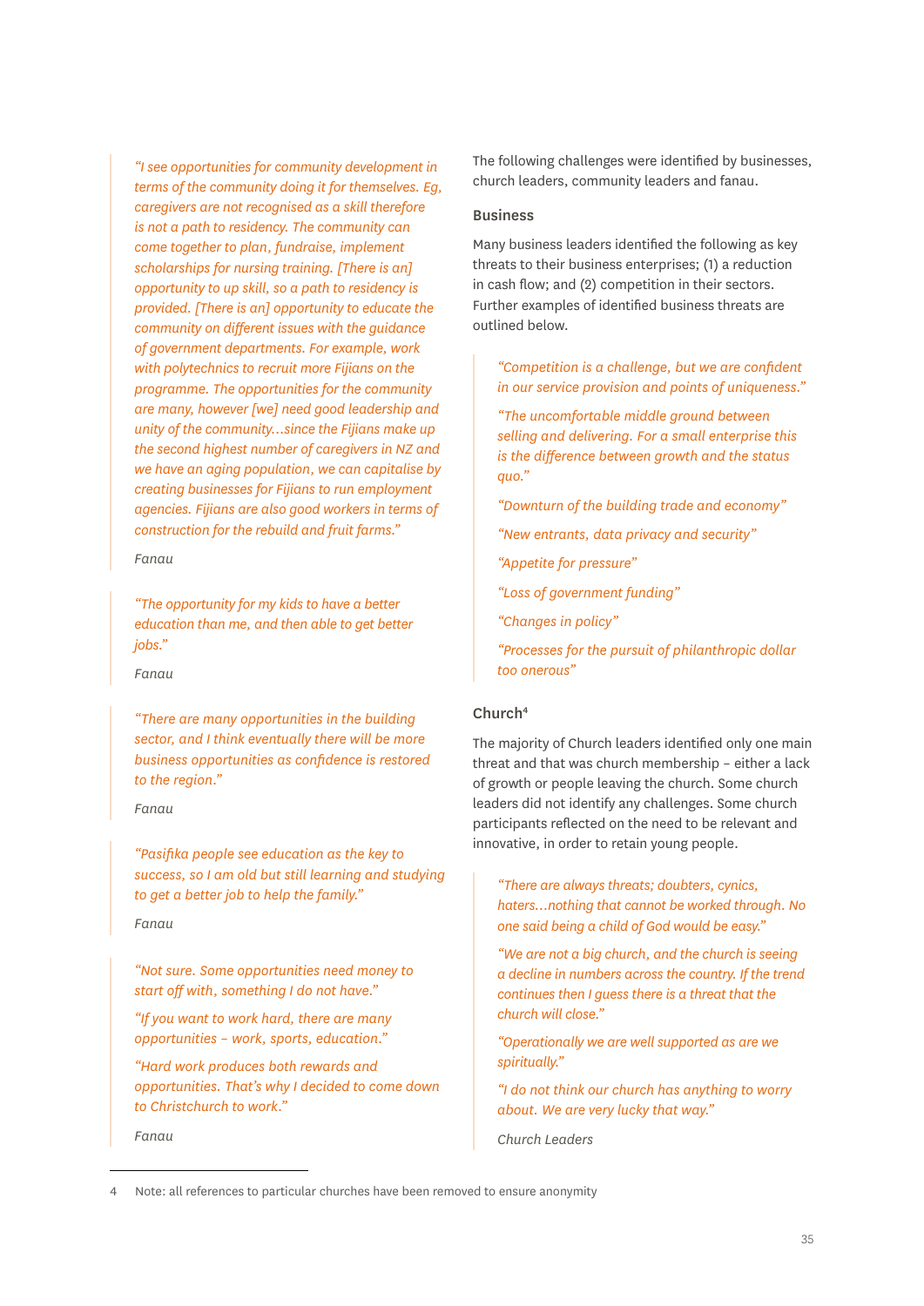> *"I see opportunities for community development in terms of the community doing it for themselves. Eg, caregivers are not recognised as a skill therefore is not a path to residency. The community can come together to plan, fundraise, implement scholarships for nursing training. [There is an] opportunity to up skill, so a path to residency is provided. [There is an] opportunity to educate the community on different issues with the guidance of government departments. For example, work with polytechnics to recruit more Fijians on the programme. The opportunities for the community are many, however [we] need good leadership and unity of the community...since the Fijians make up the second highest number of caregivers in NZ and we have an aging population, we can capitalise by creating businesses for Fijians to run employment agencies. Fijians are also good workers in terms of construction for the rebuild and fruit farms."*
>
> *Fanau*

> *"The opportunity for my kids to have a better education than me, and then able to get better jobs."*
>
> *Fanau*

> *"There are many opportunities in the building sector, and I think eventually there will be more business opportunities as confidence is restored to the region."*
>
> *Fanau*

> *"Pasifika people see education as the key to success, so I am old but still learning and studying to get a better job to help the family."*
>
> *Fanau*

> *"Not sure. Some opportunities need money to start off with, something I do not have."*
>
> *"If you want to work hard, there are many opportunities – work, sports, education."*
>
> *"Hard work produces both rewards and opportunities. That's why I decided to come down to Christchurch to work."*
>
> *Fanau*

The following challenges were identified by businesses, church leaders, community leaders and fanau.

### Business

Many business leaders identified the following as key threats to their business enterprises; (1) a reduction in cash flow; and (2) competition in their sectors. Further examples of identified business threats are outlined below.

> *"Competition is a challenge, but we are confident in our service provision and points of uniqueness."*
>
> *"The uncomfortable middle ground between selling and delivering. For a small enterprise this is the difference between growth and the status quo."*
>
> *"Downturn of the building trade and economy"*
>
> *"New entrants, data privacy and security"*
>
> *"Appetite for pressure"*
>
> *"Loss of government funding"*
>
> *"Changes in policy"*
>
> *"Processes for the pursuit of philanthropic dollar too onerous"*

### Church[4]

The majority of Church leaders identified only one main threat and that was church membership – either a lack of growth or people leaving the church. Some church leaders did not identify any challenges. Some church participants reflected on the need to be relevant and innovative, in order to retain young people.

> *"There are always threats; doubters, cynics, haters...nothing that cannot be worked through. No one said being a child of God would be easy."*
>
> *"We are not a big church, and the church is seeing a decline in numbers across the country. If the trend continues then I guess there is a threat that the church will close."*
>
> *"Operationally we are well supported as are we spiritually."*
>
> *"I do not think our church has anything to worry about. We are very lucky that way."*
>
> *Church Leaders*

---

4 Note: all references to particular churches have been removed to ensure anonymity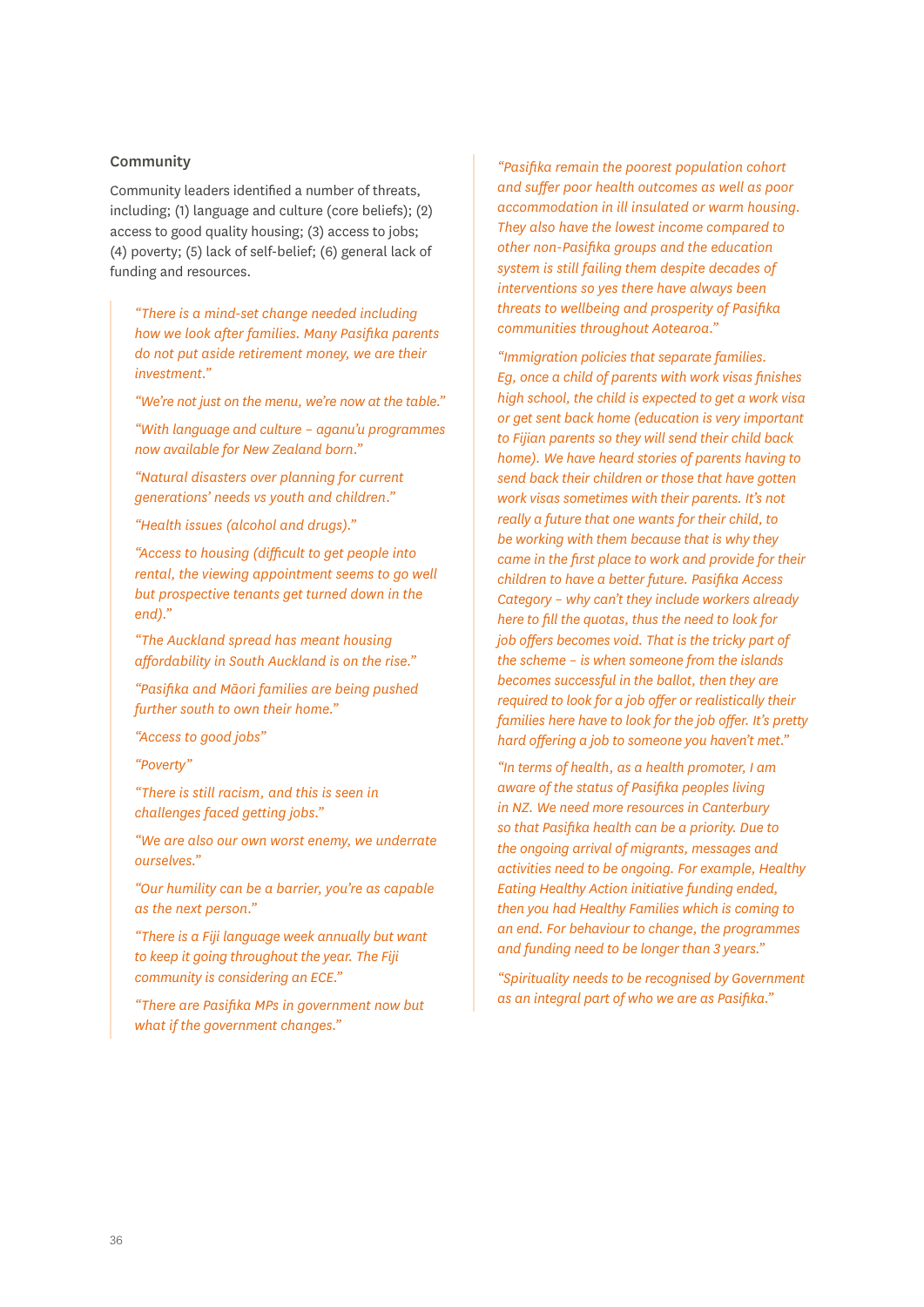### Community

Community leaders identified a number of threats, including; (1) language and culture (core beliefs); (2) access to good quality housing; (3) access to jobs; (4) poverty; (5) lack of self-belief; (6) general lack of funding and resources.

> *"There is a mind-set change needed including how we look after families. Many Pasifika parents do not put aside retirement money, we are their investment."*
>
> *"We're not just on the menu, we're now at the table."*
>
> *"With language and culture – aganu'u programmes now available for New Zealand born."*
>
> *"Natural disasters over planning for current generations' needs vs youth and children."*
>
> *"Health issues (alcohol and drugs)."*
>
> *"Access to housing (difficult to get people into rental, the viewing appointment seems to go well but prospective tenants get turned down in the end)."*
>
> *"The Auckland spread has meant housing affordability in South Auckland is on the rise."*
>
> *"Pasifika and Māori families are being pushed further south to own their home."*
>
> *"Access to good jobs"*
>
> *"Poverty"*
>
> *"There is still racism, and this is seen in challenges faced getting jobs."*
>
> *"We are also our own worst enemy, we underrate ourselves."*
>
> *"Our humility can be a barrier, you're as capable as the next person."*
>
> *"There is a Fiji language week annually but want to keep it going throughout the year. The Fiji community is considering an ECE."*
>
> *"There are Pasifika MPs in government now but what if the government changes."*

> *"Pasifika remain the poorest population cohort and suffer poor health outcomes as well as poor accommodation in ill insulated or warm housing. They also have the lowest income compared to other non-Pasifika groups and the education system is still failing them despite decades of interventions so yes there have always been threats to wellbeing and prosperity of Pasifika communities throughout Aotearoa."*
>
> *"Immigration policies that separate families. Eg, once a child of parents with work visas finishes high school, the child is expected to get a work visa or get sent back home (education is very important to Fijian parents so they will send their child back home). We have heard stories of parents having to send back their children or those that have gotten work visas sometimes with their parents. It's not really a future that one wants for their child, to be working with them because that is why they came in the first place to work and provide for their children to have a better future. Pasifika Access Category – why can't they include workers already here to fill the quotas, thus the need to look for job offers becomes void. That is the tricky part of the scheme – is when someone from the islands becomes successful in the ballot, then they are required to look for a job offer or realistically their families here have to look for the job offer. It's pretty hard offering a job to someone you haven't met."*
>
> *"In terms of health, as a health promoter, I am aware of the status of Pasifika peoples living in NZ. We need more resources in Canterbury so that Pasifika health can be a priority. Due to the ongoing arrival of migrants, messages and activities need to be ongoing. For example, Healthy Eating Healthy Action initiative funding ended, then you had Healthy Families which is coming to an end. For behaviour to change, the programmes and funding need to be longer than 3 years."*
>
> *"Spirituality needs to be recognised by Government as an integral part of who we are as Pasifika."*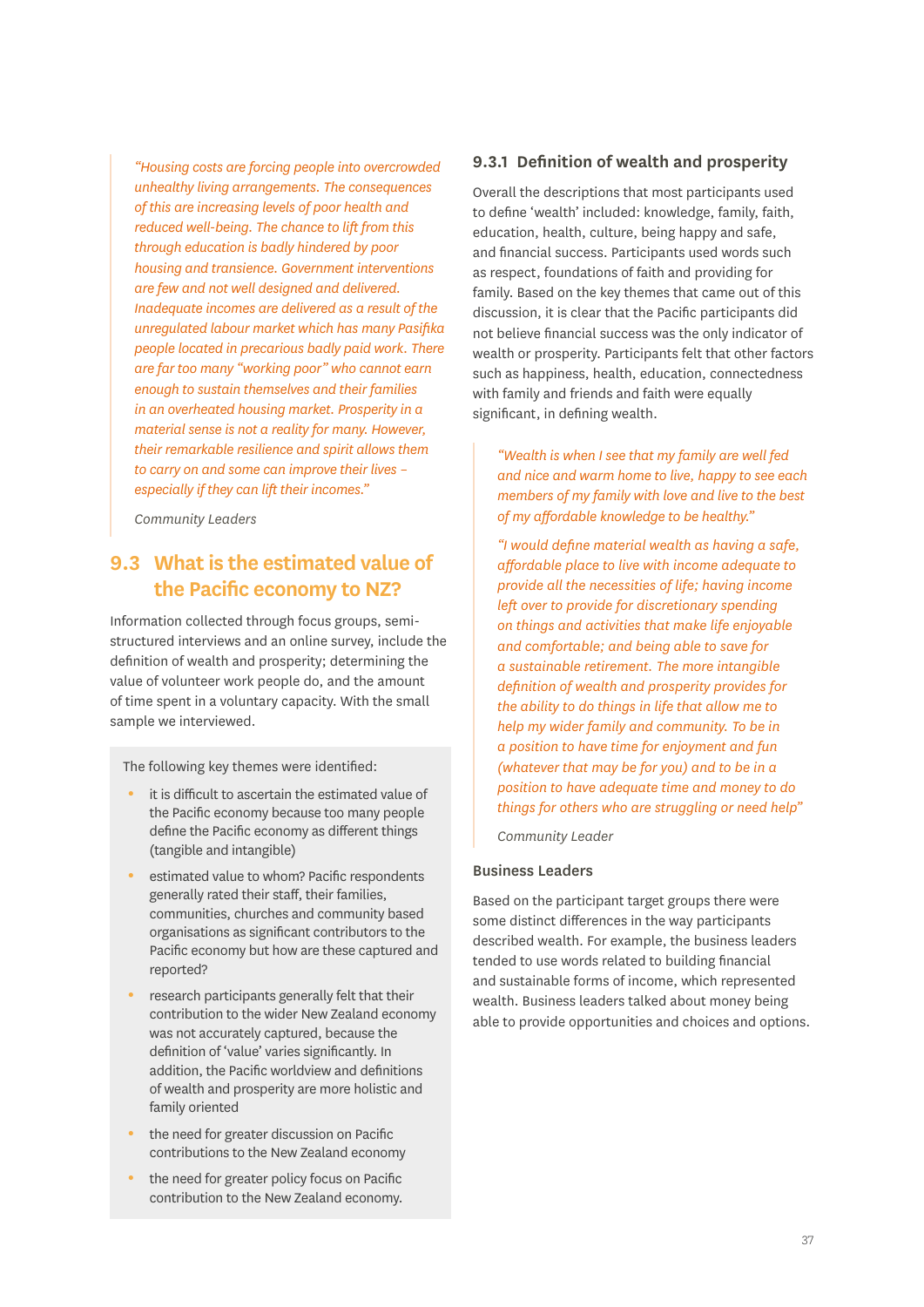> *"Housing costs are forcing people into overcrowded unhealthy living arrangements. The consequences of this are increasing levels of poor health and reduced well-being. The chance to lift from this through education is badly hindered by poor housing and transience. Government interventions are few and not well designed and delivered. Inadequate incomes are delivered as a result of the unregulated labour market which has many Pasifika people located in precarious badly paid work. There are far too many "working poor" who cannot earn enough to sustain themselves and their families in an overheated housing market. Prosperity in a material sense is not a reality for many. However, their remarkable resilience and spirit allows them to carry on and some can improve their lives – especially if they can lift their incomes."*
>
> *Community Leaders*

## 9.3 What is the estimated value of the Pacific economy to NZ?

Information collected through focus groups, semi-structured interviews and an online survey, include the definition of wealth and prosperity; determining the value of volunteer work people do, and the amount of time spent in a voluntary capacity. With the small sample we interviewed.

The following key themes were identified:

- it is difficult to ascertain the estimated value of the Pacific economy because too many people define the Pacific economy as different things (tangible and intangible)
- estimated value to whom? Pacific respondents generally rated their staff, their families, communities, churches and community based organisations as significant contributors to the Pacific economy but how are these captured and reported?
- research participants generally felt that their contribution to the wider New Zealand economy was not accurately captured, because the definition of 'value' varies significantly. In addition, the Pacific worldview and definitions of wealth and prosperity are more holistic and family oriented
- the need for greater discussion on Pacific contributions to the New Zealand economy
- the need for greater policy focus on Pacific contribution to the New Zealand economy.

### 9.3.1 Definition of wealth and prosperity

Overall the descriptions that most participants used to define 'wealth' included: knowledge, family, faith, education, health, culture, being happy and safe, and financial success. Participants used words such as respect, foundations of faith and providing for family. Based on the key themes that came out of this discussion, it is clear that the Pacific participants did not believe financial success was the only indicator of wealth or prosperity. Participants felt that other factors such as happiness, health, education, connectedness with family and friends and faith were equally significant, in defining wealth.

> *"Wealth is when I see that my family are well fed and nice and warm home to live, happy to see each members of my family with love and live to the best of my affordable knowledge to be healthy."*
>
> *"I would define material wealth as having a safe, affordable place to live with income adequate to provide all the necessities of life; having income left over to provide for discretionary spending on things and activities that make life enjoyable and comfortable; and being able to save for a sustainable retirement. The more intangible definition of wealth and prosperity provides for the ability to do things in life that allow me to help my wider family and community. To be in a position to have time for enjoyment and fun (whatever that may be for you) and to be in a position to have adequate time and money to do things for others who are struggling or need help"*
>
> *Community Leader*

#### Business Leaders

Based on the participant target groups there were some distinct differences in the way participants described wealth. For example, the business leaders tended to use words related to building financial and sustainable forms of income, which represented wealth. Business leaders talked about money being able to provide opportunities and choices and options.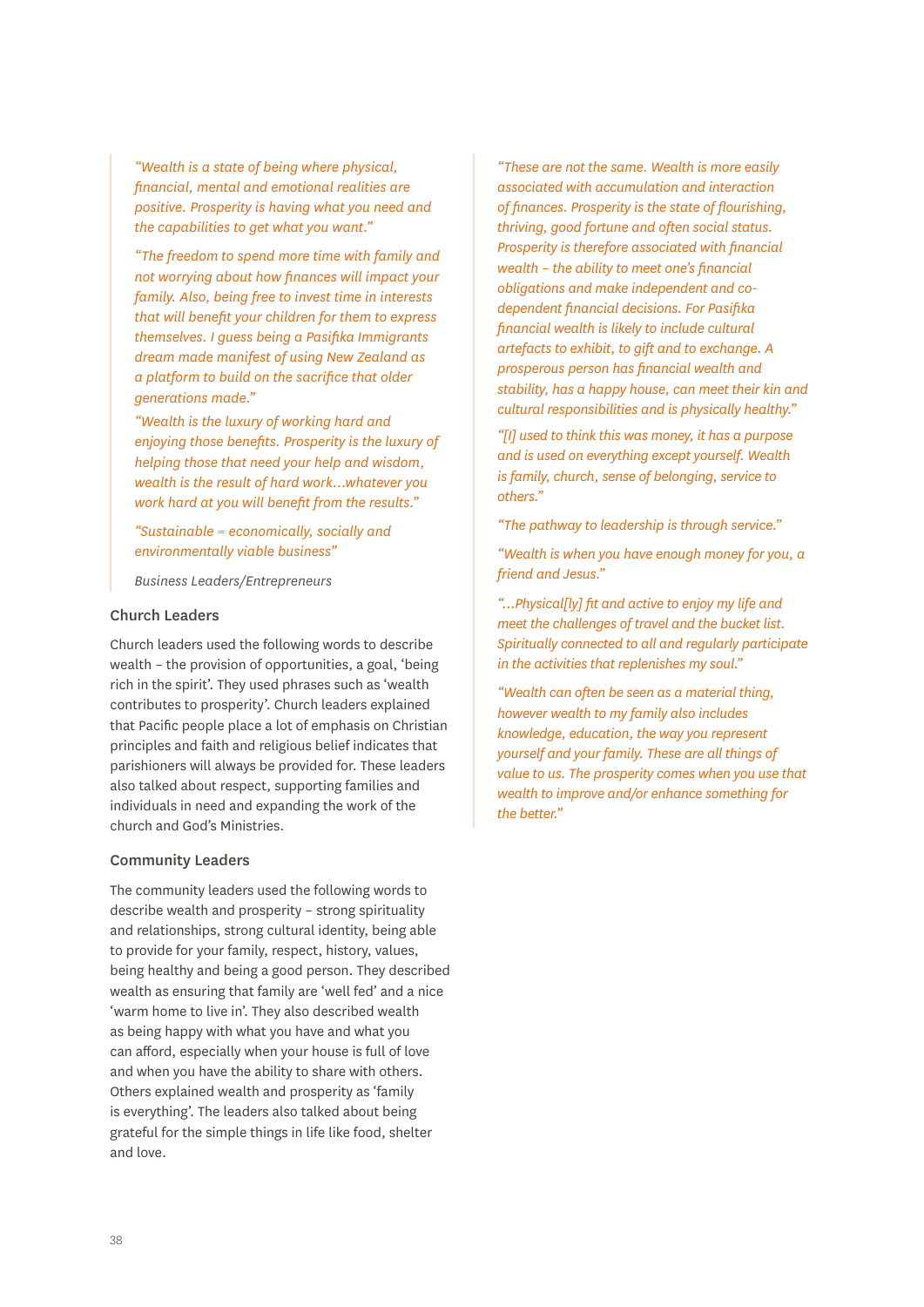*"Wealth is a state of being where physical, financial, mental and emotional realities are positive. Prosperity is having what you need and the capabilities to get what you want."*

*"The freedom to spend more time with family and not worrying about how finances will impact your family. Also, being free to invest time in interests that will benefit your children for them to express themselves. I guess being a Pasifika Immigrants dream made manifest of using New Zealand as a platform to build on the sacrifice that older generations made."*

*"Wealth is the luxury of working hard and enjoying those benefits. Prosperity is the luxury of helping those that need your help and wisdom, wealth is the result of hard work…whatever you work hard at you will benefit from the results."*

*"Sustainable = economically, socially and environmentally viable business"*

*Business Leaders/Entrepreneurs*

### Church Leaders

Church leaders used the following words to describe wealth – the provision of opportunities, a goal, 'being rich in the spirit'. They used phrases such as 'wealth contributes to prosperity'. Church leaders explained that Pacific people place a lot of emphasis on Christian principles and faith and religious belief indicates that parishioners will always be provided for. These leaders also talked about respect, supporting families and individuals in need and expanding the work of the church and God's Ministries.

### Community Leaders

The community leaders used the following words to describe wealth and prosperity – strong spirituality and relationships, strong cultural identity, being able to provide for your family, respect, history, values, being healthy and being a good person. They described wealth as ensuring that family are 'well fed' and a nice 'warm home to live in'. They also described wealth as being happy with what you have and what you can afford, especially when your house is full of love and when you have the ability to share with others. Others explained wealth and prosperity as 'family is everything'. The leaders also talked about being grateful for the simple things in life like food, shelter and love.

*"These are not the same. Wealth is more easily associated with accumulation and interaction of finances. Prosperity is the state of flourishing, thriving, good fortune and often social status. Prosperity is therefore associated with financial wealth – the ability to meet one's financial obligations and make independent and co-dependent financial decisions. For Pasifika financial wealth is likely to include cultural artefacts to exhibit, to gift and to exchange. A prosperous person has financial wealth and stability, has a happy house, can meet their kin and cultural responsibilities and is physically healthy."*

*"[I] used to think this was money, it has a purpose and is used on everything except yourself. Wealth is family, church, sense of belonging, service to others."*

*"The pathway to leadership is through service."*

*"Wealth is when you have enough money for you, a friend and Jesus."*

*"…Physical[ly] fit and active to enjoy my life and meet the challenges of travel and the bucket list. Spiritually connected to all and regularly participate in the activities that replenishes my soul."*

*"Wealth can often be seen as a material thing, however wealth to my family also includes knowledge, education, the way you represent yourself and your family. These are all things of value to us. The prosperity comes when you use that wealth to improve and/or enhance something for the better."*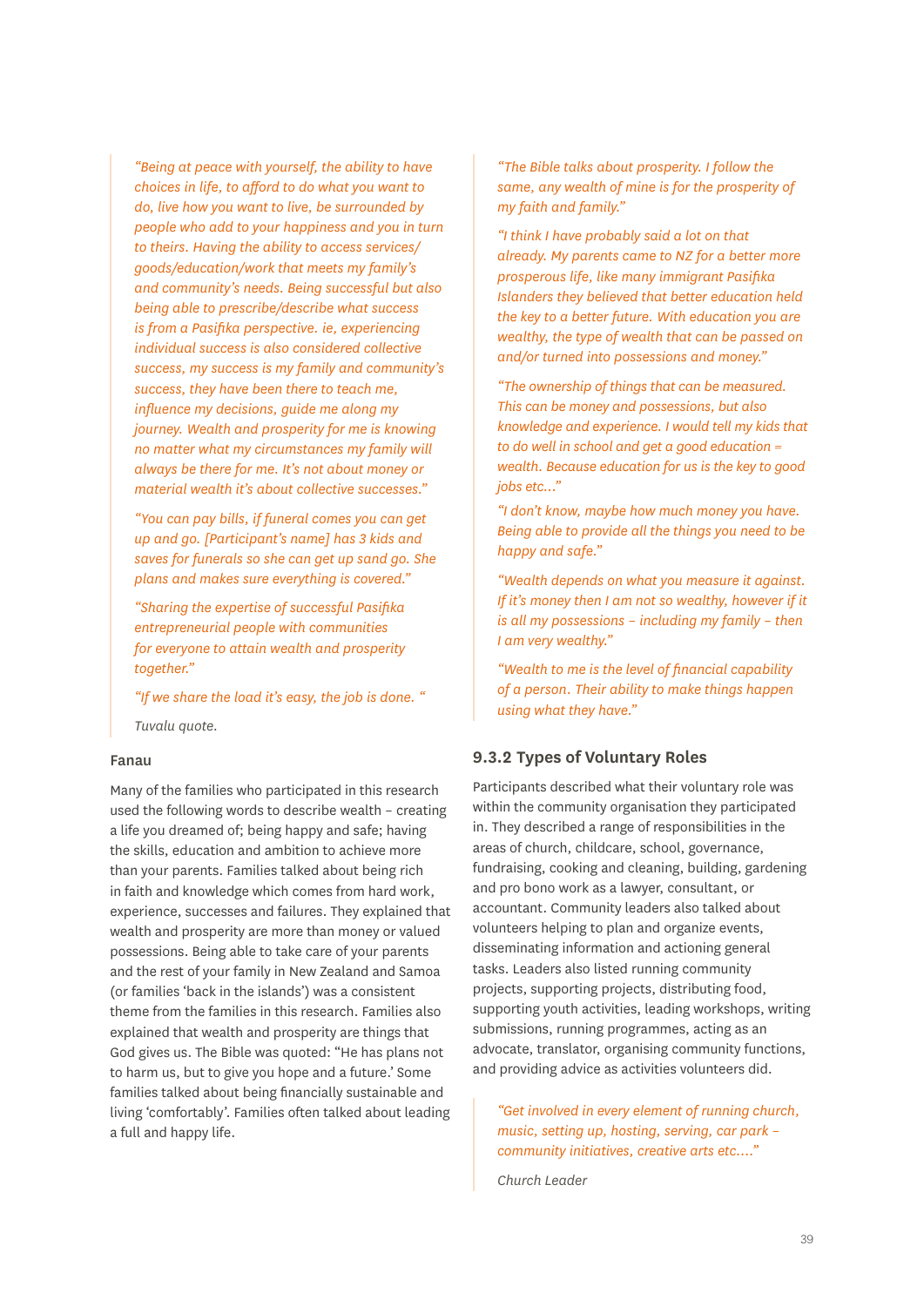*"Being at peace with yourself, the ability to have choices in life, to afford to do what you want to do, live how you want to live, be surrounded by people who add to your happiness and you in turn to theirs. Having the ability to access services/goods/education/work that meets my family's and community's needs. Being successful but also being able to prescribe/describe what success is from a Pasifika perspective. ie, experiencing individual success is also considered collective success, my success is my family and community's success, they have been there to teach me, influence my decisions, guide me along my journey. Wealth and prosperity for me is knowing no matter what my circumstances my family will always be there for me. It's not about money or material wealth it's about collective successes."*

*"You can pay bills, if funeral comes you can get up and go. [Participant's name] has 3 kids and saves for funerals so she can get up sand go. She plans and makes sure everything is covered."*

*"Sharing the expertise of successful Pasifika entrepreneurial people with communities for everyone to attain wealth and prosperity together."*

*"If we share the load it's easy, the job is done. "*

*Tuvalu quote.*

#### Fanau

Many of the families who participated in this research used the following words to describe wealth – creating a life you dreamed of; being happy and safe; having the skills, education and ambition to achieve more than your parents. Families talked about being rich in faith and knowledge which comes from hard work, experience, successes and failures. They explained that wealth and prosperity are more than money or valued possessions. Being able to take care of your parents and the rest of your family in New Zealand and Samoa (or families 'back in the islands') was a consistent theme from the families in this research. Families also explained that wealth and prosperity are things that God gives us. The Bible was quoted: "He has plans not to harm us, but to give you hope and a future.' Some families talked about being financially sustainable and living 'comfortably'. Families often talked about leading a full and happy life.

*"The Bible talks about prosperity. I follow the same, any wealth of mine is for the prosperity of my faith and family."*

*"I think I have probably said a lot on that already. My parents came to NZ for a better more prosperous life, like many immigrant Pasifika Islanders they believed that better education held the key to a better future. With education you are wealthy, the type of wealth that can be passed on and/or turned into possessions and money."*

*"The ownership of things that can be measured. This can be money and possessions, but also knowledge and experience. I would tell my kids that to do well in school and get a good education = wealth. Because education for us is the key to good jobs etc..."*

*"I don't know, maybe how much money you have. Being able to provide all the things you need to be happy and safe."*

*"Wealth depends on what you measure it against. If it's money then I am not so wealthy, however if it is all my possessions – including my family – then I am very wealthy."*

*"Wealth to me is the level of financial capability of a person. Their ability to make things happen using what they have."*

### 9.3.2 Types of Voluntary Roles

Participants described what their voluntary role was within the community organisation they participated in. They described a range of responsibilities in the areas of church, childcare, school, governance, fundraising, cooking and cleaning, building, gardening and pro bono work as a lawyer, consultant, or accountant. Community leaders also talked about volunteers helping to plan and organize events, disseminating information and actioning general tasks. Leaders also listed running community projects, supporting projects, distributing food, supporting youth activities, leading workshops, writing submissions, running programmes, acting as an advocate, translator, organising community functions, and providing advice as activities volunteers did.

*"Get involved in every element of running church, music, setting up, hosting, serving, car park – community initiatives, creative arts etc...."*

*Church Leader*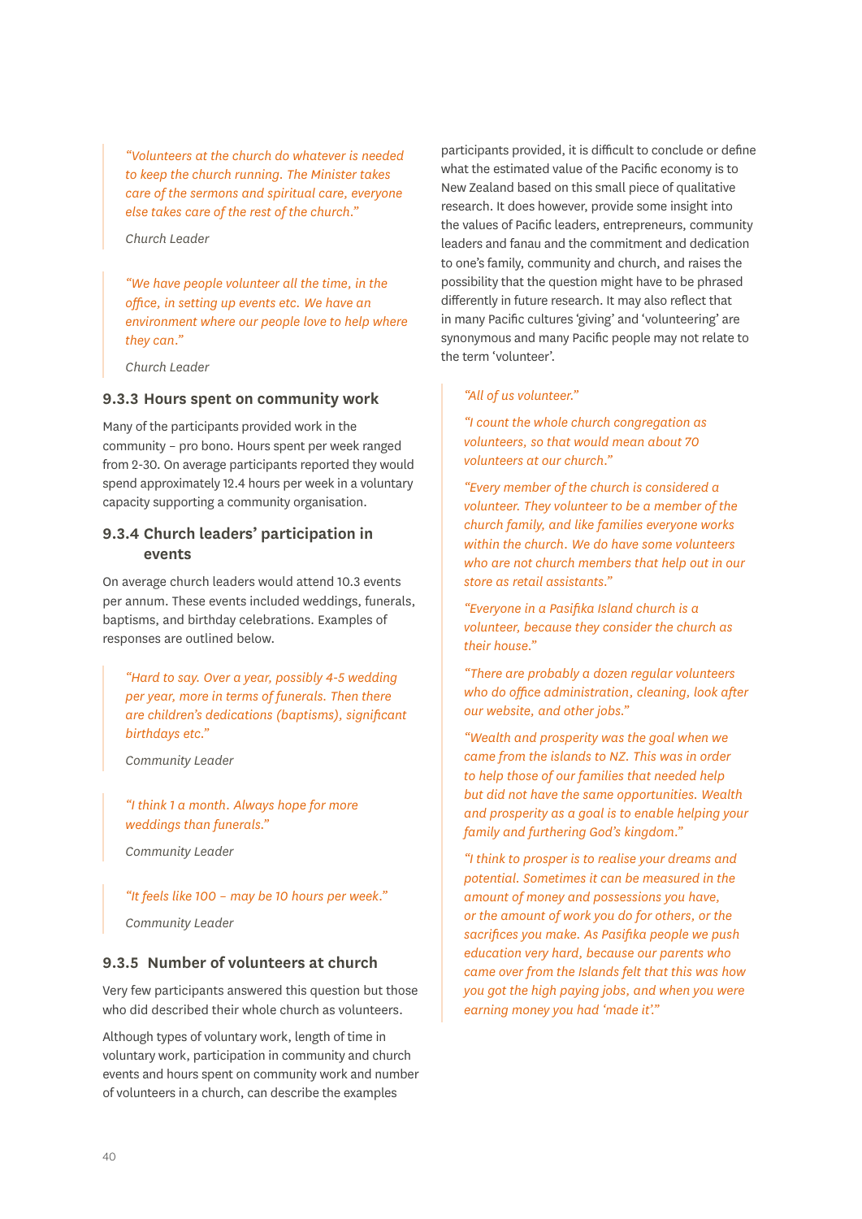> *"Volunteers at the church do whatever is needed to keep the church running. The Minister takes care of the sermons and spiritual care, everyone else takes care of the rest of the church."*
>
> *Church Leader*

> *"We have people volunteer all the time, in the office, in setting up events etc. We have an environment where our people love to help where they can."*
>
> *Church Leader*

### 9.3.3 Hours spent on community work

Many of the participants provided work in the community – pro bono. Hours spent per week ranged from 2-30. On average participants reported they would spend approximately 12.4 hours per week in a voluntary capacity supporting a community organisation.

### 9.3.4 Church leaders' participation in events

On average church leaders would attend 10.3 events per annum. These events included weddings, funerals, baptisms, and birthday celebrations. Examples of responses are outlined below.

> *"Hard to say. Over a year, possibly 4-5 wedding per year, more in terms of funerals. Then there are children's dedications (baptisms), significant birthdays etc."*
>
> *Community Leader*

> *"I think 1 a month. Always hope for more weddings than funerals."*
>
> *Community Leader*

> *"It feels like 100 – may be 10 hours per week."*
>
> *Community Leader*

### 9.3.5 Number of volunteers at church

Very few participants answered this question but those who did described their whole church as volunteers.

Although types of voluntary work, length of time in voluntary work, participation in community and church events and hours spent on community work and number of volunteers in a church, can describe the examples participants provided, it is difficult to conclude or define what the estimated value of the Pacific economy is to New Zealand based on this small piece of qualitative research. It does however, provide some insight into the values of Pacific leaders, entrepreneurs, community leaders and fanau and the commitment and dedication to one's family, community and church, and raises the possibility that the question might have to be phrased differently in future research. It may also reflect that in many Pacific cultures 'giving' and 'volunteering' are synonymous and many Pacific people may not relate to the term 'volunteer'.

> *"All of us volunteer."*
>
> *"I count the whole church congregation as volunteers, so that would mean about 70 volunteers at our church."*
>
> *"Every member of the church is considered a volunteer. They volunteer to be a member of the church family, and like families everyone works within the church. We do have some volunteers who are not church members that help out in our store as retail assistants."*
>
> *"Everyone in a Pasifika Island church is a volunteer, because they consider the church as their house."*
>
> *"There are probably a dozen regular volunteers who do office administration, cleaning, look after our website, and other jobs."*
>
> *"Wealth and prosperity was the goal when we came from the islands to NZ. This was in order to help those of our families that needed help but did not have the same opportunities. Wealth and prosperity as a goal is to enable helping your family and furthering God's kingdom."*
>
> *"I think to prosper is to realise your dreams and potential. Sometimes it can be measured in the amount of money and possessions you have, or the amount of work you do for others, or the sacrifices you make. As Pasifika people we push education very hard, because our parents who came over from the Islands felt that this was how you got the high paying jobs, and when you were earning money you had 'made it'."*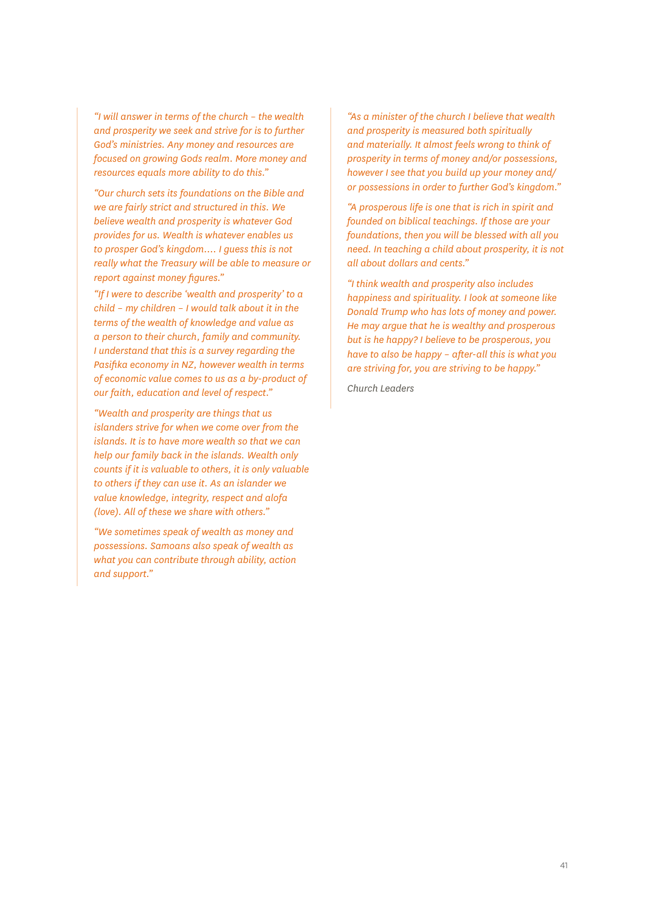*"I will answer in terms of the church – the wealth and prosperity we seek and strive for is to further God's ministries. Any money and resources are focused on growing Gods realm. More money and resources equals more ability to do this."*

*"Our church sets its foundations on the Bible and we are fairly strict and structured in this. We believe wealth and prosperity is whatever God provides for us. Wealth is whatever enables us to prosper God's kingdom.... I guess this is not really what the Treasury will be able to measure or report against money figures."*

*"If I were to describe 'wealth and prosperity' to a child – my children – I would talk about it in the terms of the wealth of knowledge and value as a person to their church, family and community. I understand that this is a survey regarding the Pasifika economy in NZ, however wealth in terms of economic value comes to us as a by-product of our faith, education and level of respect."*

*"Wealth and prosperity are things that us islanders strive for when we come over from the islands. It is to have more wealth so that we can help our family back in the islands. Wealth only counts if it is valuable to others, it is only valuable to others if they can use it. As an islander we value knowledge, integrity, respect and alofa (love). All of these we share with others."*

*"We sometimes speak of wealth as money and possessions. Samoans also speak of wealth as what you can contribute through ability, action and support."*

*"As a minister of the church I believe that wealth and prosperity is measured both spiritually and materially. It almost feels wrong to think of prosperity in terms of money and/or possessions, however I see that you build up your money and/or possessions in order to further God's kingdom."*

*"A prosperous life is one that is rich in spirit and founded on biblical teachings. If those are your foundations, then you will be blessed with all you need. In teaching a child about prosperity, it is not all about dollars and cents."*

*"I think wealth and prosperity also includes happiness and spirituality. I look at someone like Donald Trump who has lots of money and power. He may argue that he is wealthy and prosperous but is he happy? I believe to be prosperous, you have to also be happy – after-all this is what you are striving for, you are striving to be happy."*

*Church Leaders*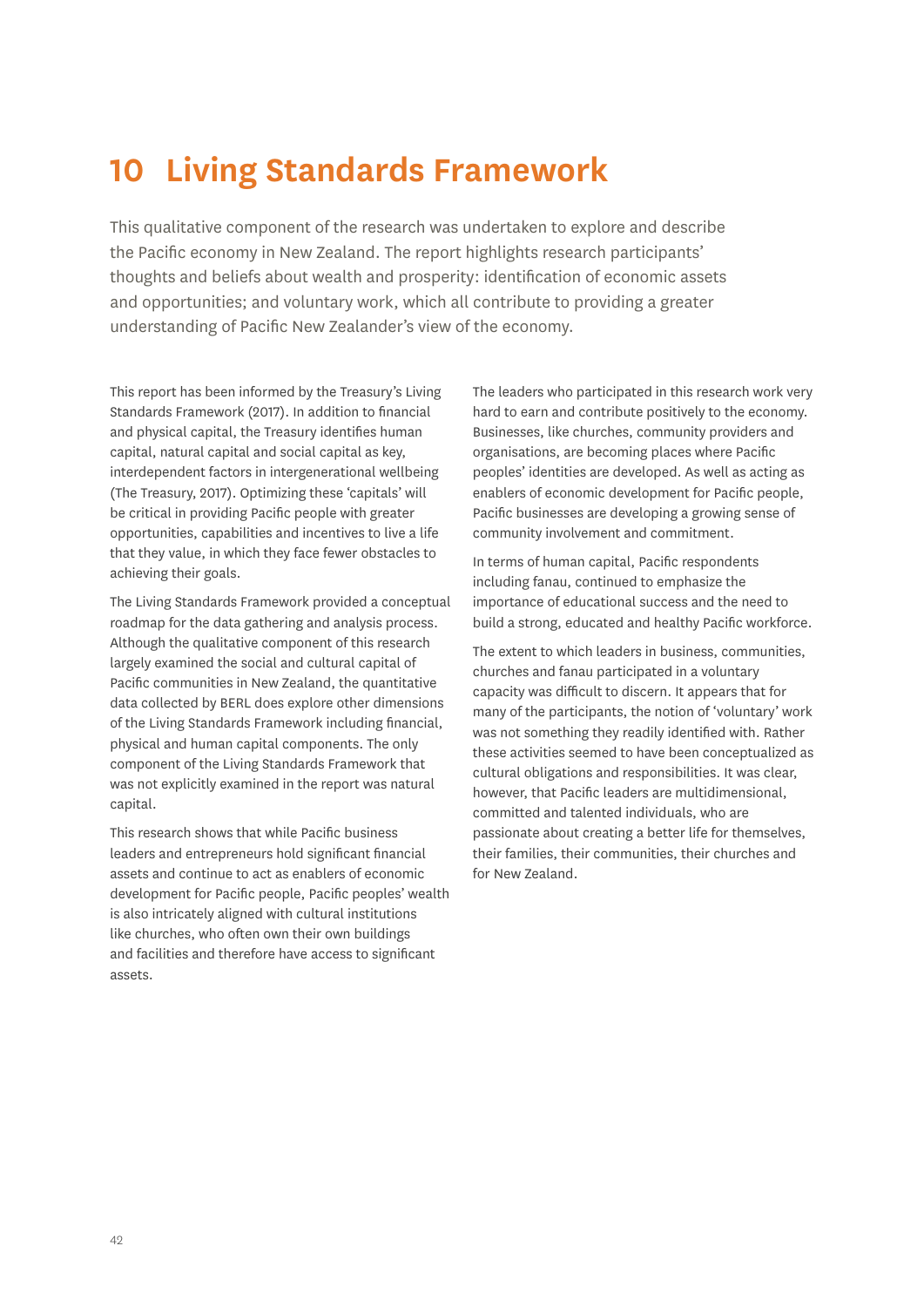# 10 Living Standards Framework

This qualitative component of the research was undertaken to explore and describe the Pacific economy in New Zealand. The report highlights research participants' thoughts and beliefs about wealth and prosperity: identification of economic assets and opportunities; and voluntary work, which all contribute to providing a greater understanding of Pacific New Zealander's view of the economy.

This report has been informed by the Treasury's Living Standards Framework (2017). In addition to financial and physical capital, the Treasury identifies human capital, natural capital and social capital as key, interdependent factors in intergenerational wellbeing (The Treasury, 2017). Optimizing these 'capitals' will be critical in providing Pacific people with greater opportunities, capabilities and incentives to live a life that they value, in which they face fewer obstacles to achieving their goals.

The Living Standards Framework provided a conceptual roadmap for the data gathering and analysis process. Although the qualitative component of this research largely examined the social and cultural capital of Pacific communities in New Zealand, the quantitative data collected by BERL does explore other dimensions of the Living Standards Framework including financial, physical and human capital components. The only component of the Living Standards Framework that was not explicitly examined in the report was natural capital.

This research shows that while Pacific business leaders and entrepreneurs hold significant financial assets and continue to act as enablers of economic development for Pacific people, Pacific peoples' wealth is also intricately aligned with cultural institutions like churches, who often own their own buildings and facilities and therefore have access to significant assets.

The leaders who participated in this research work very hard to earn and contribute positively to the economy. Businesses, like churches, community providers and organisations, are becoming places where Pacific peoples' identities are developed. As well as acting as enablers of economic development for Pacific people, Pacific businesses are developing a growing sense of community involvement and commitment.

In terms of human capital, Pacific respondents including fanau, continued to emphasize the importance of educational success and the need to build a strong, educated and healthy Pacific workforce.

The extent to which leaders in business, communities, churches and fanau participated in a voluntary capacity was difficult to discern. It appears that for many of the participants, the notion of 'voluntary' work was not something they readily identified with. Rather these activities seemed to have been conceptualized as cultural obligations and responsibilities. It was clear, however, that Pacific leaders are multidimensional, committed and talented individuals, who are passionate about creating a better life for themselves, their families, their communities, their churches and for New Zealand.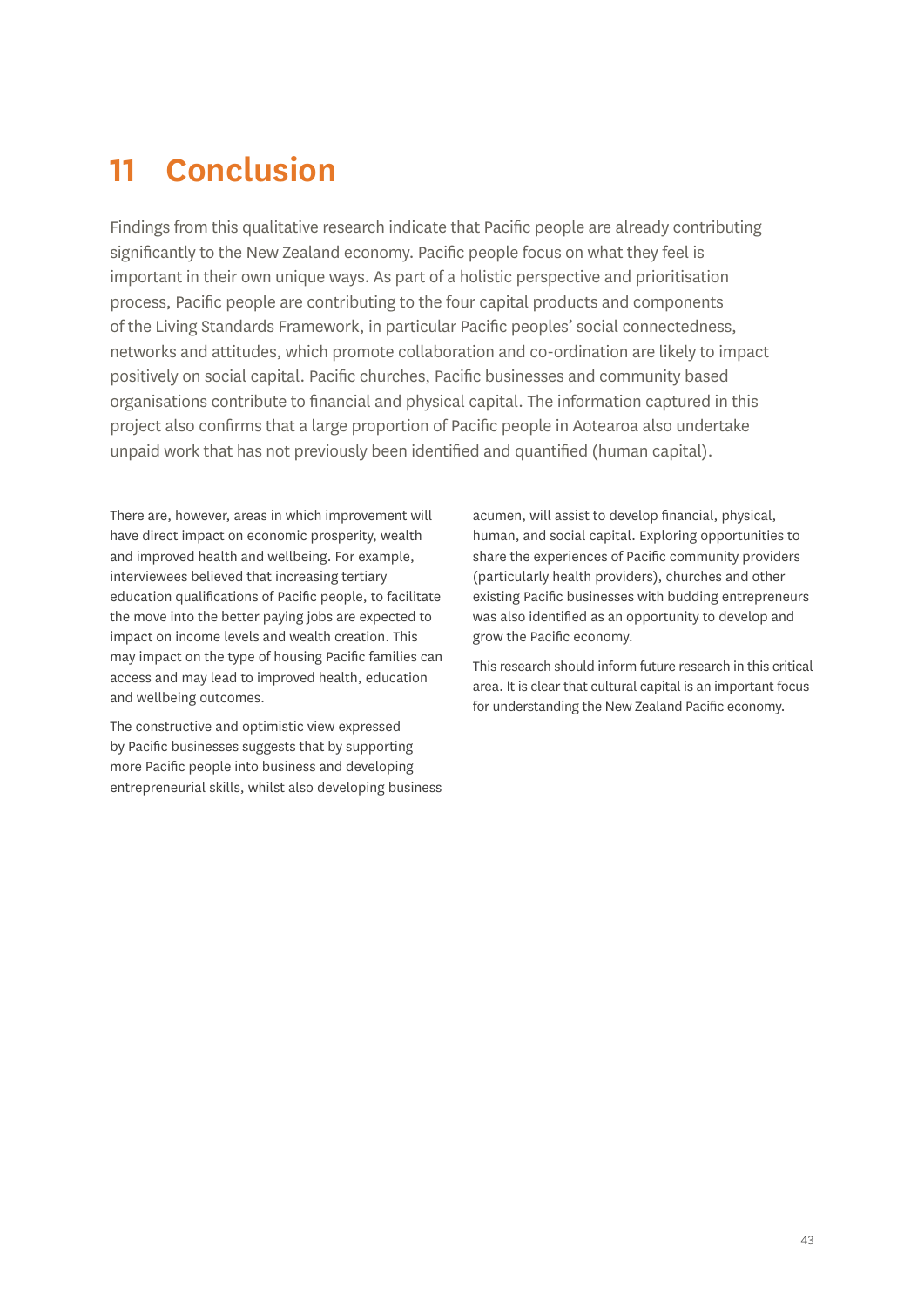# 11 Conclusion

Findings from this qualitative research indicate that Pacific people are already contributing significantly to the New Zealand economy. Pacific people focus on what they feel is important in their own unique ways. As part of a holistic perspective and prioritisation process, Pacific people are contributing to the four capital products and components of the Living Standards Framework, in particular Pacific peoples' social connectedness, networks and attitudes, which promote collaboration and co-ordination are likely to impact positively on social capital. Pacific churches, Pacific businesses and community based organisations contribute to financial and physical capital. The information captured in this project also confirms that a large proportion of Pacific people in Aotearoa also undertake unpaid work that has not previously been identified and quantified (human capital).

There are, however, areas in which improvement will have direct impact on economic prosperity, wealth and improved health and wellbeing. For example, interviewees believed that increasing tertiary education qualifications of Pacific people, to facilitate the move into the better paying jobs are expected to impact on income levels and wealth creation. This may impact on the type of housing Pacific families can access and may lead to improved health, education and wellbeing outcomes.

The constructive and optimistic view expressed by Pacific businesses suggests that by supporting more Pacific people into business and developing entrepreneurial skills, whilst also developing business acumen, will assist to develop financial, physical, human, and social capital. Exploring opportunities to share the experiences of Pacific community providers (particularly health providers), churches and other existing Pacific businesses with budding entrepreneurs was also identified as an opportunity to develop and grow the Pacific economy.

This research should inform future research in this critical area. It is clear that cultural capital is an important focus for understanding the New Zealand Pacific economy.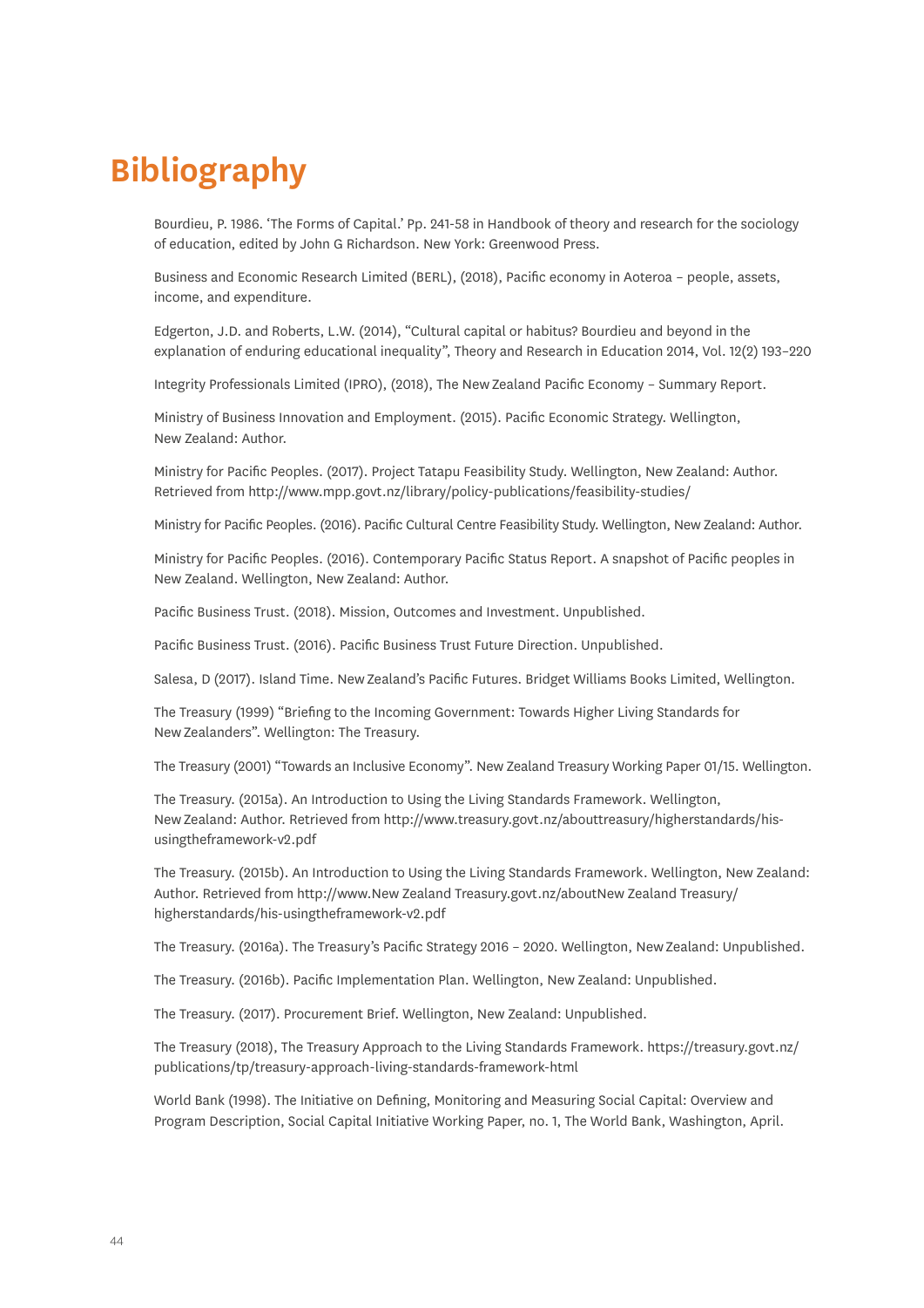# Bibliography

Bourdieu, P. 1986. 'The Forms of Capital.' Pp. 241-58 in Handbook of theory and research for the sociology of education, edited by John G Richardson. New York: Greenwood Press.

Business and Economic Research Limited (BERL), (2018), Pacific economy in Aoteroa – people, assets, income, and expenditure.

Edgerton, J.D. and Roberts, L.W. (2014), "Cultural capital or habitus? Bourdieu and beyond in the explanation of enduring educational inequality", Theory and Research in Education 2014, Vol. 12(2) 193–220

Integrity Professionals Limited (IPRO), (2018), The New Zealand Pacific Economy – Summary Report.

Ministry of Business Innovation and Employment. (2015). Pacific Economic Strategy. Wellington, New Zealand: Author.

Ministry for Pacific Peoples. (2017). Project Tatapu Feasibility Study. Wellington, New Zealand: Author. Retrieved from http://www.mpp.govt.nz/library/policy-publications/feasibility-studies/

Ministry for Pacific Peoples. (2016). Pacific Cultural Centre Feasibility Study. Wellington, New Zealand: Author.

Ministry for Pacific Peoples. (2016). Contemporary Pacific Status Report. A snapshot of Pacific peoples in New Zealand. Wellington, New Zealand: Author.

Pacific Business Trust. (2018). Mission, Outcomes and Investment. Unpublished.

Pacific Business Trust. (2016). Pacific Business Trust Future Direction. Unpublished.

Salesa, D (2017). Island Time. New Zealand's Pacific Futures. Bridget Williams Books Limited, Wellington.

The Treasury (1999) "Briefing to the Incoming Government: Towards Higher Living Standards for New Zealanders". Wellington: The Treasury.

The Treasury (2001) "Towards an Inclusive Economy". New Zealand Treasury Working Paper 01/15. Wellington.

The Treasury. (2015a). An Introduction to Using the Living Standards Framework. Wellington, New Zealand: Author. Retrieved from http://www.treasury.govt.nz/abouttreasury/higherstandards/his-usingtheframework-v2.pdf

The Treasury. (2015b). An Introduction to Using the Living Standards Framework. Wellington, New Zealand: Author. Retrieved from http://www.New Zealand Treasury.govt.nz/aboutNew Zealand Treasury/higherstandards/his-usingtheframework-v2.pdf

The Treasury. (2016a). The Treasury's Pacific Strategy 2016 – 2020. Wellington, New Zealand: Unpublished.

The Treasury. (2016b). Pacific Implementation Plan. Wellington, New Zealand: Unpublished.

The Treasury. (2017). Procurement Brief. Wellington, New Zealand: Unpublished.

The Treasury (2018), The Treasury Approach to the Living Standards Framework. https://treasury.govt.nz/publications/tp/treasury-approach-living-standards-framework-html

World Bank (1998). The Initiative on Defining, Monitoring and Measuring Social Capital: Overview and Program Description, Social Capital Initiative Working Paper, no. 1, The World Bank, Washington, April.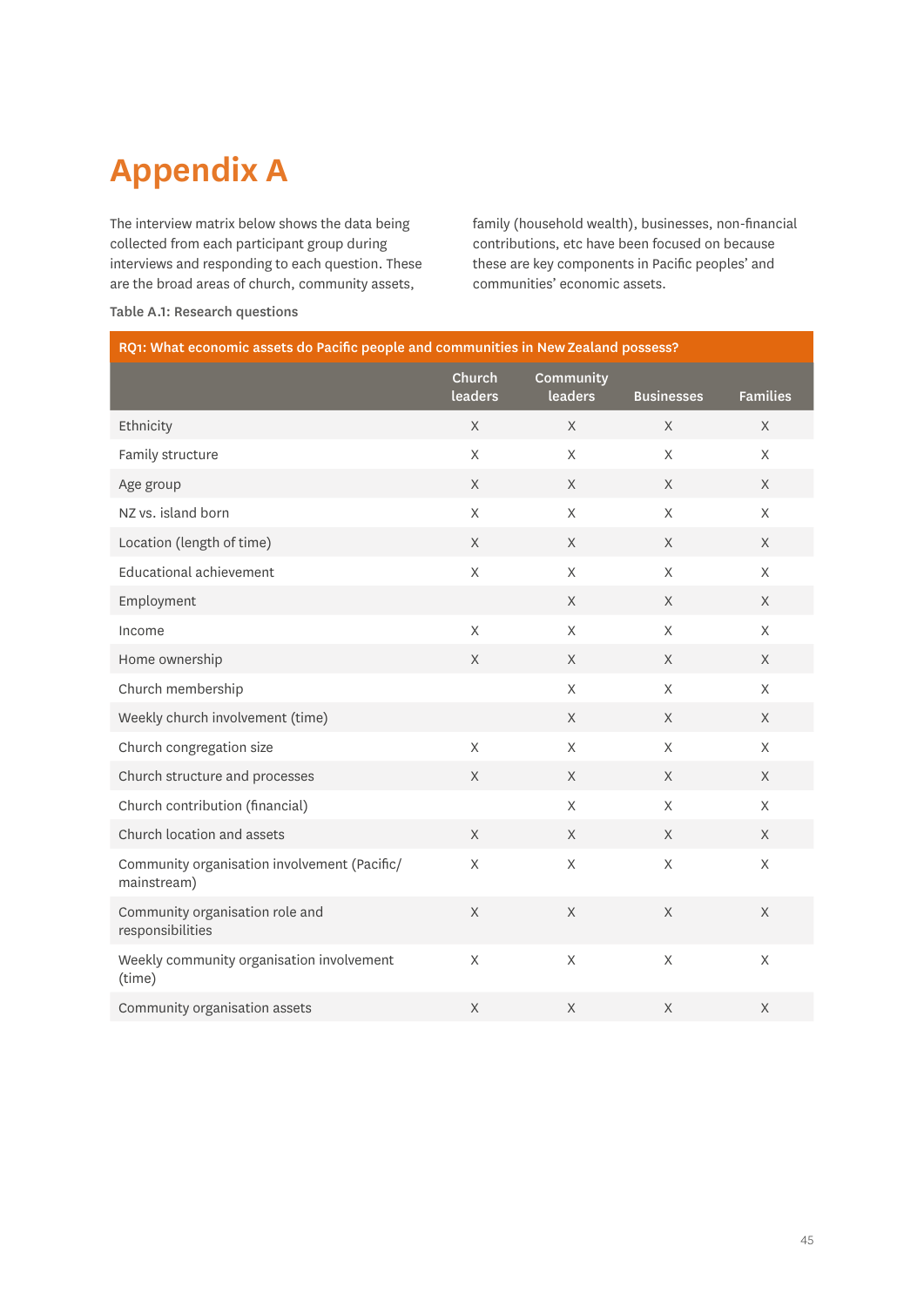# Appendix A

The interview matrix below shows the data being collected from each participant group during interviews and responding to each question. These are the broad areas of church, community assets, family (household wealth), businesses, non-financial contributions, etc have been focused on because these are key components in Pacific peoples' and communities' economic assets.

**Table A.1: Research questions**

| RQ1: What economic assets do Pacific people and communities in New Zealand possess? | | | | |
|---|---|---|---|---|
| | Church leaders | Community leaders | Businesses | Families |
| Ethnicity | X | X | X | X |
| Family structure | X | X | X | X |
| Age group | X | X | X | X |
| NZ vs. island born | X | X | X | X |
| Location (length of time) | X | X | X | X |
| Educational achievement | X | X | X | X |
| Employment | | X | X | X |
| Income | X | X | X | X |
| Home ownership | X | X | X | X |
| Church membership | | X | X | X |
| Weekly church involvement (time) | | X | X | X |
| Church congregation size | X | X | X | X |
| Church structure and processes | X | X | X | X |
| Church contribution (financial) | | X | X | X |
| Church location and assets | X | X | X | X |
| Community organisation involvement (Pacific/ mainstream) | X | X | X | X |
| Community organisation role and responsibilities | X | X | X | X |
| Weekly community organisation involvement (time) | X | X | X | X |
| Community organisation assets | X | X | X | X |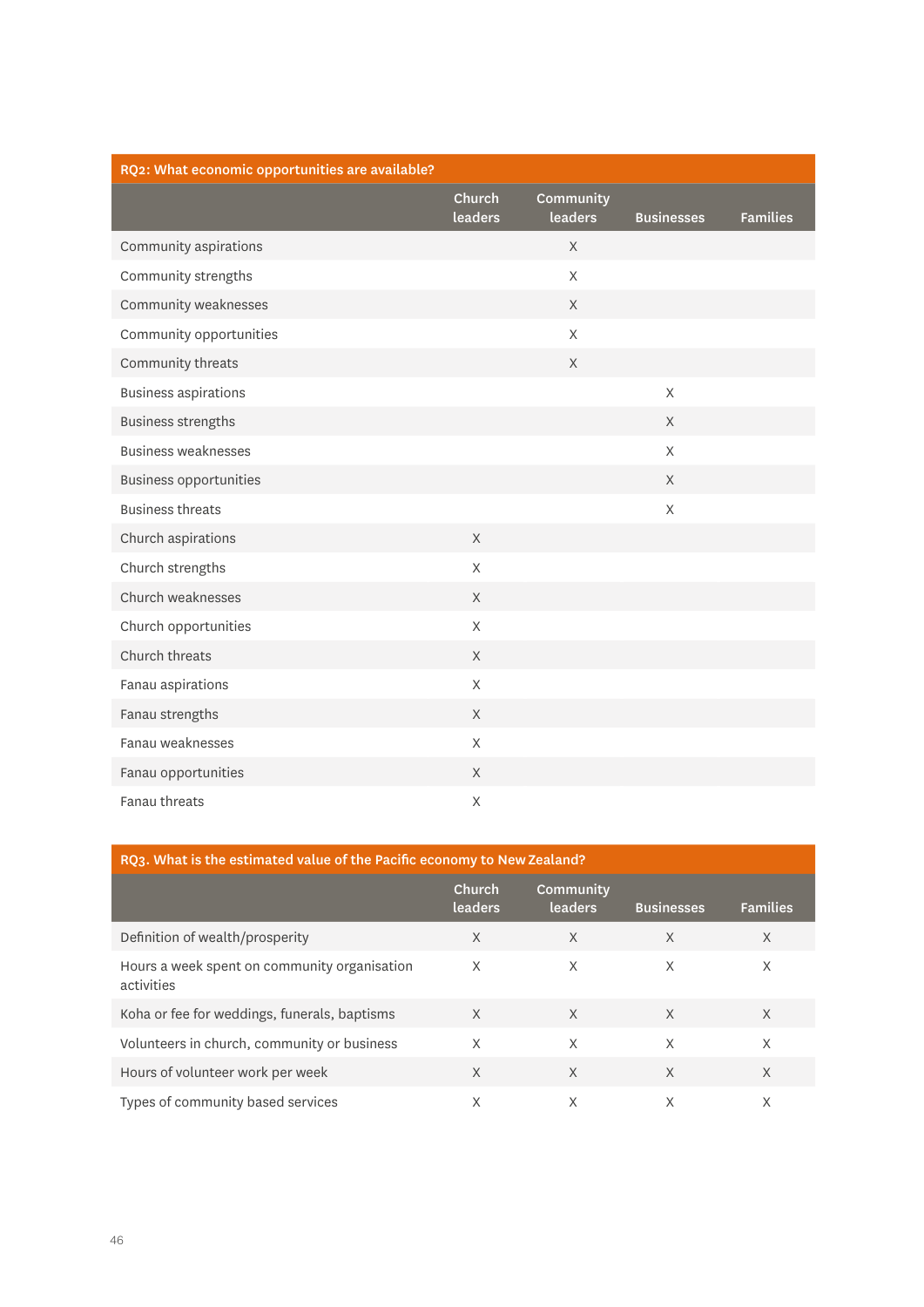| RQ2: What economic opportunities are available? | | | | |
|---|---|---|---|---|
| | Church leaders | Community leaders | Businesses | Families |
| Community aspirations | | X | | |
| Community strengths | | X | | |
| Community weaknesses | | X | | |
| Community opportunities | | X | | |
| Community threats | | X | | |
| Business aspirations | | | X | |
| Business strengths | | | X | |
| Business weaknesses | | | X | |
| Business opportunities | | | X | |
| Business threats | | | X | |
| Church aspirations | X | | | |
| Church strengths | X | | | |
| Church weaknesses | X | | | |
| Church opportunities | X | | | |
| Church threats | X | | | |
| Fanau aspirations | X | | | |
| Fanau strengths | X | | | |
| Fanau weaknesses | X | | | |
| Fanau opportunities | X | | | |
| Fanau threats | X | | | |

| RQ3. What is the estimated value of the Pacific economy to New Zealand? | | | | |
|---|---|---|---|---|
| | Church leaders | Community leaders | Businesses | Families |
| Definition of wealth/prosperity | X | X | X | X |
| Hours a week spent on community organisation activities | X | X | X | X |
| Koha or fee for weddings, funerals, baptisms | X | X | X | X |
| Volunteers in church, community or business | X | X | X | X |
| Hours of volunteer work per week | X | X | X | X |
| Types of community based services | X | X | X | X |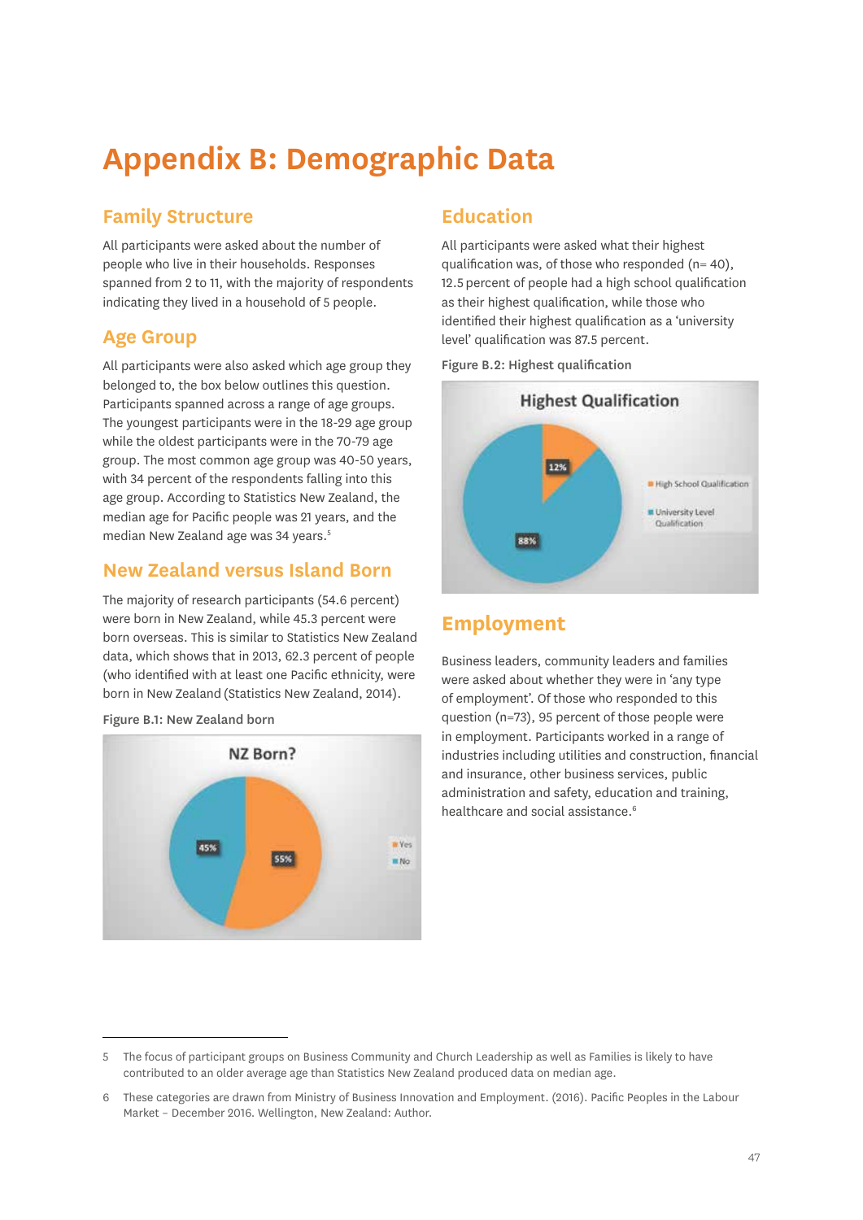# Appendix B: Demographic Data

## Family Structure

All participants were asked about the number of people who live in their households. Responses spanned from 2 to 11, with the majority of respondents indicating they lived in a household of 5 people.

## Age Group

All participants were also asked which age group they belonged to, the box below outlines this question. Participants spanned across a range of age groups. The youngest participants were in the 18-29 age group while the oldest participants were in the 70-79 age group. The most common age group was 40-50 years, with 34 percent of the respondents falling into this age group. According to Statistics New Zealand, the median age for Pacific people was 21 years, and the median New Zealand age was 34 years.[5]

## New Zealand versus Island Born

The majority of research participants (54.6 percent) were born in New Zealand, while 45.3 percent were born overseas. This is similar to Statistics New Zealand data, which shows that in 2013, 62.3 percent of people (who identified with at least one Pacific ethnicity, were born in New Zealand (Statistics New Zealand, 2014).

Figure B.1: New Zealand born

## Education

All participants were asked what their highest qualification was, of those who responded (n= 40), 12.5 percent of people had a high school qualification as their highest qualification, while those who identified their highest qualification as a 'university level' qualification was 87.5 percent.

Figure B.2: Highest qualification

## Employment

Business leaders, community leaders and families were asked about whether they were in 'any type of employment'. Of those who responded to this question (n=73), 95 percent of those people were in employment. Participants worked in a range of industries including utilities and construction, financial and insurance, other business services, public administration and safety, education and training, healthcare and social assistance.[6]

---

5 The focus of participant groups on Business Community and Church Leadership as well as Families is likely to have contributed to an older average age than Statistics New Zealand produced data on median age.

6 These categories are drawn from Ministry of Business Innovation and Employment. (2016). Pacific Peoples in the Labour Market – December 2016. Wellington, New Zealand: Author.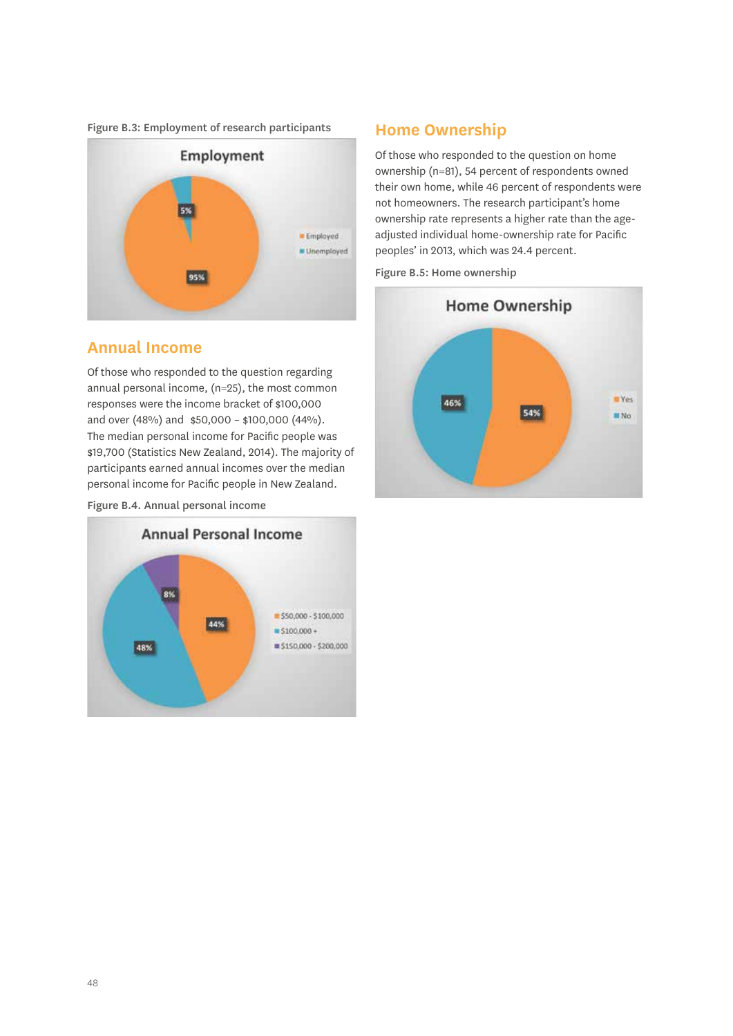Figure B.3: Employment of research participants

Employment

5%

95%

Employed

Unemployed

## Annual Income

Of those who responded to the question regarding annual personal income, (n=25), the most common responses were the income bracket of $100,000 and over (48%) and $50,000 – $100,000 (44%). The median personal income for Pacific people was $19,700 (Statistics New Zealand, 2014). The majority of participants earned annual incomes over the median personal income for Pacific people in New Zealand.

Figure B.4. Annual personal income

Annual Personal Income

8%

44%

48%

$50,000 - $100,000

$100,000 +

$150,000 - $200,000

## Home Ownership

Of those who responded to the question on home ownership (n=81), 54 percent of respondents owned their own home, while 46 percent of respondents were not homeowners. The research participant's home ownership rate represents a higher rate than the age-adjusted individual home-ownership rate for Pacific peoples' in 2013, which was 24.4 percent.

Figure B.5: Home ownership

Home Ownership

46%

54%

Yes

No